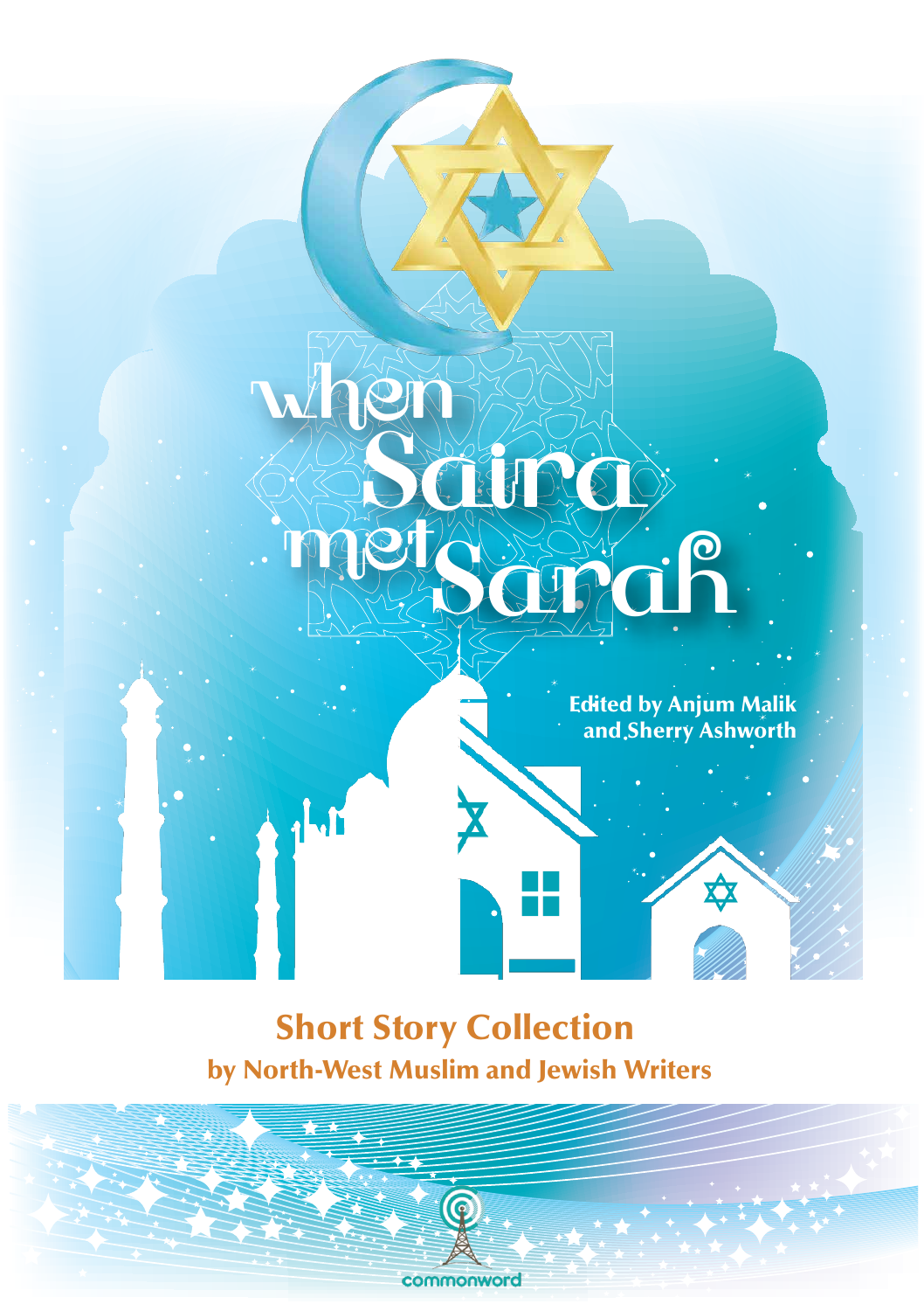# when Saira met Sarah

Edited by Anjum Malik and Sherry Ashworth

## Short Story Collection

### by North-West Muslim and Jewish Writers

commonword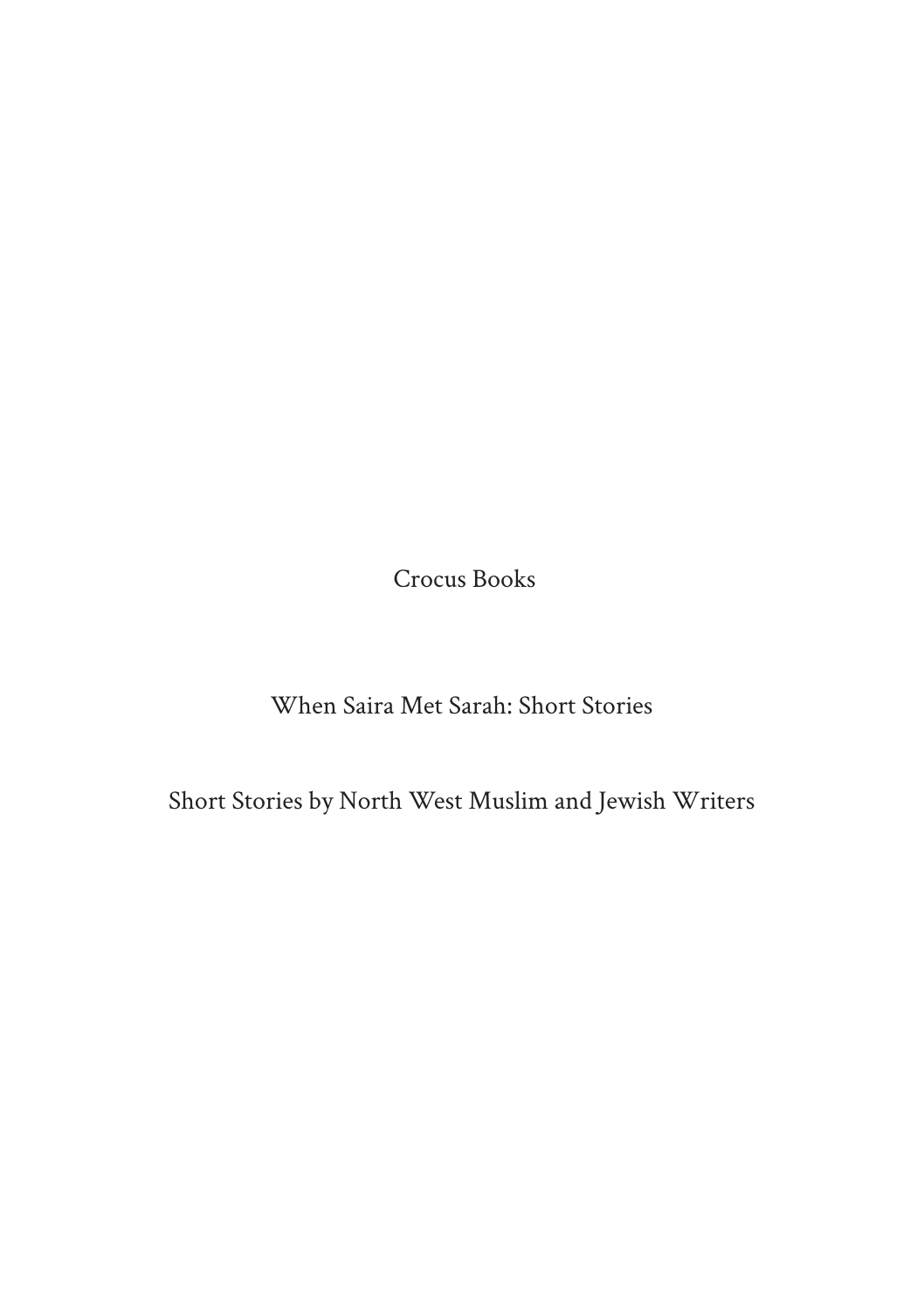Crocus Books

When Saira Met Sarah: Short Stories

Short Stories by North West Muslim and Jewish Writers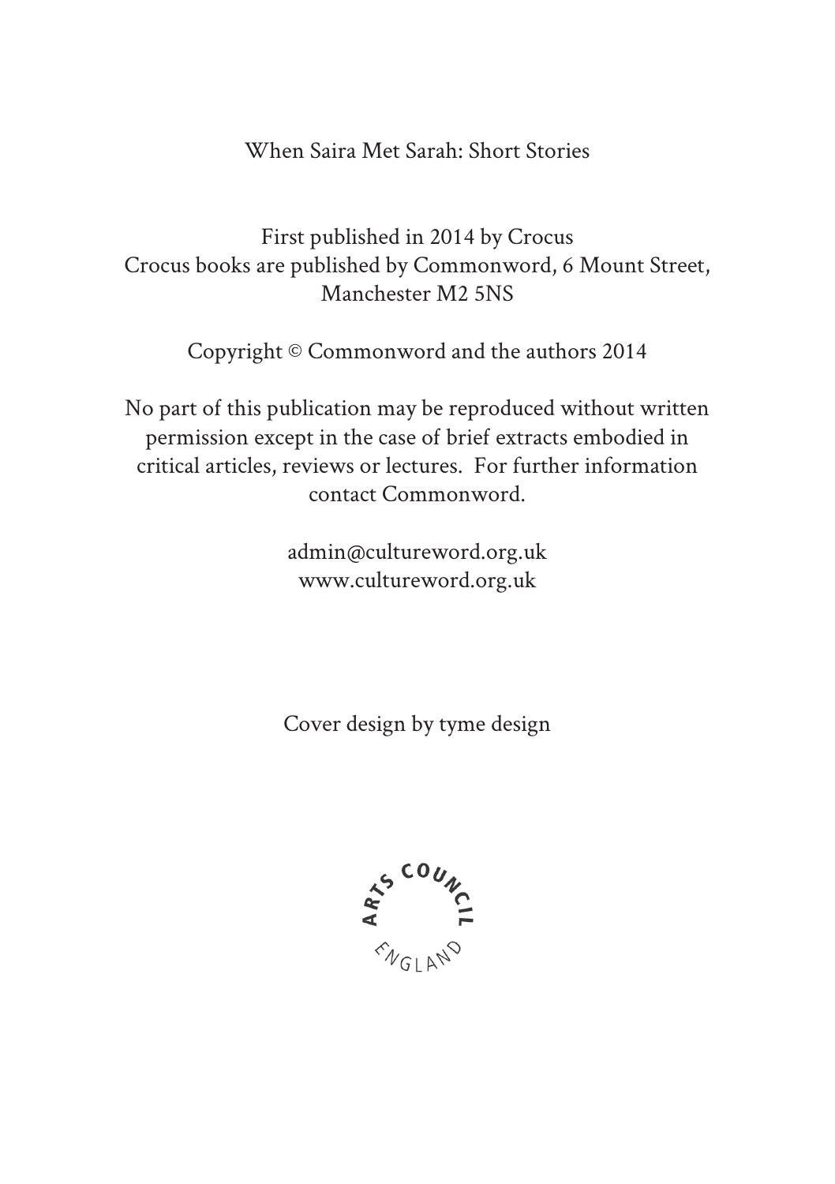When Saira Met Sarah: Short Stories

First published in 2014 by Crocus
Crocus books are published by Commonword, 6 Mount Street, Manchester M2 5NS

Copyright © Commonword and the authors 2014

No part of this publication may be reproduced without written permission except in the case of brief extracts embodied in critical articles, reviews or lectures. For further information contact Commonword.

admin@cultureword.org.uk
www.cultureword.org.uk

Cover design by tyme design

ARTS COUNCIL ENGLAND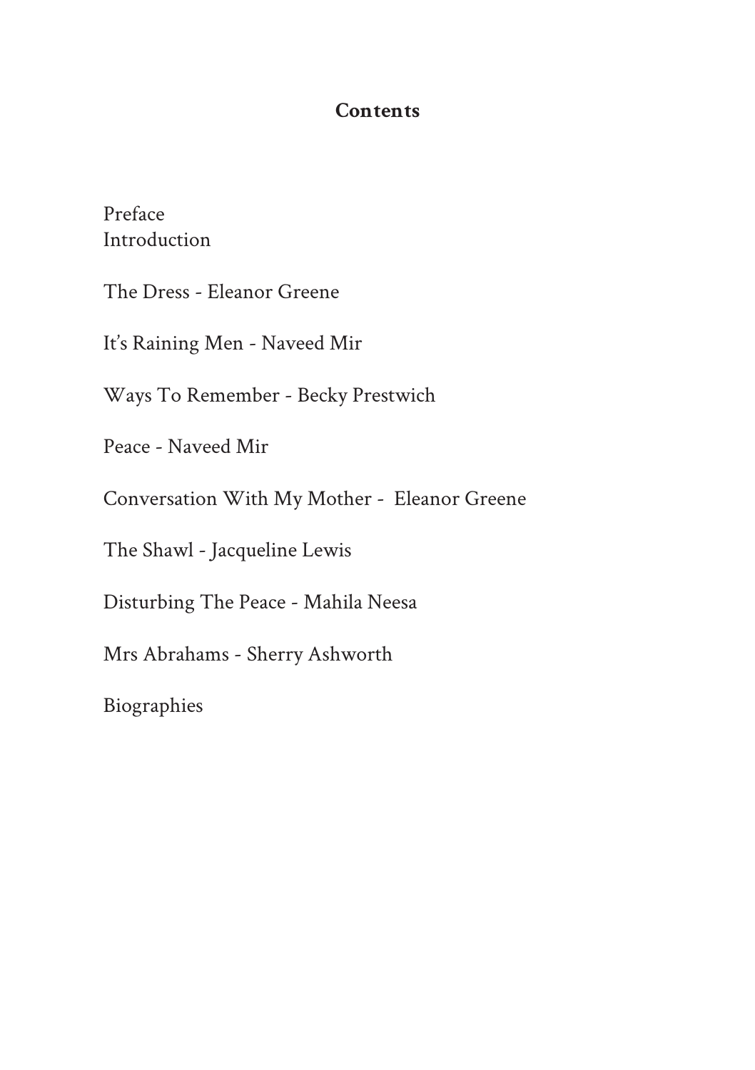**Contents**

Preface
Introduction

The Dress - Eleanor Greene

It's Raining Men - Naveed Mir

Ways To Remember - Becky Prestwich

Peace - Naveed Mir

Conversation With My Mother - Eleanor Greene

The Shawl - Jacqueline Lewis

Disturbing The Peace - Mahila Neesa

Mrs Abrahams - Sherry Ashworth

Biographies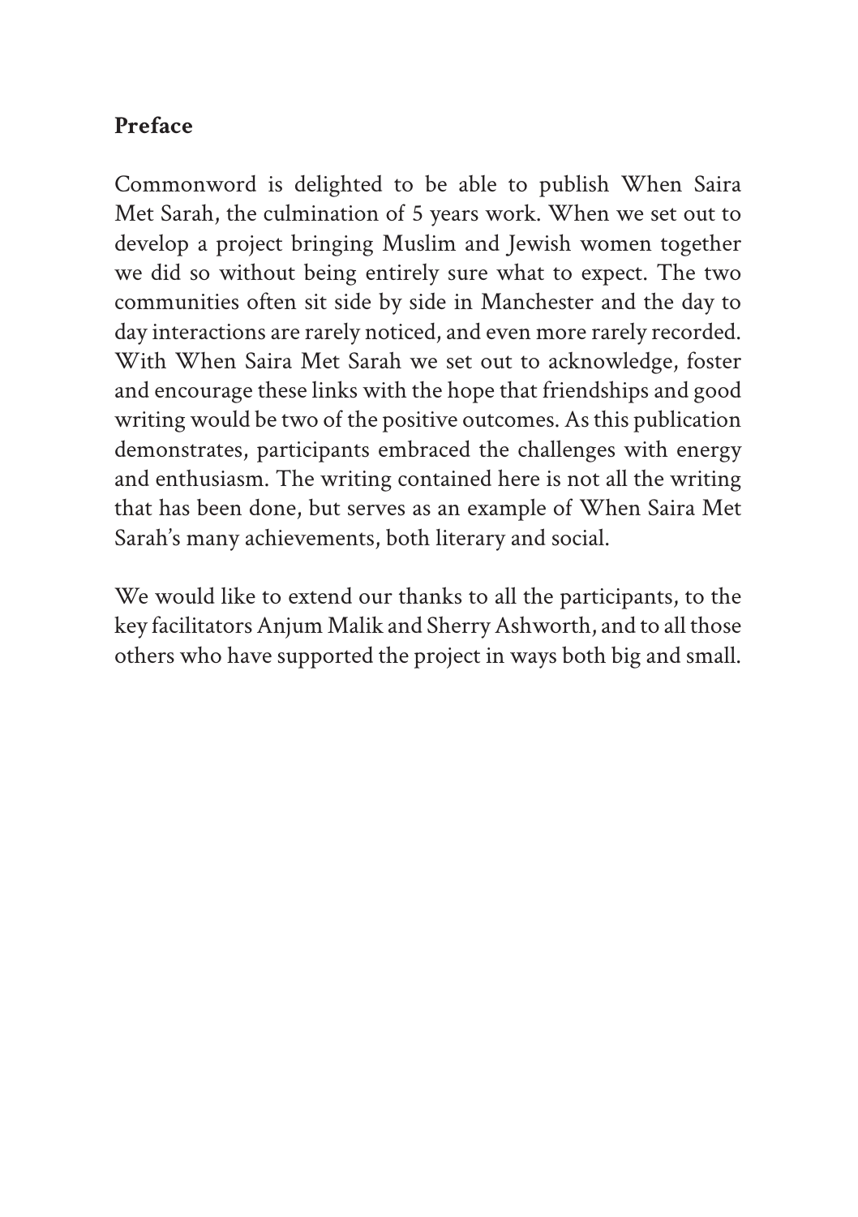**Preface**

Commonword is delighted to be able to publish When Saira Met Sarah, the culmination of 5 years work. When we set out to develop a project bringing Muslim and Jewish women together we did so without being entirely sure what to expect. The two communities often sit side by side in Manchester and the day to day interactions are rarely noticed, and even more rarely recorded. With When Saira Met Sarah we set out to acknowledge, foster and encourage these links with the hope that friendships and good writing would be two of the positive outcomes. As this publication demonstrates, participants embraced the challenges with energy and enthusiasm. The writing contained here is not all the writing that has been done, but serves as an example of When Saira Met Sarah's many achievements, both literary and social.

We would like to extend our thanks to all the participants, to the key facilitators Anjum Malik and Sherry Ashworth, and to all those others who have supported the project in ways both big and small.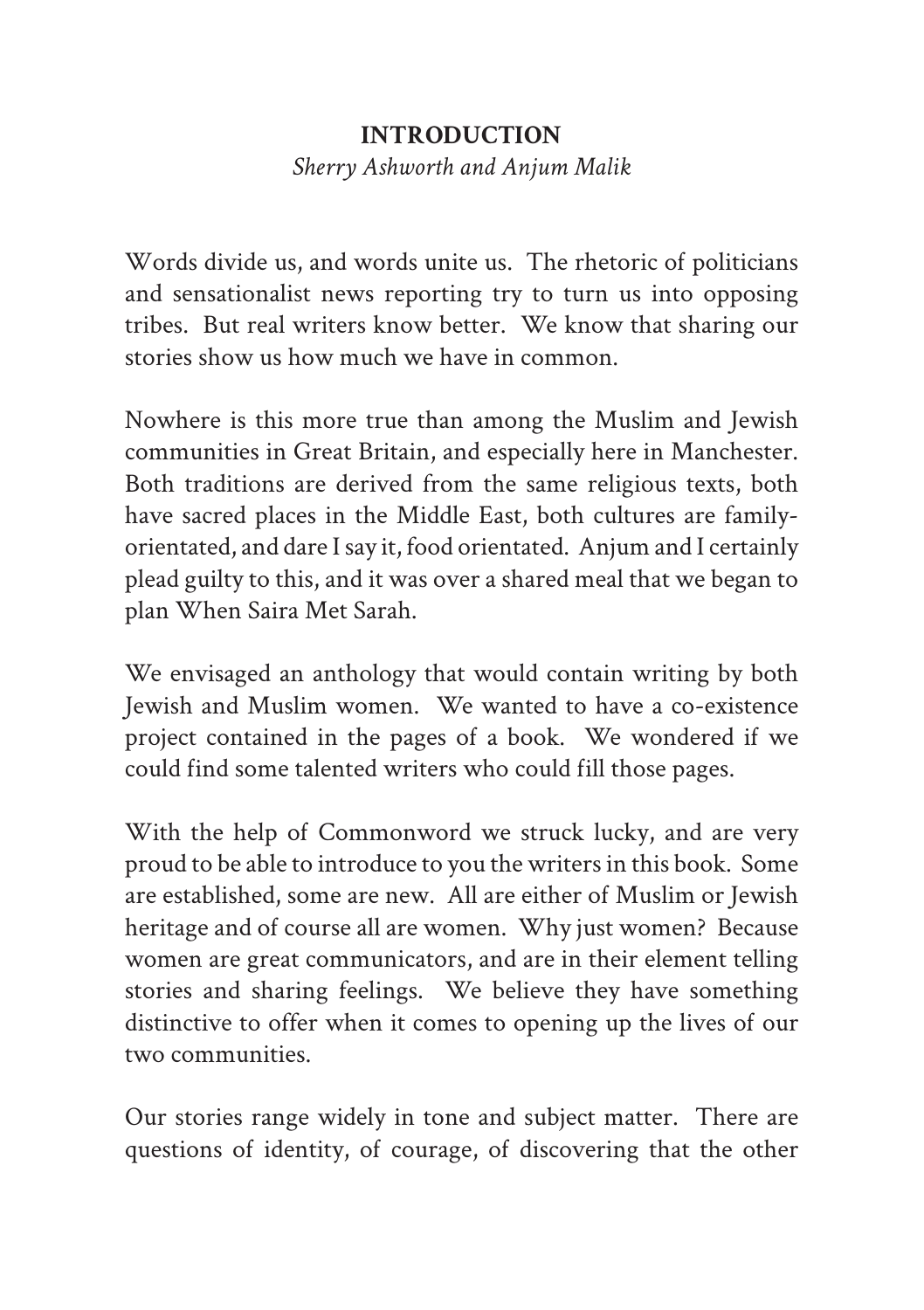# INTRODUCTION

*Sherry Ashworth and Anjum Malik*

Words divide us, and words unite us. The rhetoric of politicians and sensationalist news reporting try to turn us into opposing tribes. But real writers know better. We know that sharing our stories show us how much we have in common.

Nowhere is this more true than among the Muslim and Jewish communities in Great Britain, and especially here in Manchester. Both traditions are derived from the same religious texts, both have sacred places in the Middle East, both cultures are family-orientated, and dare I say it, food orientated. Anjum and I certainly plead guilty to this, and it was over a shared meal that we began to plan When Saira Met Sarah.

We envisaged an anthology that would contain writing by both Jewish and Muslim women. We wanted to have a co-existence project contained in the pages of a book. We wondered if we could find some talented writers who could fill those pages.

With the help of Commonword we struck lucky, and are very proud to be able to introduce to you the writers in this book. Some are established, some are new. All are either of Muslim or Jewish heritage and of course all are women. Why just women? Because women are great communicators, and are in their element telling stories and sharing feelings. We believe they have something distinctive to offer when it comes to opening up the lives of our two communities.

Our stories range widely in tone and subject matter. There are questions of identity, of courage, of discovering that the other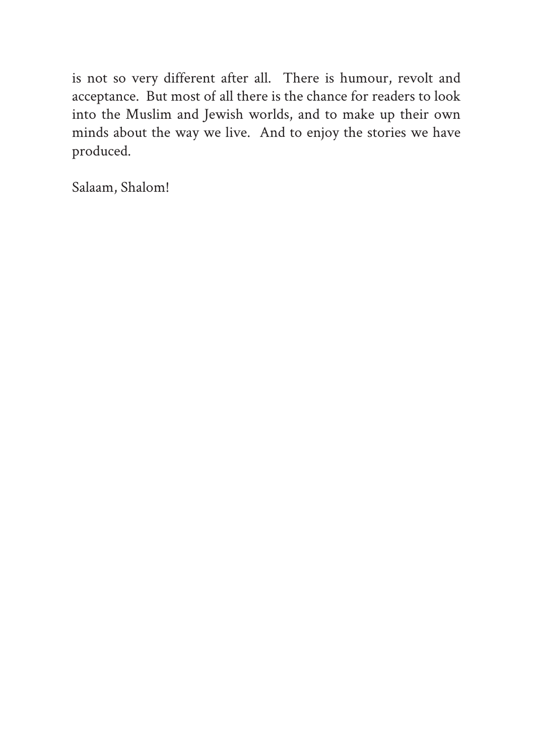is not so very different after all. There is humour, revolt and acceptance. But most of all there is the chance for readers to look into the Muslim and Jewish worlds, and to make up their own minds about the way we live. And to enjoy the stories we have produced.

Salaam, Shalom!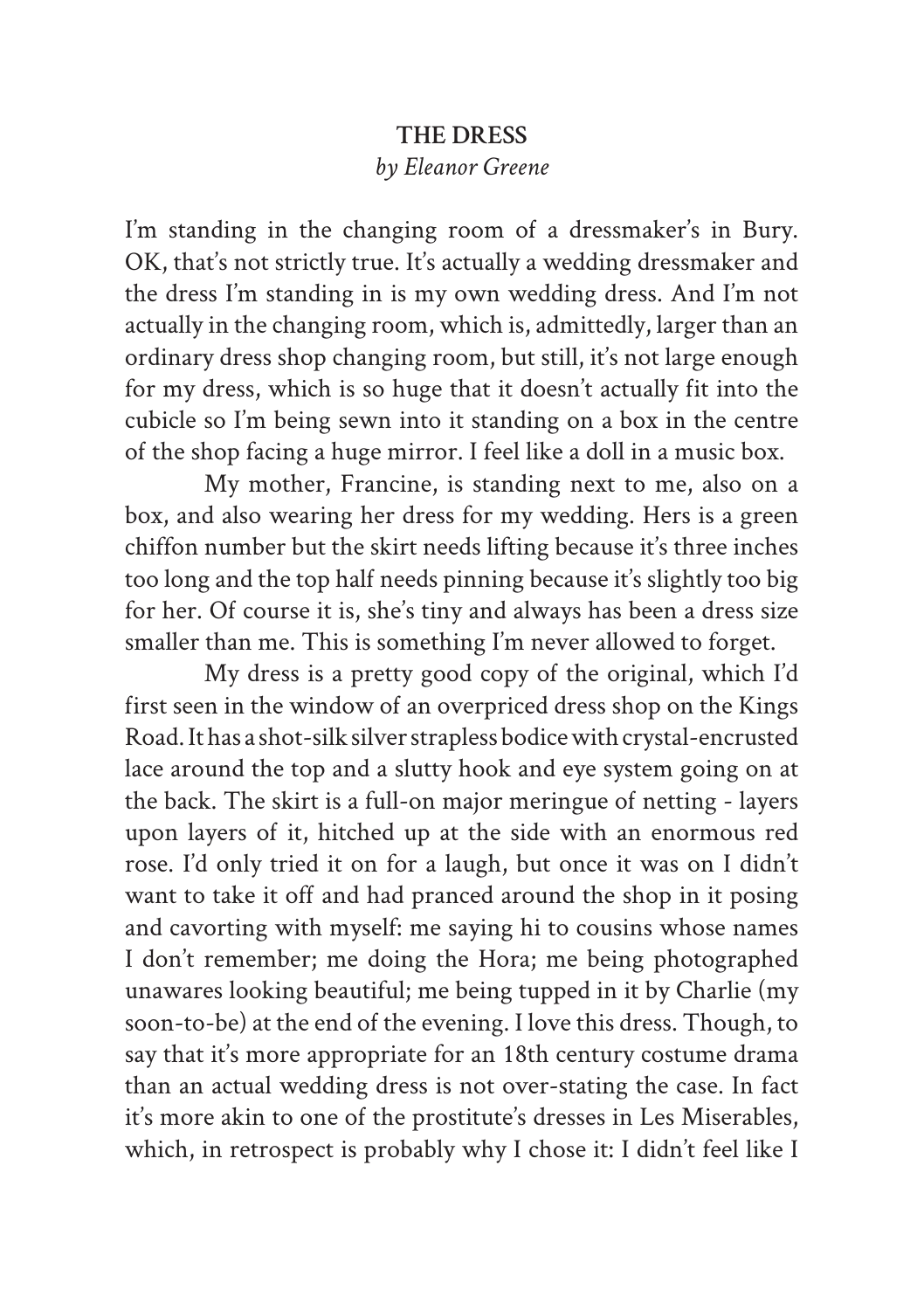**THE DRESS**

*by Eleanor Greene*

I'm standing in the changing room of a dressmaker's in Bury. OK, that's not strictly true. It's actually a wedding dressmaker and the dress I'm standing in is my own wedding dress. And I'm not actually in the changing room, which is, admittedly, larger than an ordinary dress shop changing room, but still, it's not large enough for my dress, which is so huge that it doesn't actually fit into the cubicle so I'm being sewn into it standing on a box in the centre of the shop facing a huge mirror. I feel like a doll in a music box.

My mother, Francine, is standing next to me, also on a box, and also wearing her dress for my wedding. Hers is a green chiffon number but the skirt needs lifting because it's three inches too long and the top half needs pinning because it's slightly too big for her. Of course it is, she's tiny and always has been a dress size smaller than me. This is something I'm never allowed to forget.

My dress is a pretty good copy of the original, which I'd first seen in the window of an overpriced dress shop on the Kings Road. It has a shot-silk silver strapless bodice with crystal-encrusted lace around the top and a slutty hook and eye system going on at the back. The skirt is a full-on major meringue of netting - layers upon layers of it, hitched up at the side with an enormous red rose. I'd only tried it on for a laugh, but once it was on I didn't want to take it off and had pranced around the shop in it posing and cavorting with myself: me saying hi to cousins whose names I don't remember; me doing the Hora; me being photographed unawares looking beautiful; me being tupped in it by Charlie (my soon-to-be) at the end of the evening. I love this dress. Though, to say that it's more appropriate for an 18th century costume drama than an actual wedding dress is not over-stating the case. In fact it's more akin to one of the prostitute's dresses in Les Miserables, which, in retrospect is probably why I chose it: I didn't feel like I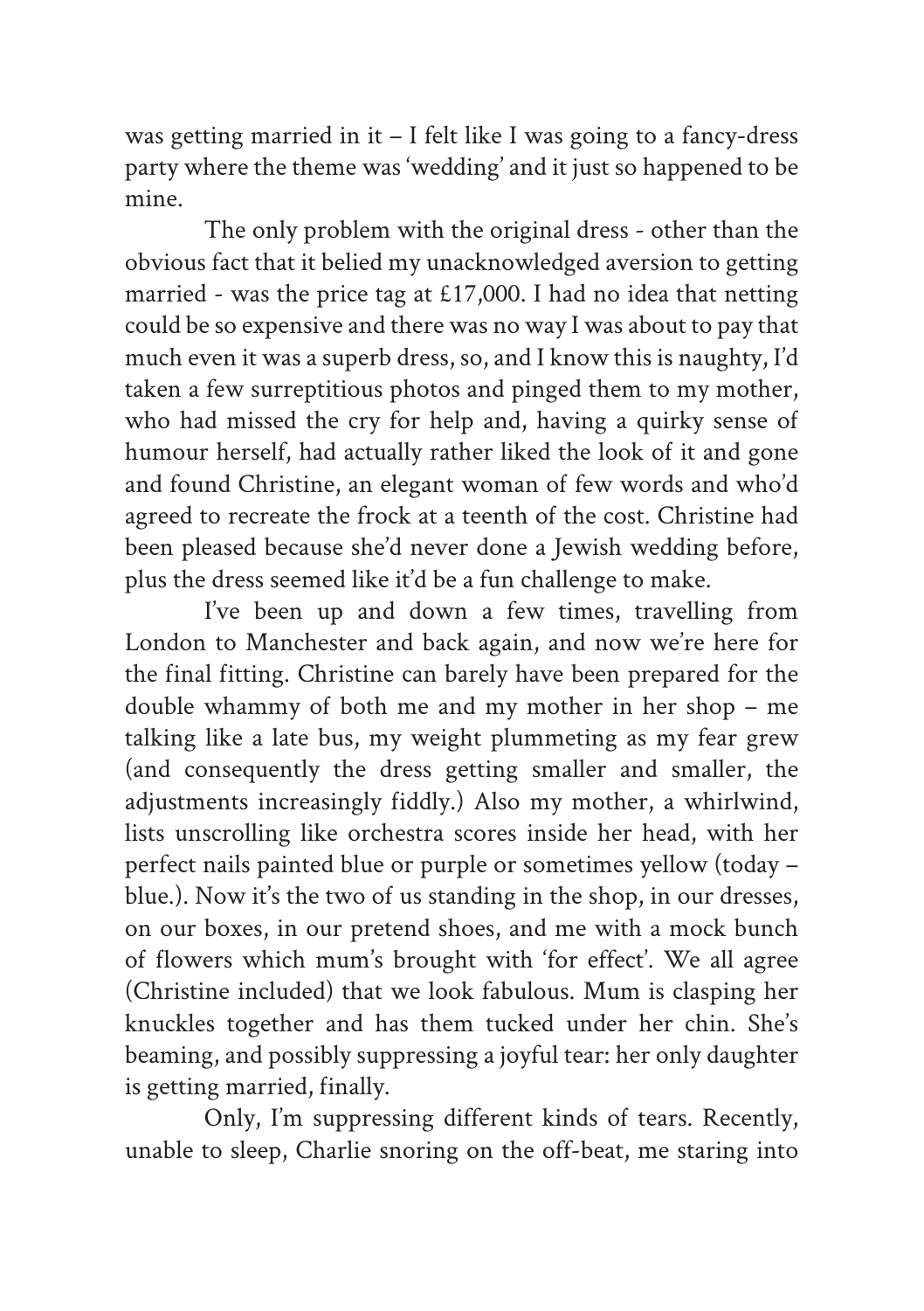was getting married in it – I felt like I was going to a fancy-dress party where the theme was 'wedding' and it just so happened to be mine.

The only problem with the original dress - other than the obvious fact that it belied my unacknowledged aversion to getting married - was the price tag at £17,000. I had no idea that netting could be so expensive and there was no way I was about to pay that much even it was a superb dress, so, and I know this is naughty, I'd taken a few surreptitious photos and pinged them to my mother, who had missed the cry for help and, having a quirky sense of humour herself, had actually rather liked the look of it and gone and found Christine, an elegant woman of few words and who'd agreed to recreate the frock at a teenth of the cost. Christine had been pleased because she'd never done a Jewish wedding before, plus the dress seemed like it'd be a fun challenge to make.

I've been up and down a few times, travelling from London to Manchester and back again, and now we're here for the final fitting. Christine can barely have been prepared for the double whammy of both me and my mother in her shop – me talking like a late bus, my weight plummeting as my fear grew (and consequently the dress getting smaller and smaller, the adjustments increasingly fiddly.) Also my mother, a whirlwind, lists unscrolling like orchestra scores inside her head, with her perfect nails painted blue or purple or sometimes yellow (today – blue.). Now it's the two of us standing in the shop, in our dresses, on our boxes, in our pretend shoes, and me with a mock bunch of flowers which mum's brought with 'for effect'. We all agree (Christine included) that we look fabulous. Mum is clasping her knuckles together and has them tucked under her chin. She's beaming, and possibly suppressing a joyful tear: her only daughter is getting married, finally.

Only, I'm suppressing different kinds of tears. Recently, unable to sleep, Charlie snoring on the off-beat, me staring into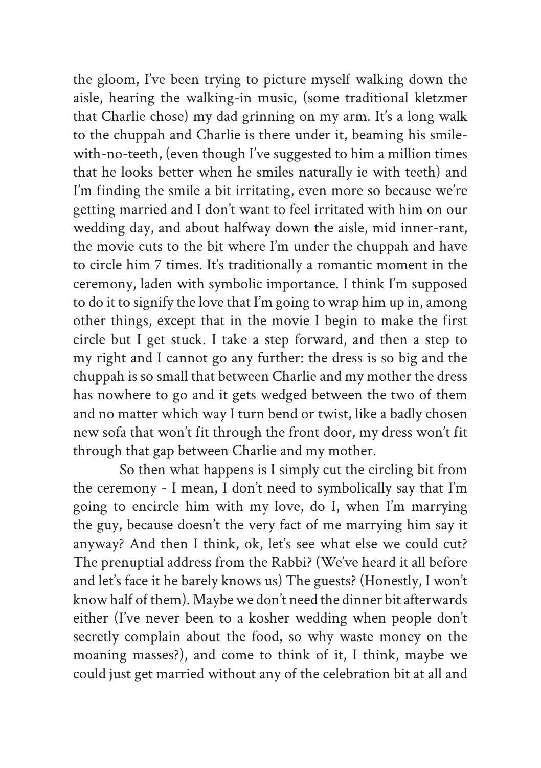the gloom, I've been trying to picture myself walking down the aisle, hearing the walking-in music, (some traditional kletzmer that Charlie chose) my dad grinning on my arm. It's a long walk to the chuppah and Charlie is there under it, beaming his smile-with-no-teeth, (even though I've suggested to him a million times that he looks better when he smiles naturally ie with teeth) and I'm finding the smile a bit irritating, even more so because we're getting married and I don't want to feel irritated with him on our wedding day, and about halfway down the aisle, mid inner-rant, the movie cuts to the bit where I'm under the chuppah and have to circle him 7 times. It's traditionally a romantic moment in the ceremony, laden with symbolic importance. I think I'm supposed to do it to signify the love that I'm going to wrap him up in, among other things, except that in the movie I begin to make the first circle but I get stuck. I take a step forward, and then a step to my right and I cannot go any further: the dress is so big and the chuppah is so small that between Charlie and my mother the dress has nowhere to go and it gets wedged between the two of them and no matter which way I turn bend or twist, like a badly chosen new sofa that won't fit through the front door, my dress won't fit through that gap between Charlie and my mother.

So then what happens is I simply cut the circling bit from the ceremony - I mean, I don't need to symbolically say that I'm going to encircle him with my love, do I, when I'm marrying the guy, because doesn't the very fact of me marrying him say it anyway? And then I think, ok, let's see what else we could cut? The prenuptial address from the Rabbi? (We've heard it all before and let's face it he barely knows us) The guests? (Honestly, I won't know half of them). Maybe we don't need the dinner bit afterwards either (I've never been to a kosher wedding when people don't secretly complain about the food, so why waste money on the moaning masses?), and come to think of it, I think, maybe we could just get married without any of the celebration bit at all and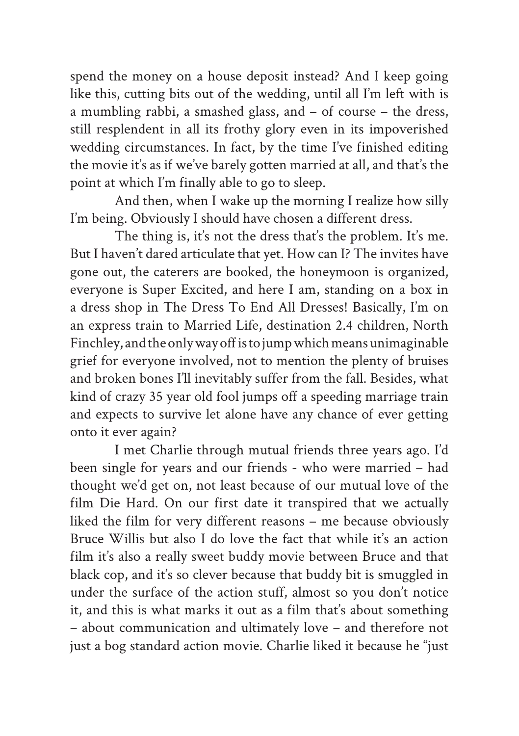spend the money on a house deposit instead? And I keep going like this, cutting bits out of the wedding, until all I'm left with is a mumbling rabbi, a smashed glass, and – of course – the dress, still resplendent in all its frothy glory even in its impoverished wedding circumstances. In fact, by the time I've finished editing the movie it's as if we've barely gotten married at all, and that's the point at which I'm finally able to go to sleep.

And then, when I wake up the morning I realize how silly I'm being. Obviously I should have chosen a different dress.

The thing is, it's not the dress that's the problem. It's me. But I haven't dared articulate that yet. How can I? The invites have gone out, the caterers are booked, the honeymoon is organized, everyone is Super Excited, and here I am, standing on a box in a dress shop in The Dress To End All Dresses! Basically, I'm on an express train to Married Life, destination 2.4 children, North Finchley, and the only way off is to jump which means unimaginable grief for everyone involved, not to mention the plenty of bruises and broken bones I'll inevitably suffer from the fall. Besides, what kind of crazy 35 year old fool jumps off a speeding marriage train and expects to survive let alone have any chance of ever getting onto it ever again?

I met Charlie through mutual friends three years ago. I'd been single for years and our friends - who were married – had thought we'd get on, not least because of our mutual love of the film Die Hard. On our first date it transpired that we actually liked the film for very different reasons – me because obviously Bruce Willis but also I do love the fact that while it's an action film it's also a really sweet buddy movie between Bruce and that black cop, and it's so clever because that buddy bit is smuggled in under the surface of the action stuff, almost so you don't notice it, and this is what marks it out as a film that's about something – about communication and ultimately love – and therefore not just a bog standard action movie. Charlie liked it because he "just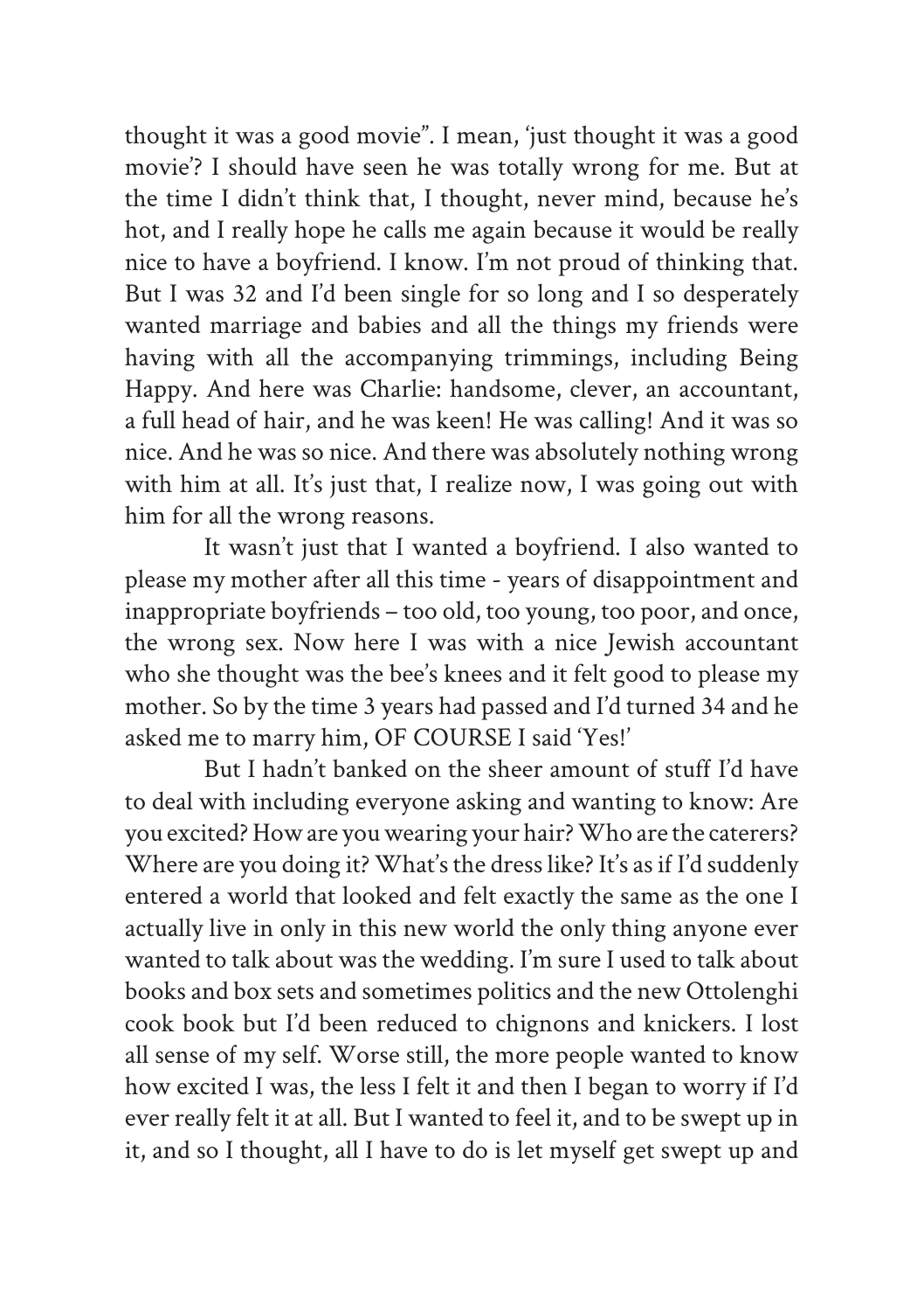thought it was a good movie". I mean, 'just thought it was a good movie'? I should have seen he was totally wrong for me. But at the time I didn't think that, I thought, never mind, because he's hot, and I really hope he calls me again because it would be really nice to have a boyfriend. I know. I'm not proud of thinking that. But I was 32 and I'd been single for so long and I so desperately wanted marriage and babies and all the things my friends were having with all the accompanying trimmings, including Being Happy. And here was Charlie: handsome, clever, an accountant, a full head of hair, and he was keen! He was calling! And it was so nice. And he was so nice. And there was absolutely nothing wrong with him at all. It's just that, I realize now, I was going out with him for all the wrong reasons.

It wasn't just that I wanted a boyfriend. I also wanted to please my mother after all this time - years of disappointment and inappropriate boyfriends – too old, too young, too poor, and once, the wrong sex. Now here I was with a nice Jewish accountant who she thought was the bee's knees and it felt good to please my mother. So by the time 3 years had passed and I'd turned 34 and he asked me to marry him, OF COURSE I said 'Yes!'

But I hadn't banked on the sheer amount of stuff I'd have to deal with including everyone asking and wanting to know: Are you excited? How are you wearing your hair? Who are the caterers? Where are you doing it? What's the dress like? It's as if I'd suddenly entered a world that looked and felt exactly the same as the one I actually live in only in this new world the only thing anyone ever wanted to talk about was the wedding. I'm sure I used to talk about books and box sets and sometimes politics and the new Ottolenghi cook book but I'd been reduced to chignons and knickers. I lost all sense of my self. Worse still, the more people wanted to know how excited I was, the less I felt it and then I began to worry if I'd ever really felt it at all. But I wanted to feel it, and to be swept up in it, and so I thought, all I have to do is let myself get swept up and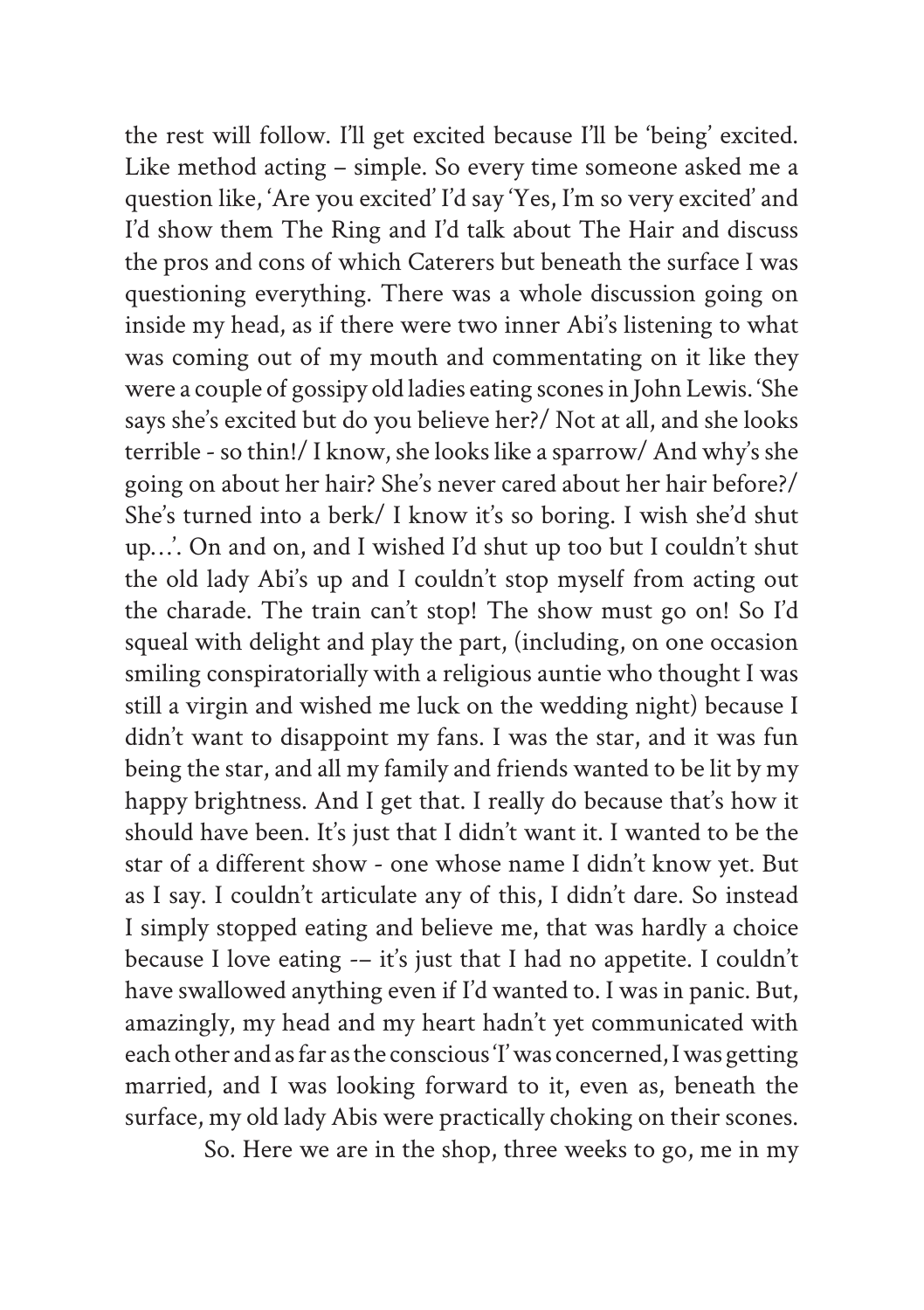the rest will follow. I'll get excited because I'll be 'being' excited. Like method acting – simple. So every time someone asked me a question like, 'Are you excited' I'd say 'Yes, I'm so very excited' and I'd show them The Ring and I'd talk about The Hair and discuss the pros and cons of which Caterers but beneath the surface I was questioning everything. There was a whole discussion going on inside my head, as if there were two inner Abi's listening to what was coming out of my mouth and commentating on it like they were a couple of gossipy old ladies eating scones in John Lewis. 'She says she's excited but do you believe her?/ Not at all, and she looks terrible - so thin!/ I know, she looks like a sparrow/ And why's she going on about her hair? She's never cared about her hair before?/ She's turned into a berk/ I know it's so boring. I wish she'd shut up…'. On and on, and I wished I'd shut up too but I couldn't shut the old lady Abi's up and I couldn't stop myself from acting out the charade. The train can't stop! The show must go on! So I'd squeal with delight and play the part, (including, on one occasion smiling conspiratorially with a religious auntie who thought I was still a virgin and wished me luck on the wedding night) because I didn't want to disappoint my fans. I was the star, and it was fun being the star, and all my family and friends wanted to be lit by my happy brightness. And I get that. I really do because that's how it should have been. It's just that I didn't want it. I wanted to be the star of a different show - one whose name I didn't know yet. But as I say. I couldn't articulate any of this, I didn't dare. So instead I simply stopped eating and believe me, that was hardly a choice because I love eating -– it's just that I had no appetite. I couldn't have swallowed anything even if I'd wanted to. I was in panic. But, amazingly, my head and my heart hadn't yet communicated with each other and as far as the conscious 'I' was concerned, I was getting married, and I was looking forward to it, even as, beneath the surface, my old lady Abis were practically choking on their scones.

So. Here we are in the shop, three weeks to go, me in my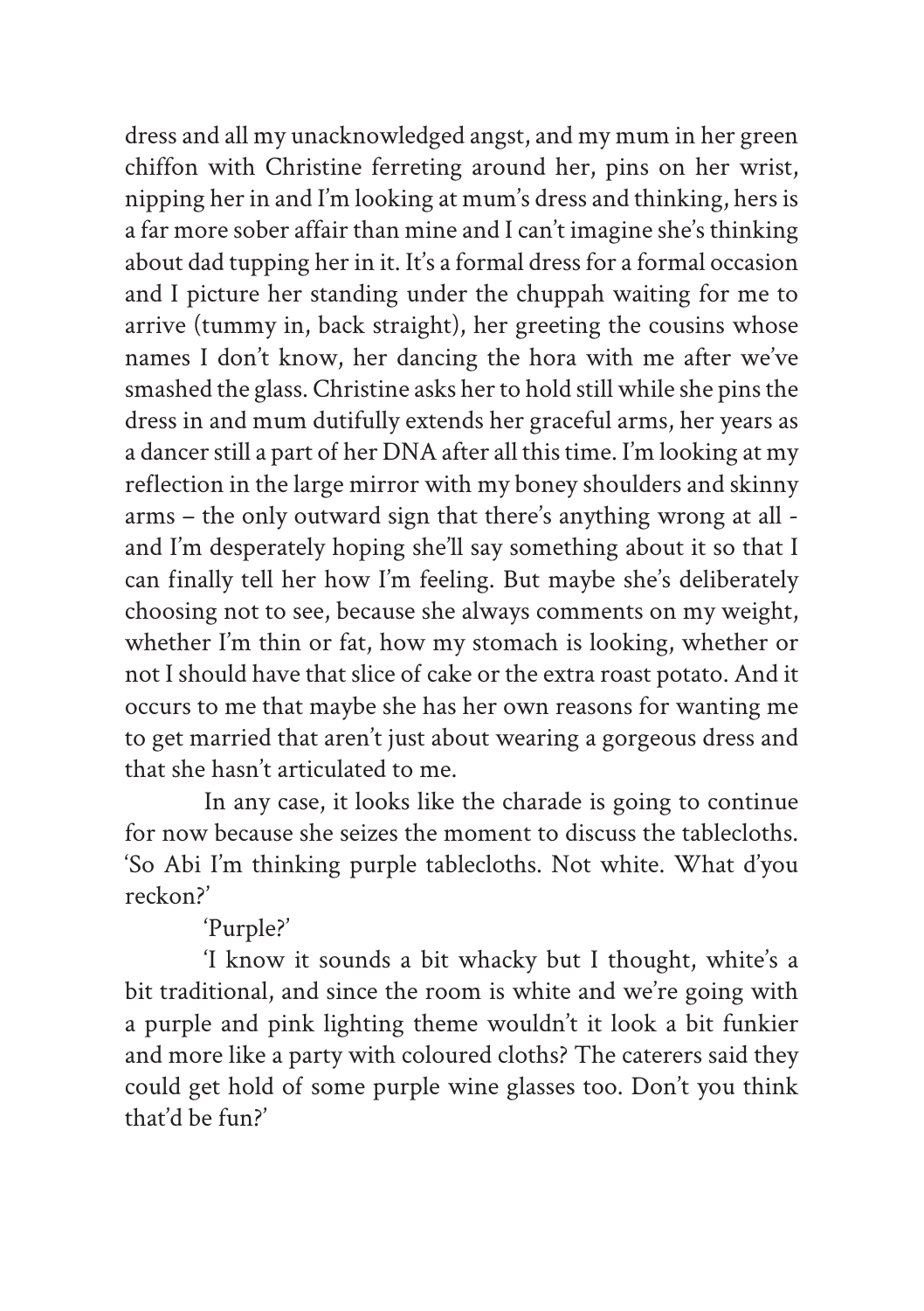dress and all my unacknowledged angst, and my mum in her green chiffon with Christine ferreting around her, pins on her wrist, nipping her in and I'm looking at mum's dress and thinking, hers is a far more sober affair than mine and I can't imagine she's thinking about dad tupping her in it. It's a formal dress for a formal occasion and I picture her standing under the chuppah waiting for me to arrive (tummy in, back straight), her greeting the cousins whose names I don't know, her dancing the hora with me after we've smashed the glass. Christine asks her to hold still while she pins the dress in and mum dutifully extends her graceful arms, her years as a dancer still a part of her DNA after all this time. I'm looking at my reflection in the large mirror with my boney shoulders and skinny arms – the only outward sign that there's anything wrong at all - and I'm desperately hoping she'll say something about it so that I can finally tell her how I'm feeling. But maybe she's deliberately choosing not to see, because she always comments on my weight, whether I'm thin or fat, how my stomach is looking, whether or not I should have that slice of cake or the extra roast potato. And it occurs to me that maybe she has her own reasons for wanting me to get married that aren't just about wearing a gorgeous dress and that she hasn't articulated to me.

In any case, it looks like the charade is going to continue for now because she seizes the moment to discuss the tablecloths. 'So Abi I'm thinking purple tablecloths. Not white. What d'you reckon?'

'Purple?'

'I know it sounds a bit whacky but I thought, white's a bit traditional, and since the room is white and we're going with a purple and pink lighting theme wouldn't it look a bit funkier and more like a party with coloured cloths? The caterers said they could get hold of some purple wine glasses too. Don't you think that'd be fun?'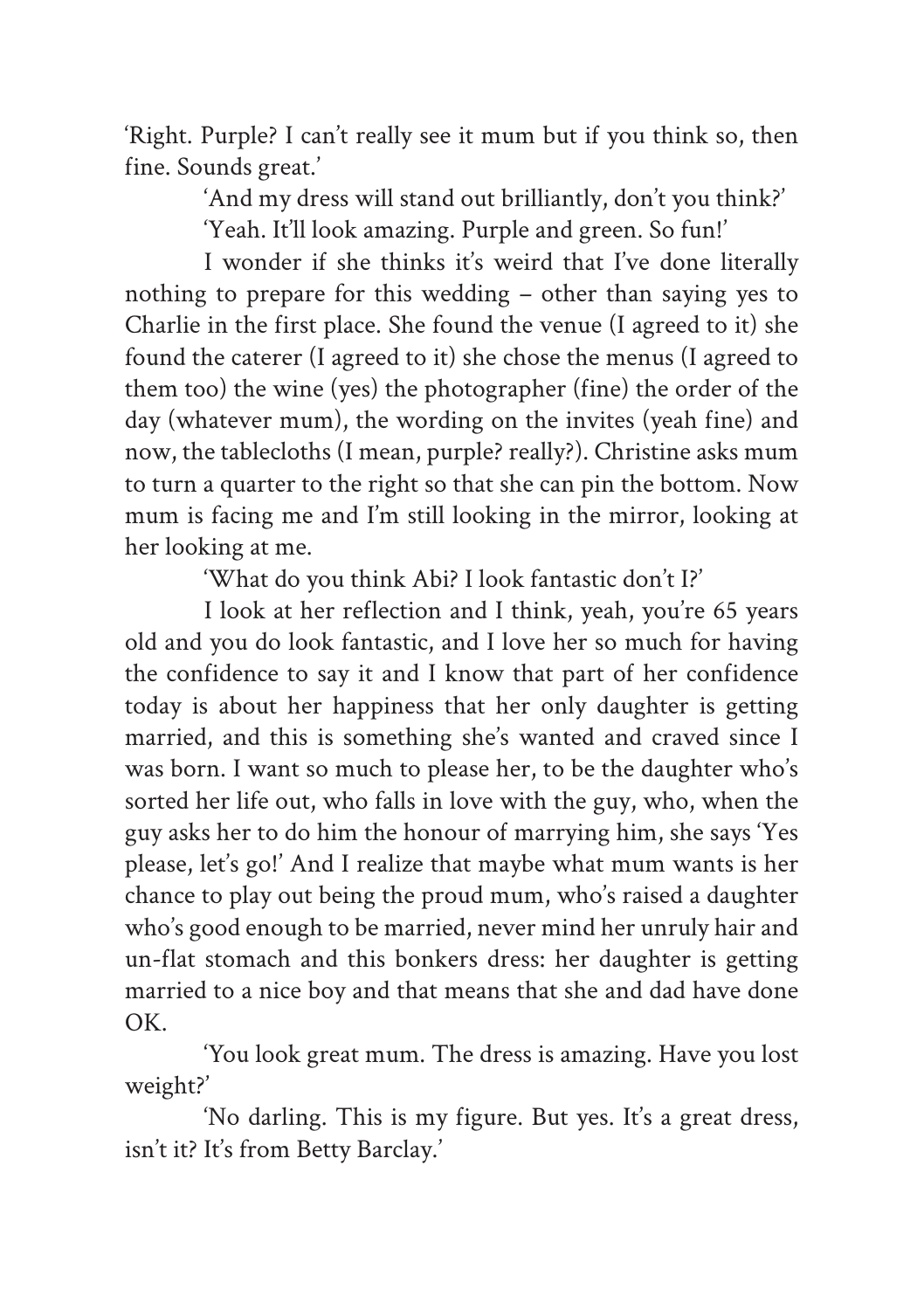'Right. Purple? I can't really see it mum but if you think so, then fine. Sounds great.'

'And my dress will stand out brilliantly, don't you think?'

'Yeah. It'll look amazing. Purple and green. So fun!'

I wonder if she thinks it's weird that I've done literally nothing to prepare for this wedding – other than saying yes to Charlie in the first place. She found the venue (I agreed to it) she found the caterer (I agreed to it) she chose the menus (I agreed to them too) the wine (yes) the photographer (fine) the order of the day (whatever mum), the wording on the invites (yeah fine) and now, the tablecloths (I mean, purple? really?). Christine asks mum to turn a quarter to the right so that she can pin the bottom. Now mum is facing me and I'm still looking in the mirror, looking at her looking at me.

'What do you think Abi? I look fantastic don't I?'

I look at her reflection and I think, yeah, you're 65 years old and you do look fantastic, and I love her so much for having the confidence to say it and I know that part of her confidence today is about her happiness that her only daughter is getting married, and this is something she's wanted and craved since I was born. I want so much to please her, to be the daughter who's sorted her life out, who falls in love with the guy, who, when the guy asks her to do him the honour of marrying him, she says 'Yes please, let's go!' And I realize that maybe what mum wants is her chance to play out being the proud mum, who's raised a daughter who's good enough to be married, never mind her unruly hair and un-flat stomach and this bonkers dress: her daughter is getting married to a nice boy and that means that she and dad have done OK.

'You look great mum. The dress is amazing. Have you lost weight?'

'No darling. This is my figure. But yes. It's a great dress, isn't it? It's from Betty Barclay.'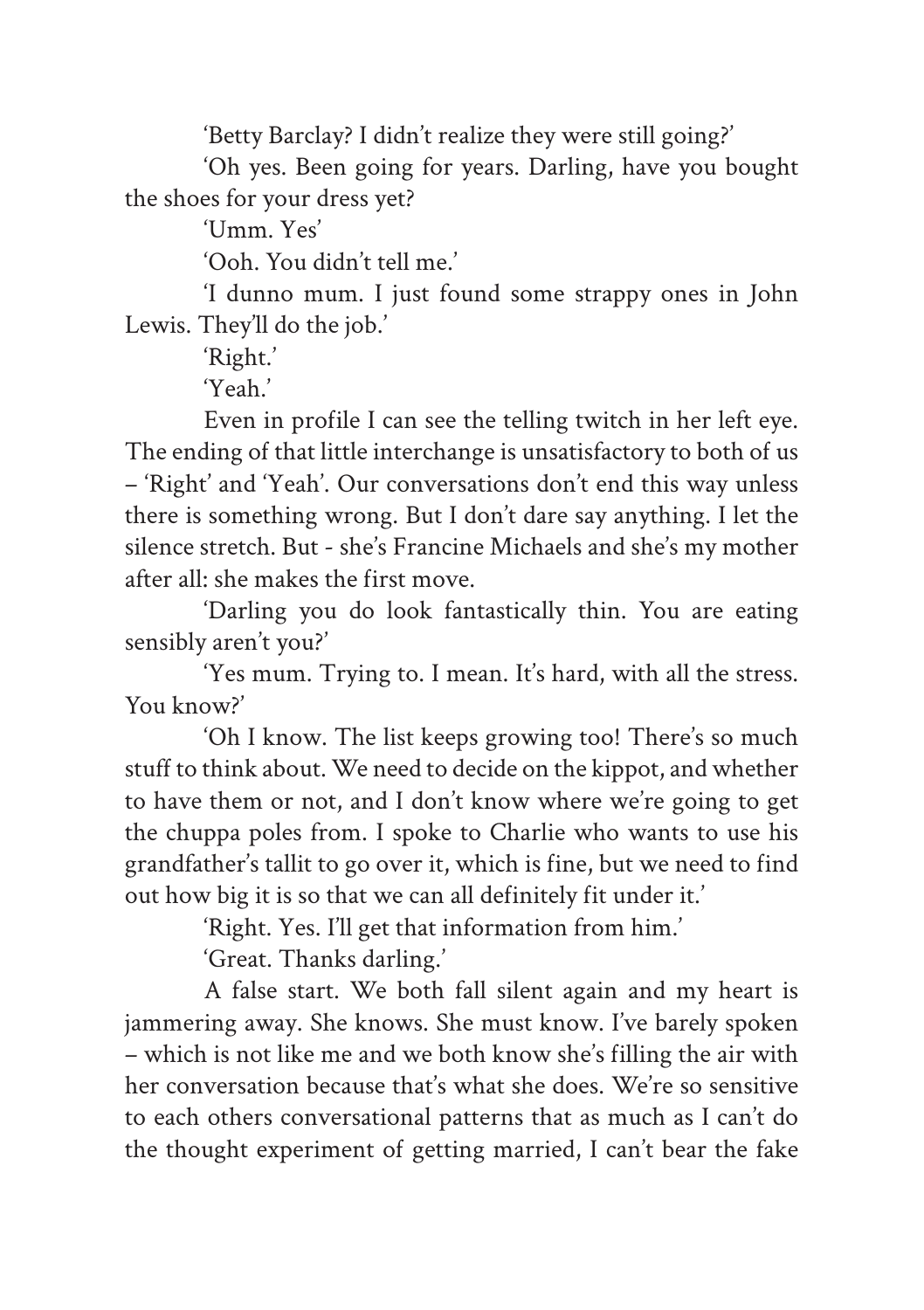'Betty Barclay? I didn't realize they were still going?'

'Oh yes. Been going for years. Darling, have you bought the shoes for your dress yet?

'Umm. Yes'

'Ooh. You didn't tell me.'

'I dunno mum. I just found some strappy ones in John Lewis. They'll do the job.'

'Right.'

'Yeah.'

Even in profile I can see the telling twitch in her left eye. The ending of that little interchange is unsatisfactory to both of us – 'Right' and 'Yeah'. Our conversations don't end this way unless there is something wrong. But I don't dare say anything. I let the silence stretch. But - she's Francine Michaels and she's my mother after all: she makes the first move.

'Darling you do look fantastically thin. You are eating sensibly aren't you?'

'Yes mum. Trying to. I mean. It's hard, with all the stress. You know?'

'Oh I know. The list keeps growing too! There's so much stuff to think about. We need to decide on the kippot, and whether to have them or not, and I don't know where we're going to get the chuppa poles from. I spoke to Charlie who wants to use his grandfather's tallit to go over it, which is fine, but we need to find out how big it is so that we can all definitely fit under it.'

'Right. Yes. I'll get that information from him.'

'Great. Thanks darling.'

A false start. We both fall silent again and my heart is jammering away. She knows. She must know. I've barely spoken – which is not like me and we both know she's filling the air with her conversation because that's what she does. We're so sensitive to each others conversational patterns that as much as I can't do the thought experiment of getting married, I can't bear the fake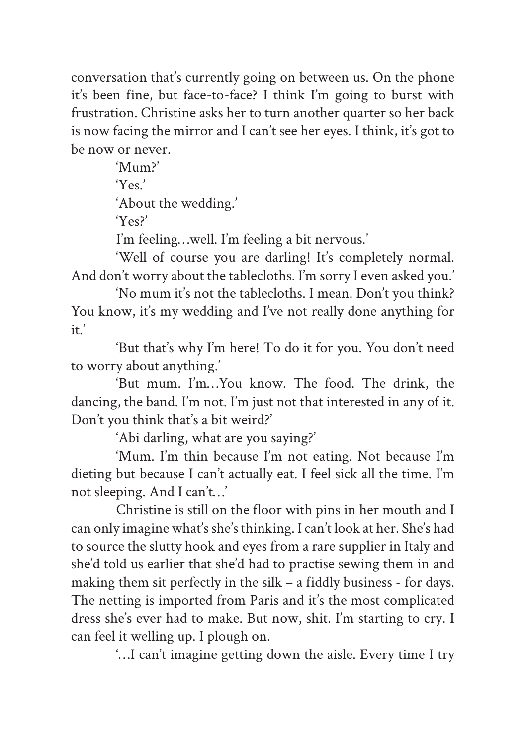conversation that's currently going on between us. On the phone it's been fine, but face-to-face? I think I'm going to burst with frustration. Christine asks her to turn another quarter so her back is now facing the mirror and I can't see her eyes. I think, it's got to be now or never.

'Mum?'

'Yes.'

'About the wedding.'

'Yes?'

I'm feeling…well. I'm feeling a bit nervous.'

'Well of course you are darling! It's completely normal. And don't worry about the tablecloths. I'm sorry I even asked you.'

'No mum it's not the tablecloths. I mean. Don't you think? You know, it's my wedding and I've not really done anything for it.'

'But that's why I'm here! To do it for you. You don't need to worry about anything.'

'But mum. I'm…You know. The food. The drink, the dancing, the band. I'm not. I'm just not that interested in any of it. Don't you think that's a bit weird?'

'Abi darling, what are you saying?'

'Mum. I'm thin because I'm not eating. Not because I'm dieting but because I can't actually eat. I feel sick all the time. I'm not sleeping. And I can't…'

Christine is still on the floor with pins in her mouth and I can only imagine what's she's thinking. I can't look at her. She's had to source the slutty hook and eyes from a rare supplier in Italy and she'd told us earlier that she'd had to practise sewing them in and making them sit perfectly in the silk – a fiddly business - for days. The netting is imported from Paris and it's the most complicated dress she's ever had to make. But now, shit. I'm starting to cry. I can feel it welling up. I plough on.

'…I can't imagine getting down the aisle. Every time I try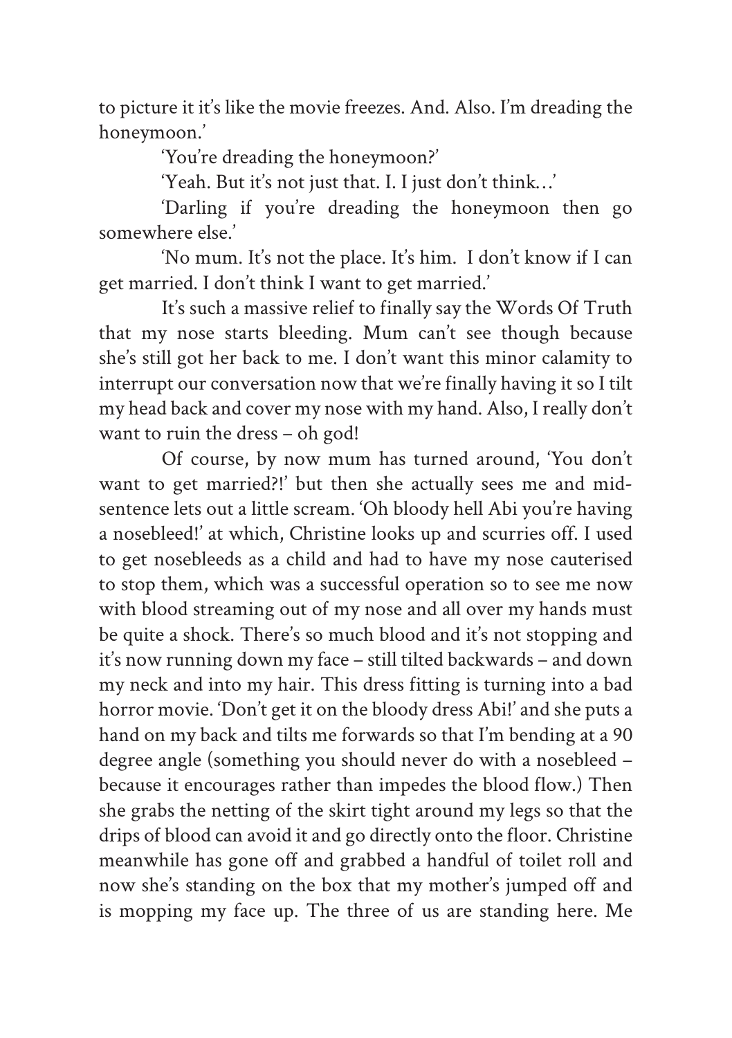to picture it it's like the movie freezes. And. Also. I'm dreading the honeymoon.'

'You're dreading the honeymoon?'

'Yeah. But it's not just that. I. I just don't think…'

'Darling if you're dreading the honeymoon then go somewhere else.'

'No mum. It's not the place. It's him. I don't know if I can get married. I don't think I want to get married.'

It's such a massive relief to finally say the Words Of Truth that my nose starts bleeding. Mum can't see though because she's still got her back to me. I don't want this minor calamity to interrupt our conversation now that we're finally having it so I tilt my head back and cover my nose with my hand. Also, I really don't want to ruin the dress – oh god!

Of course, by now mum has turned around, 'You don't want to get married?!' but then she actually sees me and mid-sentence lets out a little scream. 'Oh bloody hell Abi you're having a nosebleed!' at which, Christine looks up and scurries off. I used to get nosebleeds as a child and had to have my nose cauterised to stop them, which was a successful operation so to see me now with blood streaming out of my nose and all over my hands must be quite a shock. There's so much blood and it's not stopping and it's now running down my face – still tilted backwards – and down my neck and into my hair. This dress fitting is turning into a bad horror movie. 'Don't get it on the bloody dress Abi!' and she puts a hand on my back and tilts me forwards so that I'm bending at a 90 degree angle (something you should never do with a nosebleed – because it encourages rather than impedes the blood flow.) Then she grabs the netting of the skirt tight around my legs so that the drips of blood can avoid it and go directly onto the floor. Christine meanwhile has gone off and grabbed a handful of toilet roll and now she's standing on the box that my mother's jumped off and is mopping my face up. The three of us are standing here. Me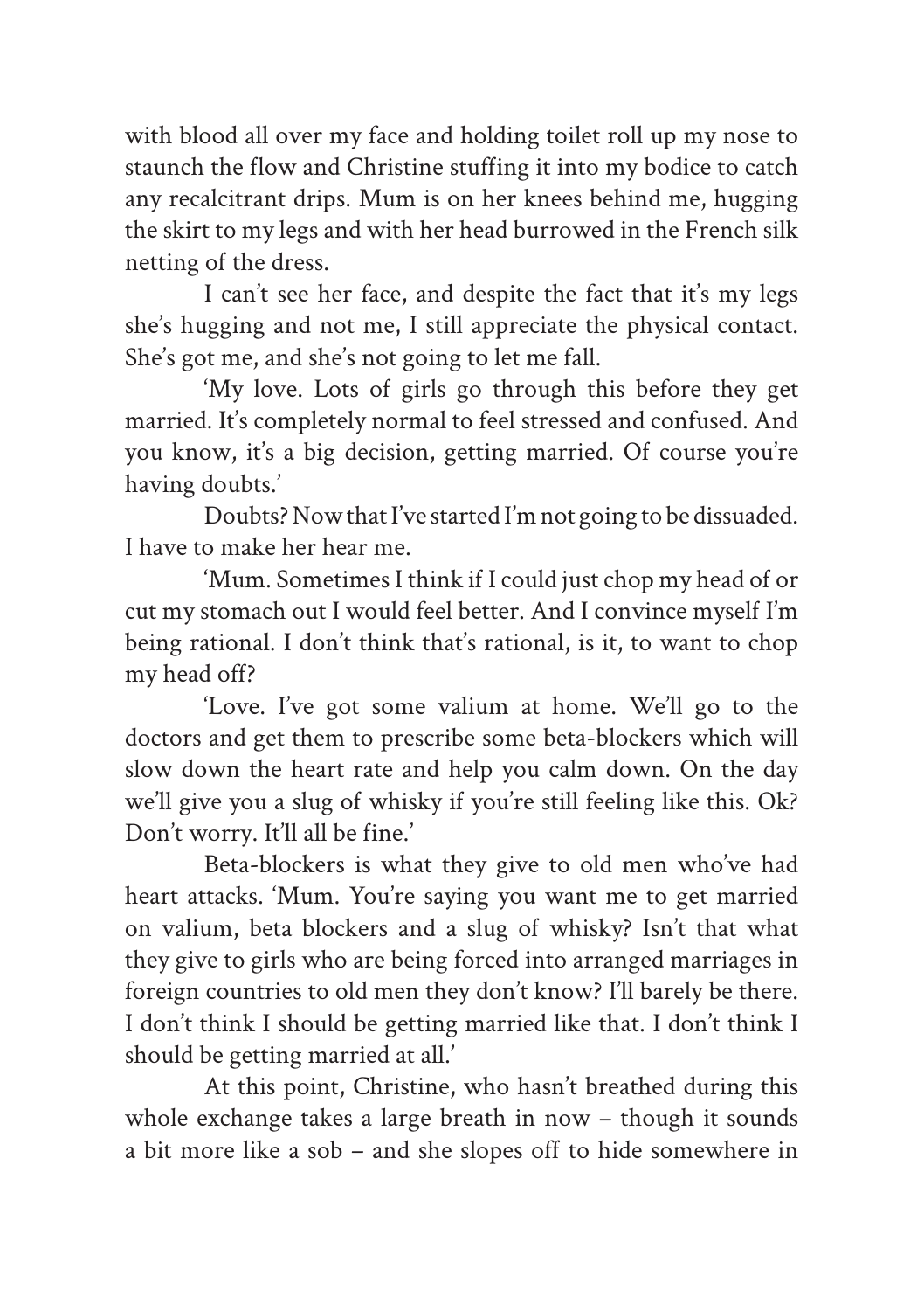with blood all over my face and holding toilet roll up my nose to staunch the flow and Christine stuffing it into my bodice to catch any recalcitrant drips. Mum is on her knees behind me, hugging the skirt to my legs and with her head burrowed in the French silk netting of the dress.

I can't see her face, and despite the fact that it's my legs she's hugging and not me, I still appreciate the physical contact. She's got me, and she's not going to let me fall.

'My love. Lots of girls go through this before they get married. It's completely normal to feel stressed and confused. And you know, it's a big decision, getting married. Of course you're having doubts.'

Doubts? Now that I've started I'm not going to be dissuaded. I have to make her hear me.

'Mum. Sometimes I think if I could just chop my head of or cut my stomach out I would feel better. And I convince myself I'm being rational. I don't think that's rational, is it, to want to chop my head off?

'Love. I've got some valium at home. We'll go to the doctors and get them to prescribe some beta-blockers which will slow down the heart rate and help you calm down. On the day we'll give you a slug of whisky if you're still feeling like this. Ok? Don't worry. It'll all be fine.'

Beta-blockers is what they give to old men who've had heart attacks. 'Mum. You're saying you want me to get married on valium, beta blockers and a slug of whisky? Isn't that what they give to girls who are being forced into arranged marriages in foreign countries to old men they don't know? I'll barely be there. I don't think I should be getting married like that. I don't think I should be getting married at all.'

At this point, Christine, who hasn't breathed during this whole exchange takes a large breath in now – though it sounds a bit more like a sob – and she slopes off to hide somewhere in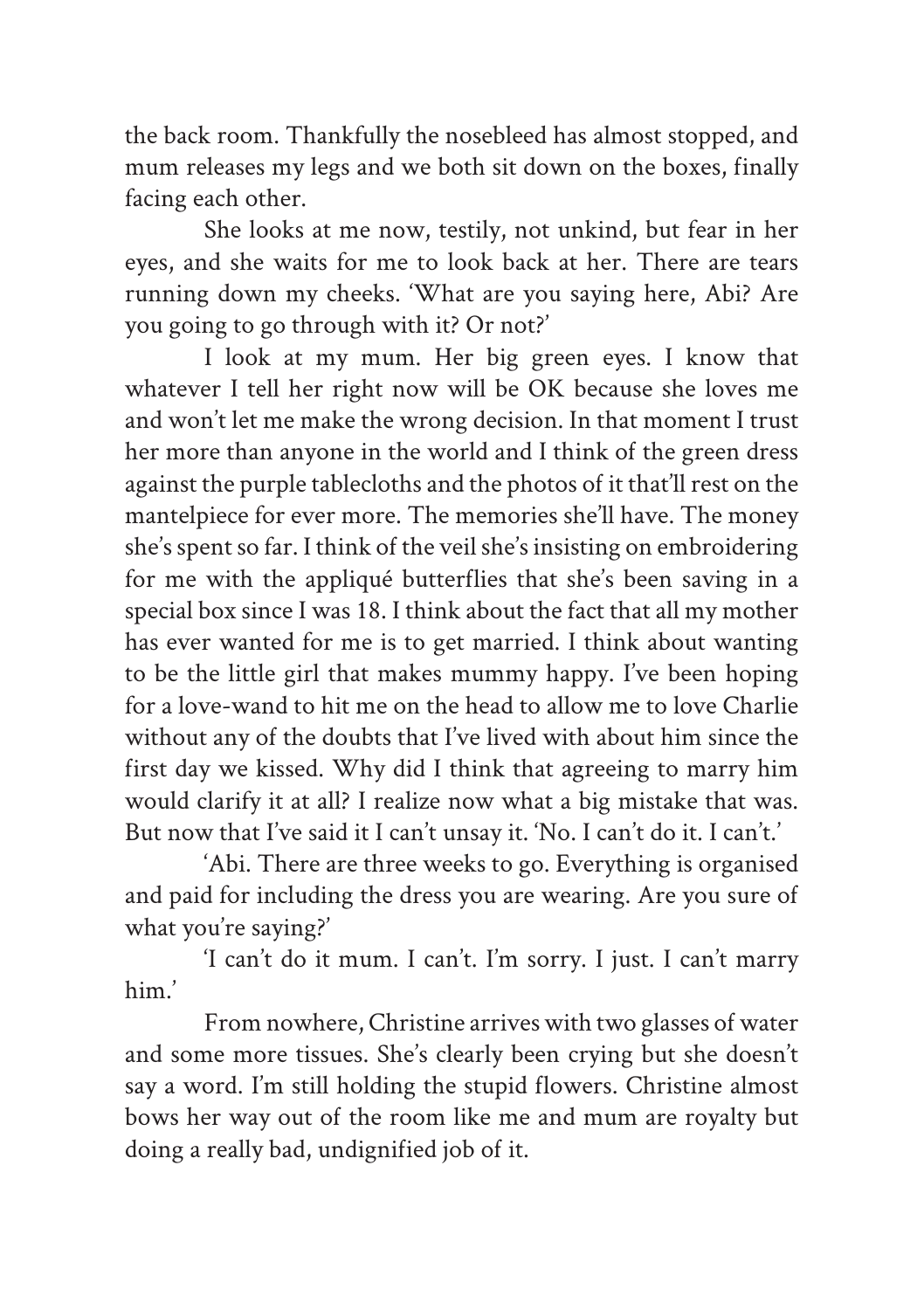the back room. Thankfully the nosebleed has almost stopped, and mum releases my legs and we both sit down on the boxes, finally facing each other.

She looks at me now, testily, not unkind, but fear in her eyes, and she waits for me to look back at her. There are tears running down my cheeks. 'What are you saying here, Abi? Are you going to go through with it? Or not?'

I look at my mum. Her big green eyes. I know that whatever I tell her right now will be OK because she loves me and won't let me make the wrong decision. In that moment I trust her more than anyone in the world and I think of the green dress against the purple tablecloths and the photos of it that'll rest on the mantelpiece for ever more. The memories she'll have. The money she's spent so far. I think of the veil she's insisting on embroidering for me with the appliqué butterflies that she's been saving in a special box since I was 18. I think about the fact that all my mother has ever wanted for me is to get married. I think about wanting to be the little girl that makes mummy happy. I've been hoping for a love-wand to hit me on the head to allow me to love Charlie without any of the doubts that I've lived with about him since the first day we kissed. Why did I think that agreeing to marry him would clarify it at all? I realize now what a big mistake that was. But now that I've said it I can't unsay it. 'No. I can't do it. I can't.'

'Abi. There are three weeks to go. Everything is organised and paid for including the dress you are wearing. Are you sure of what you're saying?'

'I can't do it mum. I can't. I'm sorry. I just. I can't marry him.'

From nowhere, Christine arrives with two glasses of water and some more tissues. She's clearly been crying but she doesn't say a word. I'm still holding the stupid flowers. Christine almost bows her way out of the room like me and mum are royalty but doing a really bad, undignified job of it.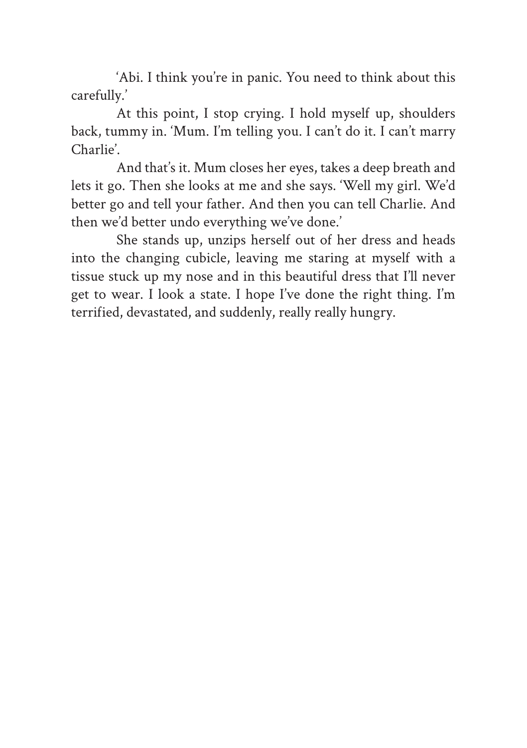'Abi. I think you're in panic. You need to think about this carefully.'

At this point, I stop crying. I hold myself up, shoulders back, tummy in. 'Mum. I'm telling you. I can't do it. I can't marry Charlie'.

And that's it. Mum closes her eyes, takes a deep breath and lets it go. Then she looks at me and she says. 'Well my girl. We'd better go and tell your father. And then you can tell Charlie. And then we'd better undo everything we've done.'

She stands up, unzips herself out of her dress and heads into the changing cubicle, leaving me staring at myself with a tissue stuck up my nose and in this beautiful dress that I'll never get to wear. I look a state. I hope I've done the right thing. I'm terrified, devastated, and suddenly, really really hungry.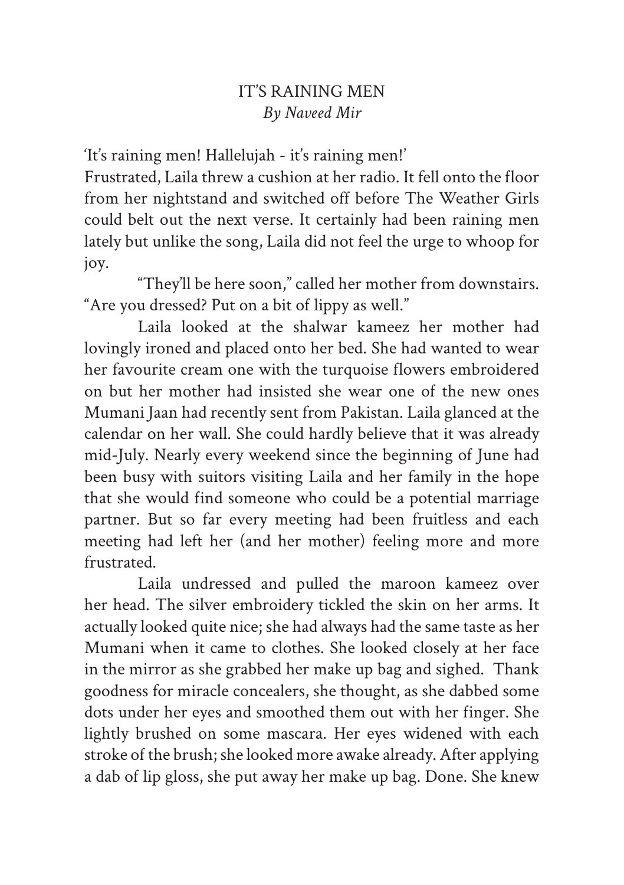# IT'S RAINING MEN

*By Naveed Mir*

'It's raining men! Hallelujah - it's raining men!'

Frustrated, Laila threw a cushion at her radio. It fell onto the floor from her nightstand and switched off before The Weather Girls could belt out the next verse. It certainly had been raining men lately but unlike the song, Laila did not feel the urge to whoop for joy.

"They'll be here soon," called her mother from downstairs. "Are you dressed? Put on a bit of lippy as well."

Laila looked at the shalwar kameez her mother had lovingly ironed and placed onto her bed. She had wanted to wear her favourite cream one with the turquoise flowers embroidered on but her mother had insisted she wear one of the new ones Mumani Jaan had recently sent from Pakistan. Laila glanced at the calendar on her wall. She could hardly believe that it was already mid-July. Nearly every weekend since the beginning of June had been busy with suitors visiting Laila and her family in the hope that she would find someone who could be a potential marriage partner. But so far every meeting had been fruitless and each meeting had left her (and her mother) feeling more and more frustrated.

Laila undressed and pulled the maroon kameez over her head. The silver embroidery tickled the skin on her arms. It actually looked quite nice; she had always had the same taste as her Mumani when it came to clothes. She looked closely at her face in the mirror as she grabbed her make up bag and sighed. Thank goodness for miracle concealers, she thought, as she dabbed some dots under her eyes and smoothed them out with her finger. She lightly brushed on some mascara. Her eyes widened with each stroke of the brush; she looked more awake already. After applying a dab of lip gloss, she put away her make up bag. Done. She knew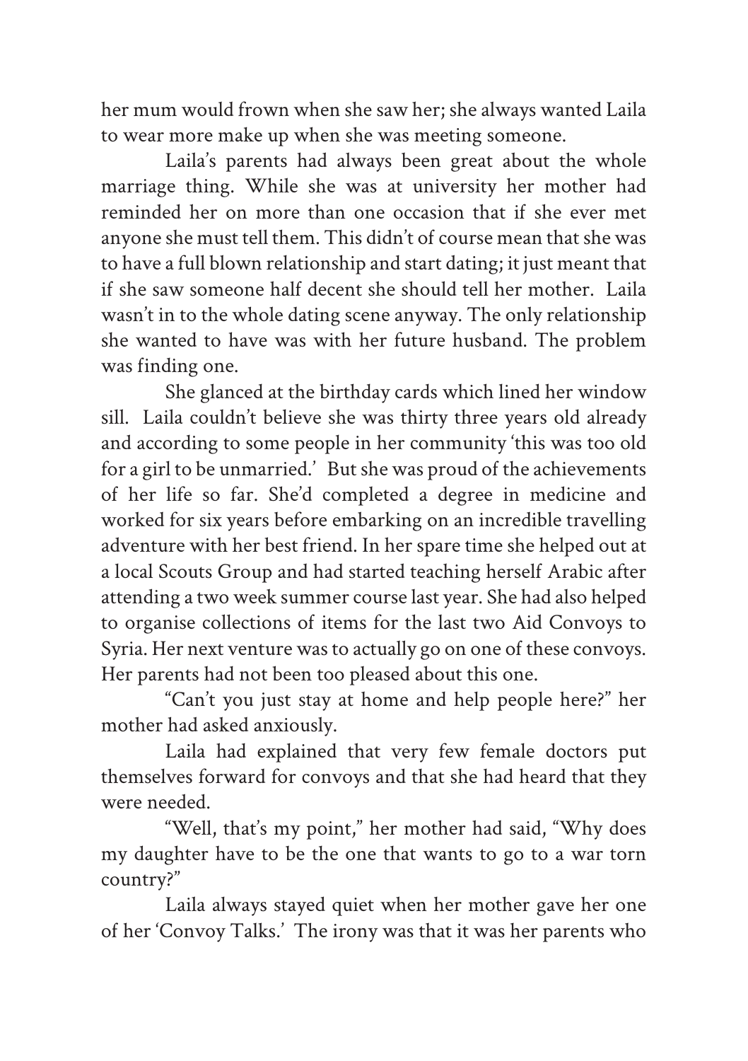her mum would frown when she saw her; she always wanted Laila to wear more make up when she was meeting someone.

Laila's parents had always been great about the whole marriage thing. While she was at university her mother had reminded her on more than one occasion that if she ever met anyone she must tell them. This didn't of course mean that she was to have a full blown relationship and start dating; it just meant that if she saw someone half decent she should tell her mother. Laila wasn't in to the whole dating scene anyway. The only relationship she wanted to have was with her future husband. The problem was finding one.

She glanced at the birthday cards which lined her window sill. Laila couldn't believe she was thirty three years old already and according to some people in her community 'this was too old for a girl to be unmarried.' But she was proud of the achievements of her life so far. She'd completed a degree in medicine and worked for six years before embarking on an incredible travelling adventure with her best friend. In her spare time she helped out at a local Scouts Group and had started teaching herself Arabic after attending a two week summer course last year. She had also helped to organise collections of items for the last two Aid Convoys to Syria. Her next venture was to actually go on one of these convoys. Her parents had not been too pleased about this one.

"Can't you just stay at home and help people here?" her mother had asked anxiously.

Laila had explained that very few female doctors put themselves forward for convoys and that she had heard that they were needed.

"Well, that's my point," her mother had said, "Why does my daughter have to be the one that wants to go to a war torn country?"

Laila always stayed quiet when her mother gave her one of her 'Convoy Talks.' The irony was that it was her parents who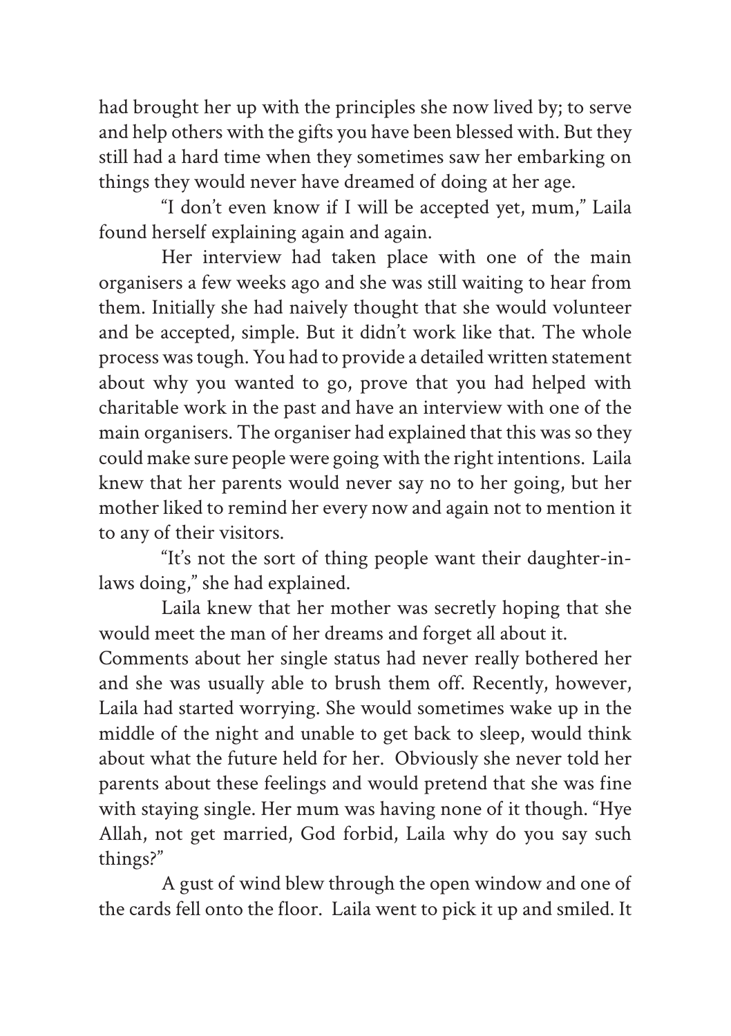had brought her up with the principles she now lived by; to serve and help others with the gifts you have been blessed with. But they still had a hard time when they sometimes saw her embarking on things they would never have dreamed of doing at her age.

"I don't even know if I will be accepted yet, mum," Laila found herself explaining again and again.

Her interview had taken place with one of the main organisers a few weeks ago and she was still waiting to hear from them. Initially she had naively thought that she would volunteer and be accepted, simple. But it didn't work like that. The whole process was tough. You had to provide a detailed written statement about why you wanted to go, prove that you had helped with charitable work in the past and have an interview with one of the main organisers. The organiser had explained that this was so they could make sure people were going with the right intentions. Laila knew that her parents would never say no to her going, but her mother liked to remind her every now and again not to mention it to any of their visitors.

"It's not the sort of thing people want their daughter-in-laws doing," she had explained.

Laila knew that her mother was secretly hoping that she would meet the man of her dreams and forget all about it. Comments about her single status had never really bothered her and she was usually able to brush them off. Recently, however, Laila had started worrying. She would sometimes wake up in the middle of the night and unable to get back to sleep, would think about what the future held for her. Obviously she never told her parents about these feelings and would pretend that she was fine with staying single. Her mum was having none of it though. "Hye Allah, not get married, God forbid, Laila why do you say such things?"

A gust of wind blew through the open window and one of the cards fell onto the floor. Laila went to pick it up and smiled. It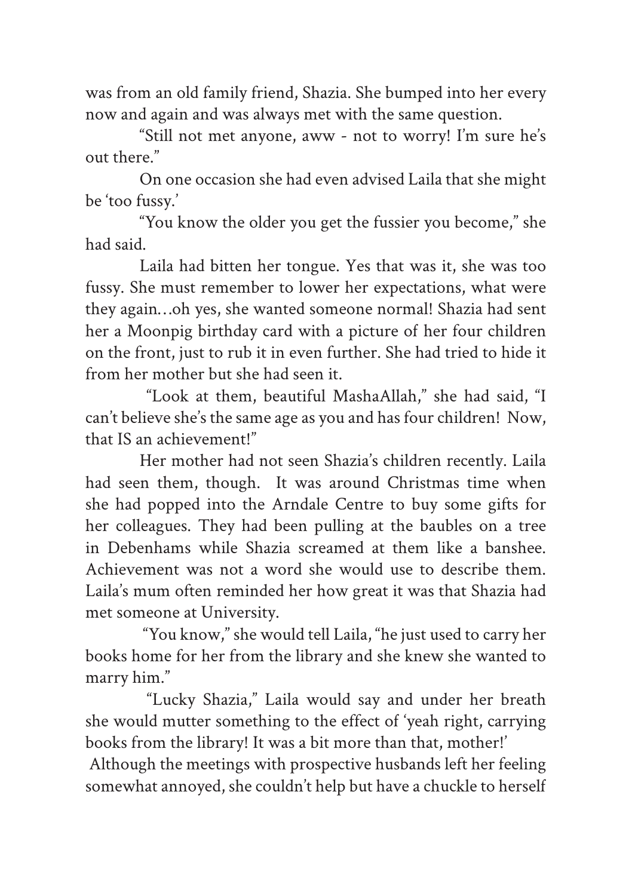was from an old family friend, Shazia. She bumped into her every now and again and was always met with the same question.

"Still not met anyone, aww - not to worry! I'm sure he's out there."

On one occasion she had even advised Laila that she might be 'too fussy.'

"You know the older you get the fussier you become," she had said.

Laila had bitten her tongue. Yes that was it, she was too fussy. She must remember to lower her expectations, what were they again…oh yes, she wanted someone normal! Shazia had sent her a Moonpig birthday card with a picture of her four children on the front, just to rub it in even further. She had tried to hide it from her mother but she had seen it.

"Look at them, beautiful MashaAllah," she had said, "I can't believe she's the same age as you and has four children! Now, that IS an achievement!"

Her mother had not seen Shazia's children recently. Laila had seen them, though. It was around Christmas time when she had popped into the Arndale Centre to buy some gifts for her colleagues. They had been pulling at the baubles on a tree in Debenhams while Shazia screamed at them like a banshee. Achievement was not a word she would use to describe them. Laila's mum often reminded her how great it was that Shazia had met someone at University.

"You know," she would tell Laila, "he just used to carry her books home for her from the library and she knew she wanted to marry him."

"Lucky Shazia," Laila would say and under her breath she would mutter something to the effect of 'yeah right, carrying books from the library! It was a bit more than that, mother!'

Although the meetings with prospective husbands left her feeling somewhat annoyed, she couldn't help but have a chuckle to herself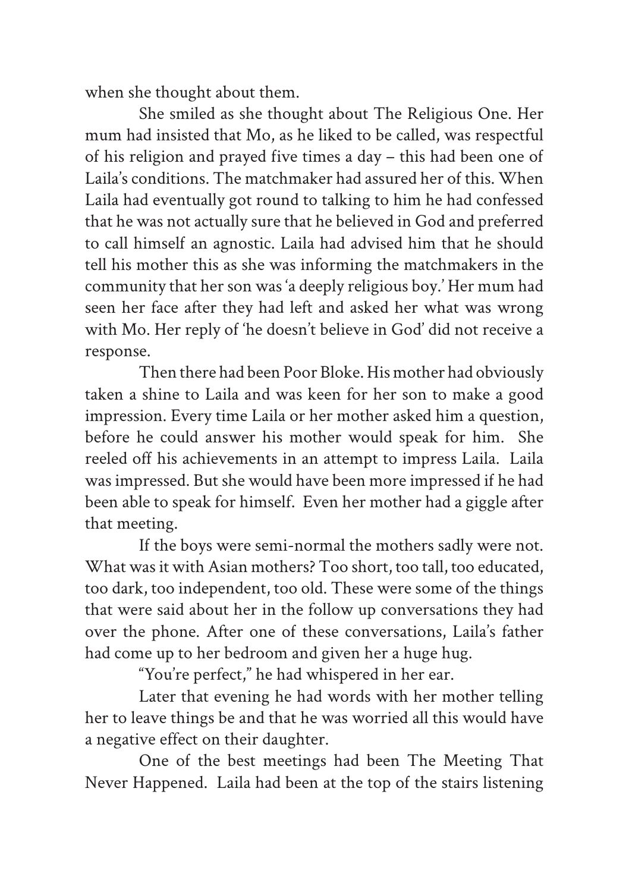when she thought about them.

She smiled as she thought about The Religious One. Her mum had insisted that Mo, as he liked to be called, was respectful of his religion and prayed five times a day – this had been one of Laila's conditions. The matchmaker had assured her of this. When Laila had eventually got round to talking to him he had confessed that he was not actually sure that he believed in God and preferred to call himself an agnostic. Laila had advised him that he should tell his mother this as she was informing the matchmakers in the community that her son was 'a deeply religious boy.' Her mum had seen her face after they had left and asked her what was wrong with Mo. Her reply of 'he doesn't believe in God' did not receive a response.

Then there had been Poor Bloke. His mother had obviously taken a shine to Laila and was keen for her son to make a good impression. Every time Laila or her mother asked him a question, before he could answer his mother would speak for him. She reeled off his achievements in an attempt to impress Laila. Laila was impressed. But she would have been more impressed if he had been able to speak for himself. Even her mother had a giggle after that meeting.

If the boys were semi-normal the mothers sadly were not. What was it with Asian mothers? Too short, too tall, too educated, too dark, too independent, too old. These were some of the things that were said about her in the follow up conversations they had over the phone. After one of these conversations, Laila's father had come up to her bedroom and given her a huge hug.

"You're perfect," he had whispered in her ear.

Later that evening he had words with her mother telling her to leave things be and that he was worried all this would have a negative effect on their daughter.

One of the best meetings had been The Meeting That Never Happened. Laila had been at the top of the stairs listening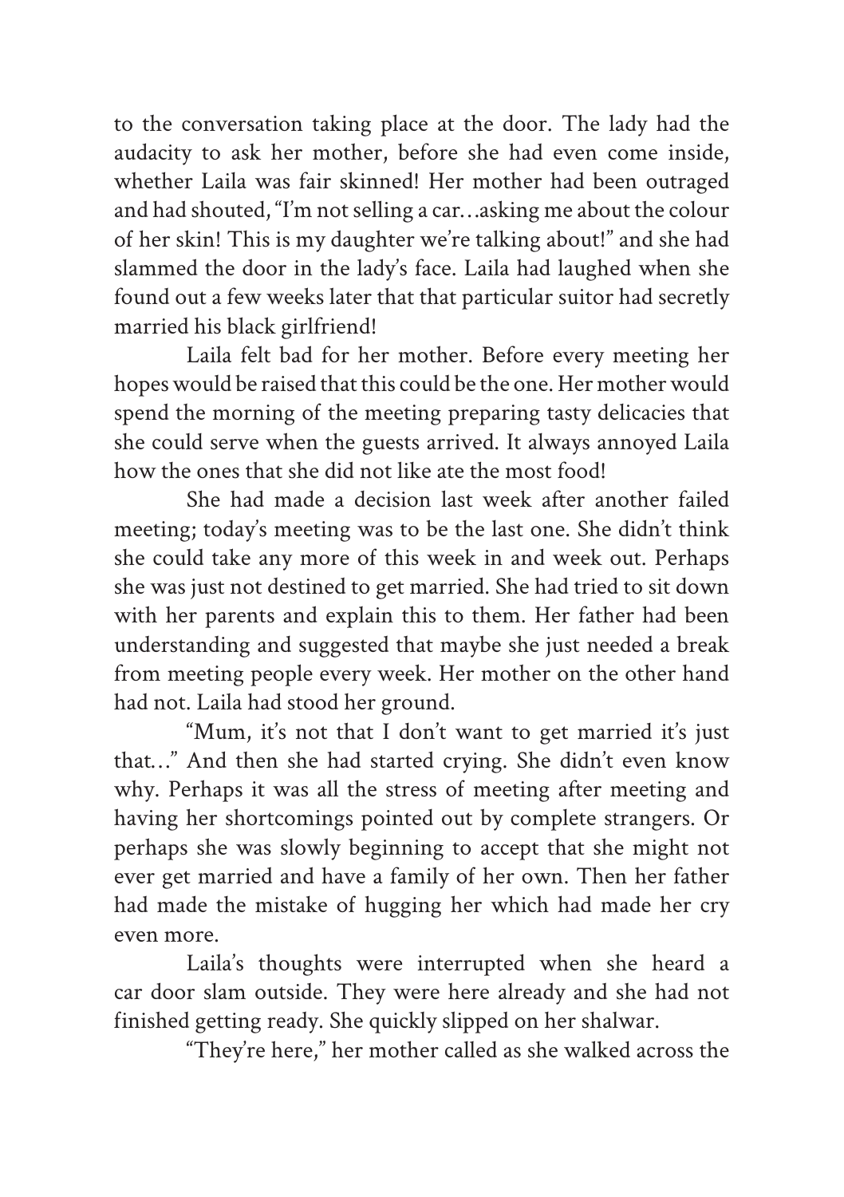to the conversation taking place at the door. The lady had the audacity to ask her mother, before she had even come inside, whether Laila was fair skinned! Her mother had been outraged and had shouted, "I'm not selling a car…asking me about the colour of her skin! This is my daughter we're talking about!" and she had slammed the door in the lady's face. Laila had laughed when she found out a few weeks later that that particular suitor had secretly married his black girlfriend!

Laila felt bad for her mother. Before every meeting her hopes would be raised that this could be the one. Her mother would spend the morning of the meeting preparing tasty delicacies that she could serve when the guests arrived. It always annoyed Laila how the ones that she did not like ate the most food!

She had made a decision last week after another failed meeting; today's meeting was to be the last one. She didn't think she could take any more of this week in and week out. Perhaps she was just not destined to get married. She had tried to sit down with her parents and explain this to them. Her father had been understanding and suggested that maybe she just needed a break from meeting people every week. Her mother on the other hand had not. Laila had stood her ground.

"Mum, it's not that I don't want to get married it's just that…" And then she had started crying. She didn't even know why. Perhaps it was all the stress of meeting after meeting and having her shortcomings pointed out by complete strangers. Or perhaps she was slowly beginning to accept that she might not ever get married and have a family of her own. Then her father had made the mistake of hugging her which had made her cry even more.

Laila's thoughts were interrupted when she heard a car door slam outside. They were here already and she had not finished getting ready. She quickly slipped on her shalwar.

"They're here," her mother called as she walked across the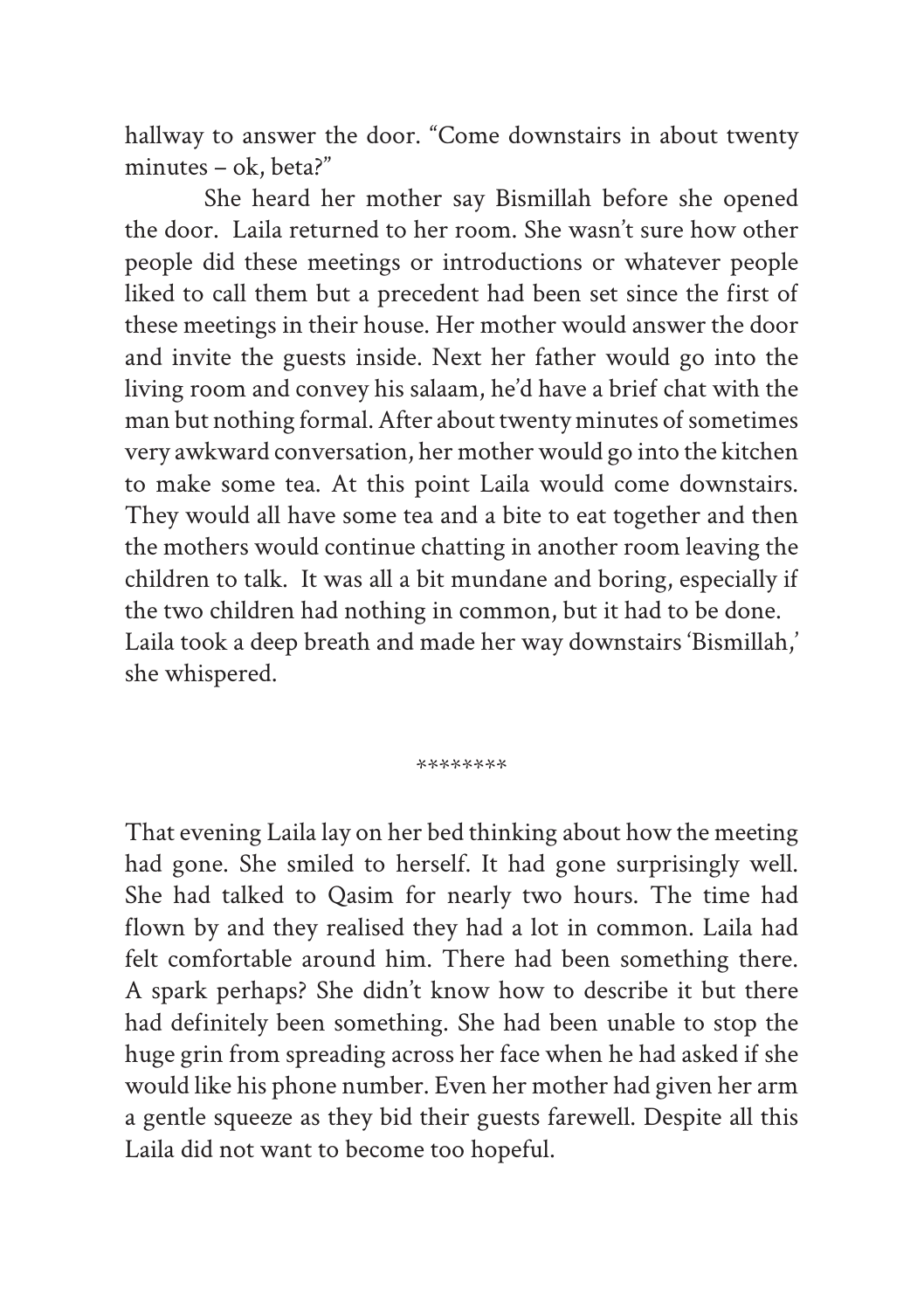hallway to answer the door. “Come downstairs in about twenty minutes – ok, beta?”

She heard her mother say Bismillah before she opened the door. Laila returned to her room. She wasn’t sure how other people did these meetings or introductions or whatever people liked to call them but a precedent had been set since the first of these meetings in their house. Her mother would answer the door and invite the guests inside. Next her father would go into the living room and convey his salaam, he’d have a brief chat with the man but nothing formal. After about twenty minutes of sometimes very awkward conversation, her mother would go into the kitchen to make some tea. At this point Laila would come downstairs. They would all have some tea and a bite to eat together and then the mothers would continue chatting in another room leaving the children to talk. It was all a bit mundane and boring, especially if the two children had nothing in common, but it had to be done. Laila took a deep breath and made her way downstairs ‘Bismillah,’ she whispered.

********

That evening Laila lay on her bed thinking about how the meeting had gone. She smiled to herself. It had gone surprisingly well. She had talked to Qasim for nearly two hours. The time had flown by and they realised they had a lot in common. Laila had felt comfortable around him. There had been something there. A spark perhaps? She didn’t know how to describe it but there had definitely been something. She had been unable to stop the huge grin from spreading across her face when he had asked if she would like his phone number. Even her mother had given her arm a gentle squeeze as they bid their guests farewell. Despite all this Laila did not want to become too hopeful.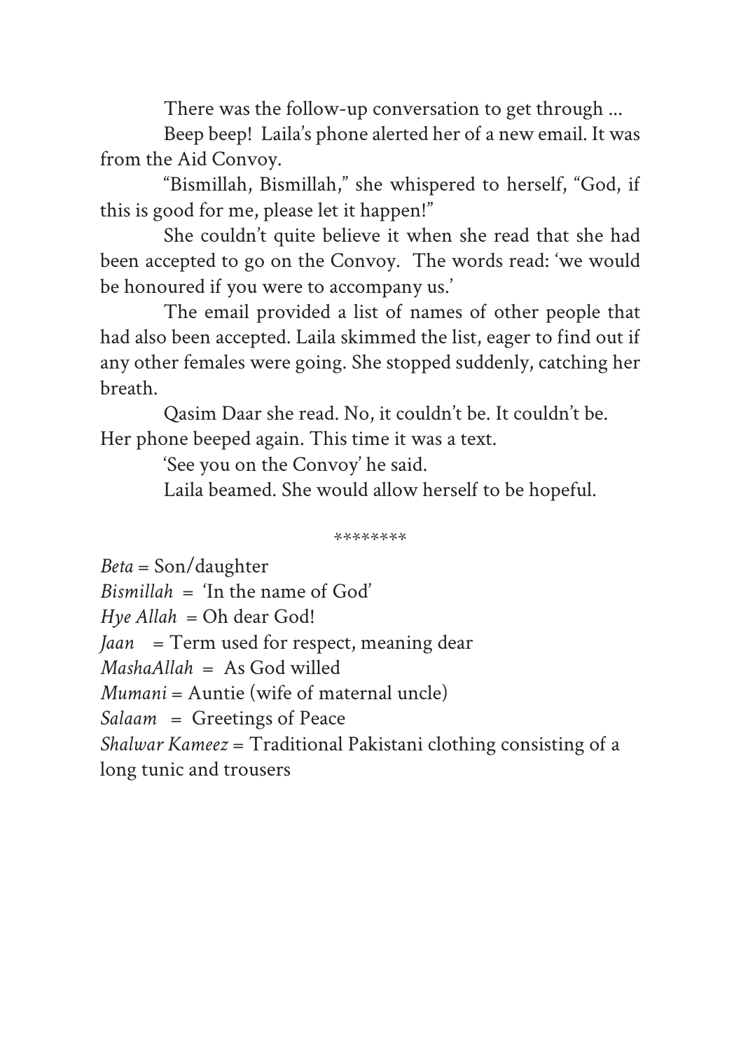There was the follow-up conversation to get through ...

Beep beep! Laila's phone alerted her of a new email. It was from the Aid Convoy.

"Bismillah, Bismillah," she whispered to herself, "God, if this is good for me, please let it happen!"

She couldn't quite believe it when she read that she had been accepted to go on the Convoy. The words read: 'we would be honoured if you were to accompany us.'

The email provided a list of names of other people that had also been accepted. Laila skimmed the list, eager to find out if any other females were going. She stopped suddenly, catching her breath.

Qasim Daar she read. No, it couldn't be. It couldn't be.
Her phone beeped again. This time it was a text.

'See you on the Convoy' he said.

Laila beamed. She would allow herself to be hopeful.

********

*Beta* = Son/daughter
*Bismillah* = 'In the name of God'
*Hye Allah* = Oh dear God!
*Jaan* = Term used for respect, meaning dear
*MashaAllah* = As God willed
*Mumani* = Auntie (wife of maternal uncle)
*Salaam* = Greetings of Peace
*Shalwar Kameez* = Traditional Pakistani clothing consisting of a long tunic and trousers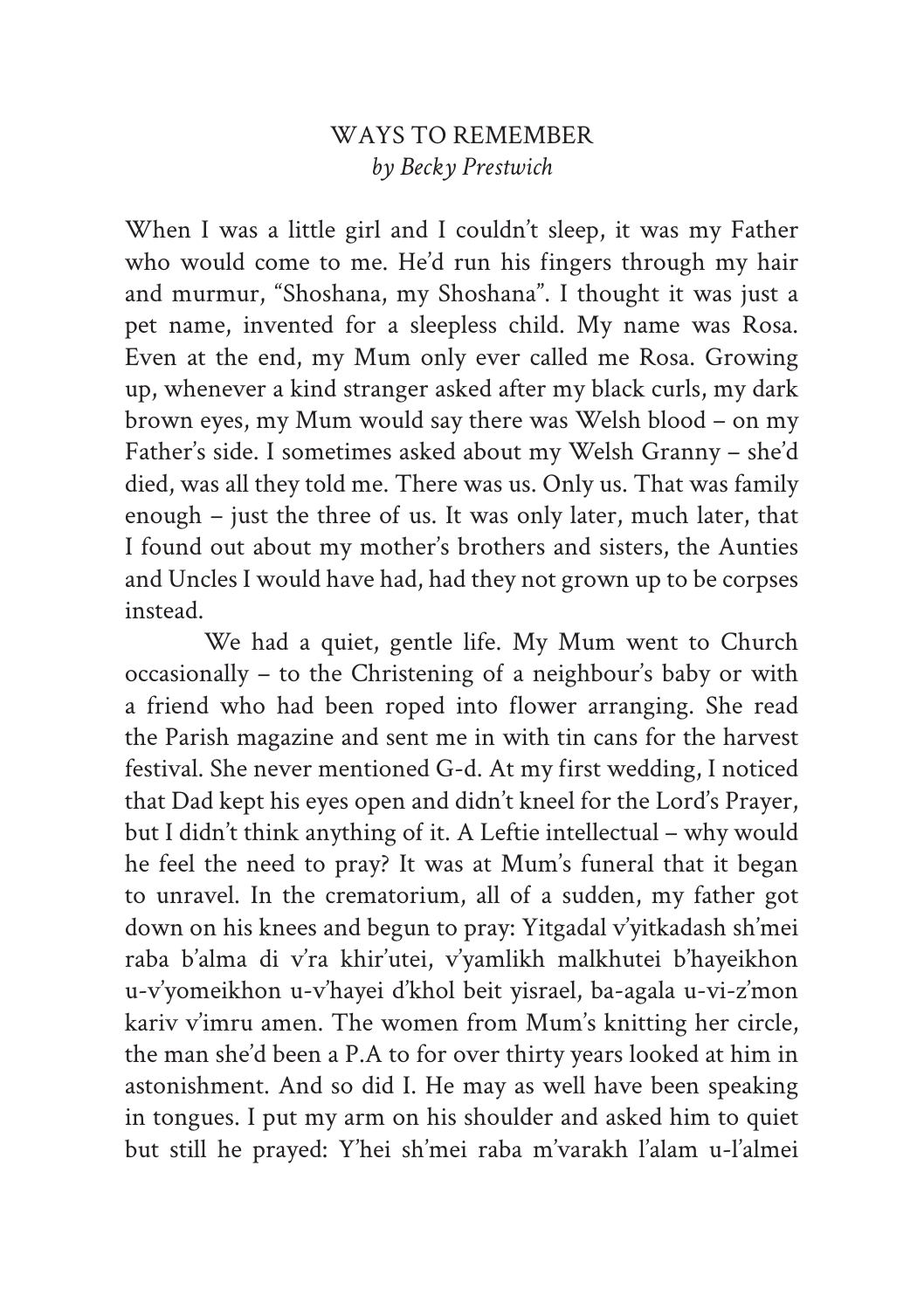# WAYS TO REMEMBER

*by Becky Prestwich*

When I was a little girl and I couldn't sleep, it was my Father who would come to me. He'd run his fingers through my hair and murmur, "Shoshana, my Shoshana". I thought it was just a pet name, invented for a sleepless child. My name was Rosa. Even at the end, my Mum only ever called me Rosa. Growing up, whenever a kind stranger asked after my black curls, my dark brown eyes, my Mum would say there was Welsh blood – on my Father's side. I sometimes asked about my Welsh Granny – she'd died, was all they told me. There was us. Only us. That was family enough – just the three of us. It was only later, much later, that I found out about my mother's brothers and sisters, the Aunties and Uncles I would have had, had they not grown up to be corpses instead.

We had a quiet, gentle life. My Mum went to Church occasionally – to the Christening of a neighbour's baby or with a friend who had been roped into flower arranging. She read the Parish magazine and sent me in with tin cans for the harvest festival. She never mentioned G-d. At my first wedding, I noticed that Dad kept his eyes open and didn't kneel for the Lord's Prayer, but I didn't think anything of it. A Leftie intellectual – why would he feel the need to pray? It was at Mum's funeral that it began to unravel. In the crematorium, all of a sudden, my father got down on his knees and begun to pray: Yitgadal v'yitkadash sh'mei raba b'alma di v'ra khir'utei, v'yamlikh malkhutei b'hayeikhon u-v'yomeikhon u-v'hayei d'khol beit yisrael, ba-agala u-vi-z'mon kariv v'imru amen. The women from Mum's knitting her circle, the man she'd been a P.A to for over thirty years looked at him in astonishment. And so did I. He may as well have been speaking in tongues. I put my arm on his shoulder and asked him to quiet but still he prayed: Y'hei sh'mei raba m'varakh l'alam u-l'almei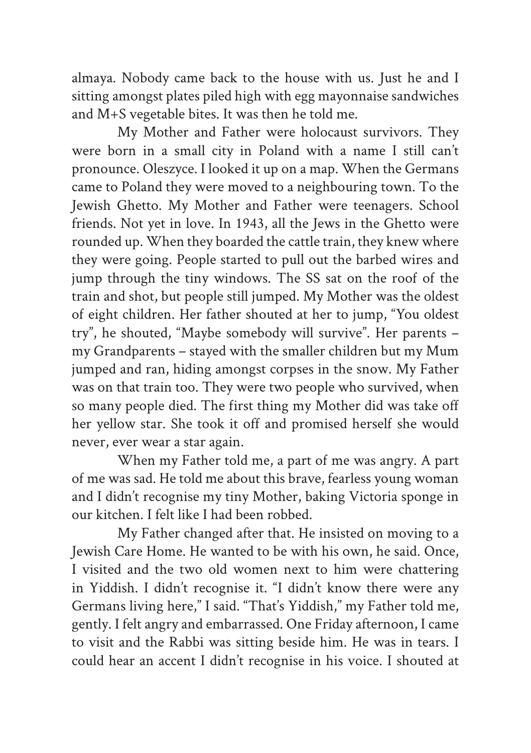almaya. Nobody came back to the house with us. Just he and I sitting amongst plates piled high with egg mayonnaise sandwiches and M+S vegetable bites. It was then he told me.

My Mother and Father were holocaust survivors. They were born in a small city in Poland with a name I still can't pronounce. Oleszyce. I looked it up on a map. When the Germans came to Poland they were moved to a neighbouring town. To the Jewish Ghetto. My Mother and Father were teenagers. School friends. Not yet in love. In 1943, all the Jews in the Ghetto were rounded up. When they boarded the cattle train, they knew where they were going. People started to pull out the barbed wires and jump through the tiny windows. The SS sat on the roof of the train and shot, but people still jumped. My Mother was the oldest of eight children. Her father shouted at her to jump, "You oldest try", he shouted, "Maybe somebody will survive". Her parents – my Grandparents – stayed with the smaller children but my Mum jumped and ran, hiding amongst corpses in the snow. My Father was on that train too. They were two people who survived, when so many people died. The first thing my Mother did was take off her yellow star. She took it off and promised herself she would never, ever wear a star again.

When my Father told me, a part of me was angry. A part of me was sad. He told me about this brave, fearless young woman and I didn't recognise my tiny Mother, baking Victoria sponge in our kitchen. I felt like I had been robbed.

My Father changed after that. He insisted on moving to a Jewish Care Home. He wanted to be with his own, he said. Once, I visited and the two old women next to him were chattering in Yiddish. I didn't recognise it. "I didn't know there were any Germans living here," I said. "That's Yiddish," my Father told me, gently. I felt angry and embarrassed. One Friday afternoon, I came to visit and the Rabbi was sitting beside him. He was in tears. I could hear an accent I didn't recognise in his voice. I shouted at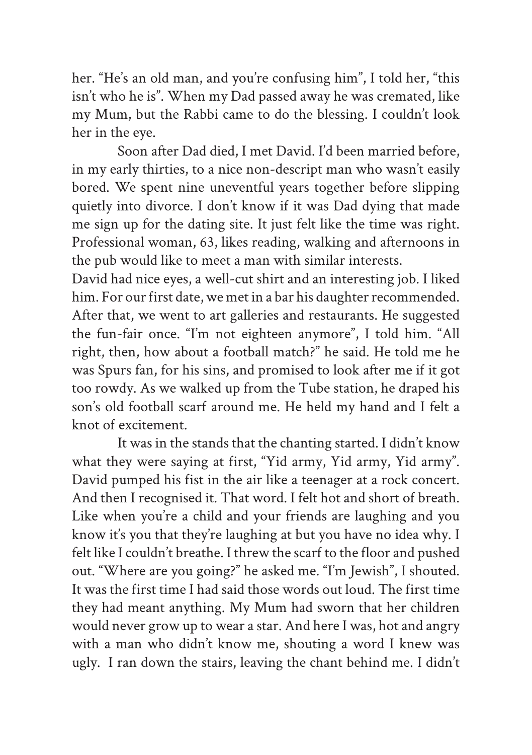her. "He's an old man, and you're confusing him", I told her, "this isn't who he is". When my Dad passed away he was cremated, like my Mum, but the Rabbi came to do the blessing. I couldn't look her in the eye.

Soon after Dad died, I met David. I'd been married before, in my early thirties, to a nice non-descript man who wasn't easily bored. We spent nine uneventful years together before slipping quietly into divorce. I don't know if it was Dad dying that made me sign up for the dating site. It just felt like the time was right. Professional woman, 63, likes reading, walking and afternoons in the pub would like to meet a man with similar interests.

David had nice eyes, a well-cut shirt and an interesting job. I liked him. For our first date, we met in a bar his daughter recommended. After that, we went to art galleries and restaurants. He suggested the fun-fair once. "I'm not eighteen anymore", I told him. "All right, then, how about a football match?" he said. He told me he was Spurs fan, for his sins, and promised to look after me if it got too rowdy. As we walked up from the Tube station, he draped his son's old football scarf around me. He held my hand and I felt a knot of excitement.

It was in the stands that the chanting started. I didn't know what they were saying at first, "Yid army, Yid army, Yid army". David pumped his fist in the air like a teenager at a rock concert. And then I recognised it. That word. I felt hot and short of breath. Like when you're a child and your friends are laughing and you know it's you that they're laughing at but you have no idea why. I felt like I couldn't breathe. I threw the scarf to the floor and pushed out. "Where are you going?" he asked me. "I'm Jewish", I shouted. It was the first time I had said those words out loud. The first time they had meant anything. My Mum had sworn that her children would never grow up to wear a star. And here I was, hot and angry with a man who didn't know me, shouting a word I knew was ugly. I ran down the stairs, leaving the chant behind me. I didn't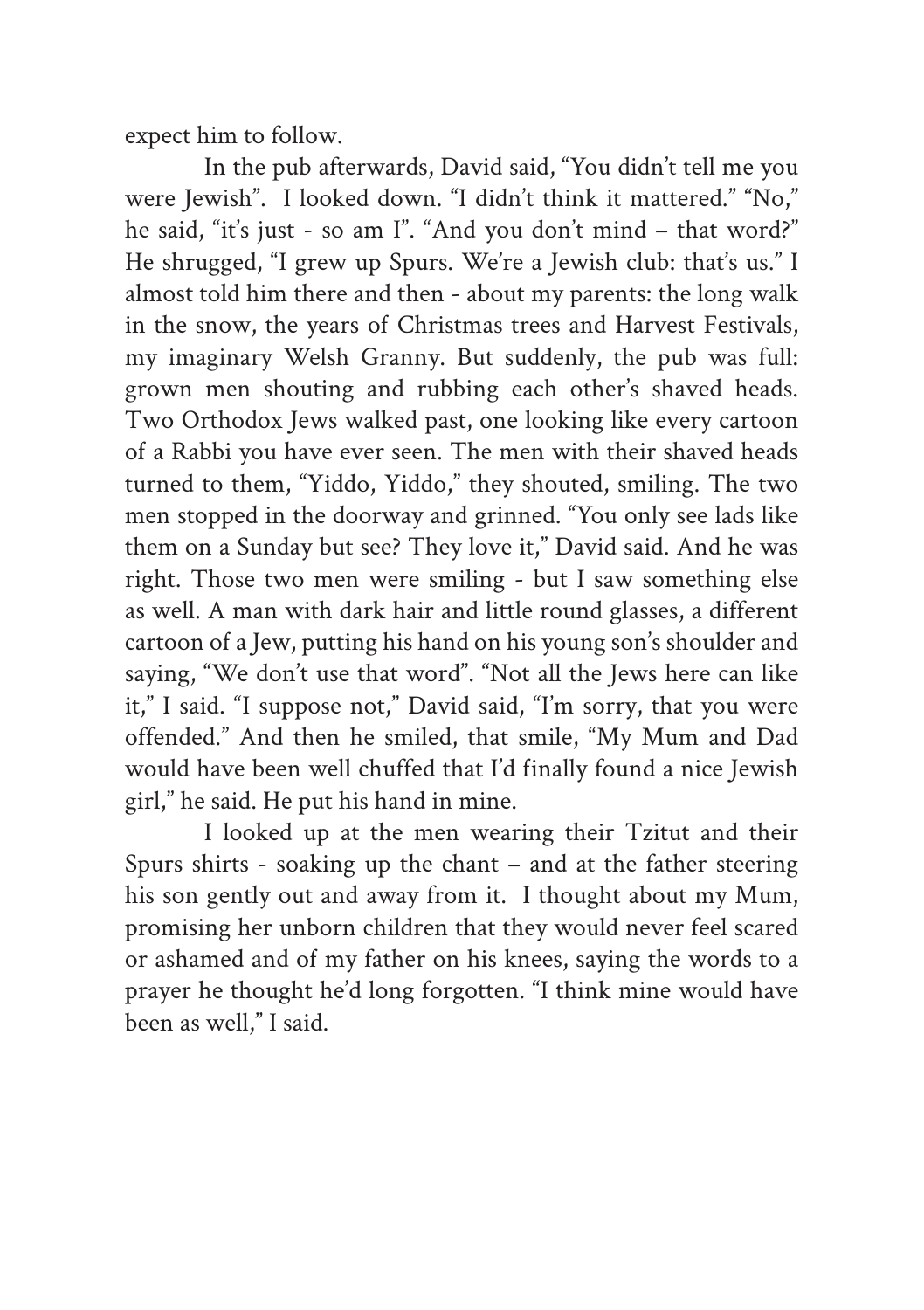expect him to follow.

In the pub afterwards, David said, “You didn’t tell me you were Jewish”.  I looked down. “I didn’t think it mattered.” “No,” he said, “it’s just - so am I”. “And you don’t mind – that word?” He shrugged, “I grew up Spurs. We’re a Jewish club: that’s us.” I almost told him there and then - about my parents: the long walk in the snow, the years of Christmas trees and Harvest Festivals, my imaginary Welsh Granny. But suddenly, the pub was full: grown men shouting and rubbing each other’s shaved heads. Two Orthodox Jews walked past, one looking like every cartoon of a Rabbi you have ever seen. The men with their shaved heads turned to them, “Yiddo, Yiddo,” they shouted, smiling. The two men stopped in the doorway and grinned. “You only see lads like them on a Sunday but see? They love it,” David said. And he was right. Those two men were smiling - but I saw something else as well. A man with dark hair and little round glasses, a different cartoon of a Jew, putting his hand on his young son’s shoulder and saying, “We don’t use that word”. “Not all the Jews here can like it,” I said. “I suppose not,” David said, “I’m sorry, that you were offended.” And then he smiled, that smile, “My Mum and Dad would have been well chuffed that I’d finally found a nice Jewish girl,” he said. He put his hand in mine.

I looked up at the men wearing their Tzitut and their Spurs shirts - soaking up the chant – and at the father steering his son gently out and away from it.  I thought about my Mum, promising her unborn children that they would never feel scared or ashamed and of my father on his knees, saying the words to a prayer he thought he’d long forgotten. “I think mine would have been as well,” I said.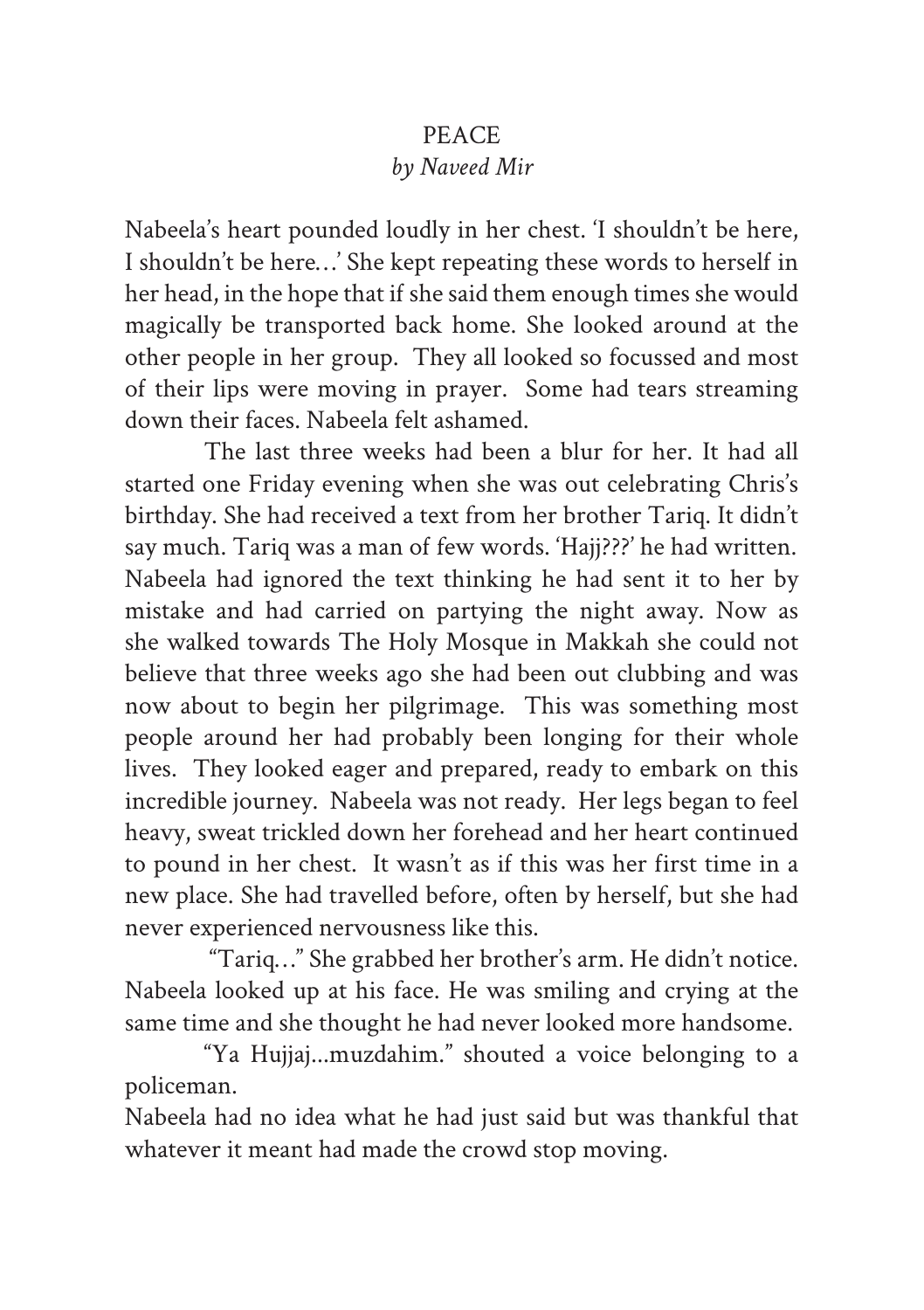# PEACE

*by Naveed Mir*

Nabeela's heart pounded loudly in her chest. 'I shouldn't be here, I shouldn't be here…' She kept repeating these words to herself in her head, in the hope that if she said them enough times she would magically be transported back home. She looked around at the other people in her group. They all looked so focussed and most of their lips were moving in prayer. Some had tears streaming down their faces. Nabeela felt ashamed.

The last three weeks had been a blur for her. It had all started one Friday evening when she was out celebrating Chris's birthday. She had received a text from her brother Tariq. It didn't say much. Tariq was a man of few words. 'Hajj???' he had written. Nabeela had ignored the text thinking he had sent it to her by mistake and had carried on partying the night away. Now as she walked towards The Holy Mosque in Makkah she could not believe that three weeks ago she had been out clubbing and was now about to begin her pilgrimage. This was something most people around her had probably been longing for their whole lives. They looked eager and prepared, ready to embark on this incredible journey. Nabeela was not ready. Her legs began to feel heavy, sweat trickled down her forehead and her heart continued to pound in her chest. It wasn't as if this was her first time in a new place. She had travelled before, often by herself, but she had never experienced nervousness like this.

"Tariq…" She grabbed her brother's arm. He didn't notice. Nabeela looked up at his face. He was smiling and crying at the same time and she thought he had never looked more handsome.

"Ya Hujjaj...muzdahim." shouted a voice belonging to a policeman.

Nabeela had no idea what he had just said but was thankful that whatever it meant had made the crowd stop moving.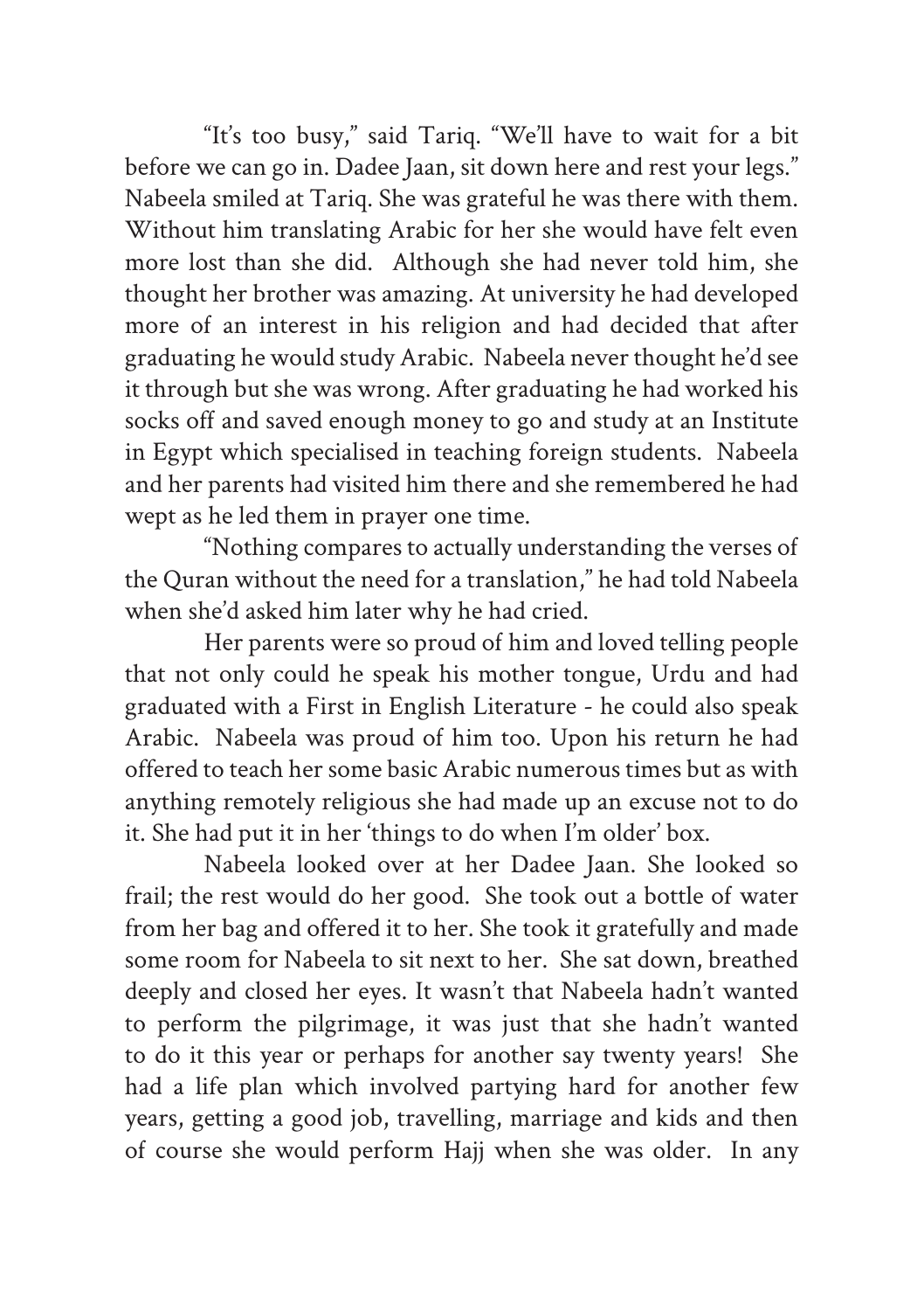"It's too busy," said Tariq. "We'll have to wait for a bit before we can go in. Dadee Jaan, sit down here and rest your legs." Nabeela smiled at Tariq. She was grateful he was there with them. Without him translating Arabic for her she would have felt even more lost than she did. Although she had never told him, she thought her brother was amazing. At university he had developed more of an interest in his religion and had decided that after graduating he would study Arabic. Nabeela never thought he'd see it through but she was wrong. After graduating he had worked his socks off and saved enough money to go and study at an Institute in Egypt which specialised in teaching foreign students. Nabeela and her parents had visited him there and she remembered he had wept as he led them in prayer one time.

"Nothing compares to actually understanding the verses of the Quran without the need for a translation," he had told Nabeela when she'd asked him later why he had cried.

Her parents were so proud of him and loved telling people that not only could he speak his mother tongue, Urdu and had graduated with a First in English Literature - he could also speak Arabic. Nabeela was proud of him too. Upon his return he had offered to teach her some basic Arabic numerous times but as with anything remotely religious she had made up an excuse not to do it. She had put it in her 'things to do when I'm older' box.

Nabeela looked over at her Dadee Jaan. She looked so frail; the rest would do her good. She took out a bottle of water from her bag and offered it to her. She took it gratefully and made some room for Nabeela to sit next to her. She sat down, breathed deeply and closed her eyes. It wasn't that Nabeela hadn't wanted to perform the pilgrimage, it was just that she hadn't wanted to do it this year or perhaps for another say twenty years! She had a life plan which involved partying hard for another few years, getting a good job, travelling, marriage and kids and then of course she would perform Hajj when she was older. In any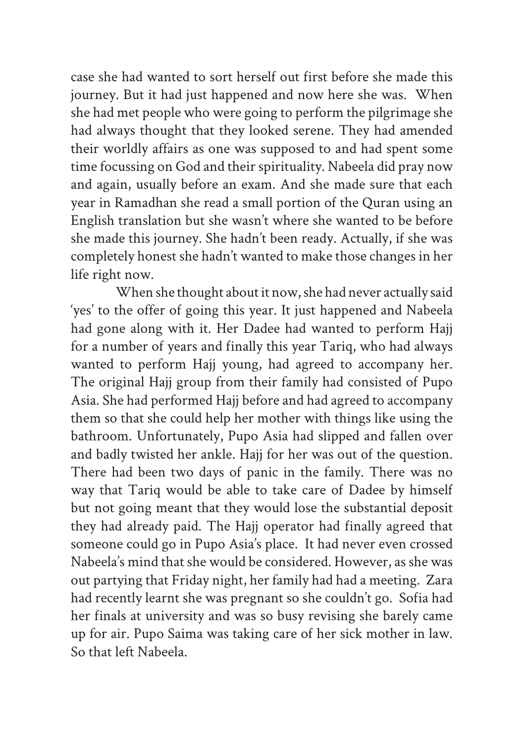case she had wanted to sort herself out first before she made this journey. But it had just happened and now here she was. When she had met people who were going to perform the pilgrimage she had always thought that they looked serene. They had amended their worldly affairs as one was supposed to and had spent some time focussing on God and their spirituality. Nabeela did pray now and again, usually before an exam. And she made sure that each year in Ramadhan she read a small portion of the Quran using an English translation but she wasn't where she wanted to be before she made this journey. She hadn't been ready. Actually, if she was completely honest she hadn't wanted to make those changes in her life right now.

When she thought about it now, she had never actually said 'yes' to the offer of going this year. It just happened and Nabeela had gone along with it. Her Dadee had wanted to perform Hajj for a number of years and finally this year Tariq, who had always wanted to perform Hajj young, had agreed to accompany her. The original Hajj group from their family had consisted of Pupo Asia. She had performed Hajj before and had agreed to accompany them so that she could help her mother with things like using the bathroom. Unfortunately, Pupo Asia had slipped and fallen over and badly twisted her ankle. Hajj for her was out of the question. There had been two days of panic in the family. There was no way that Tariq would be able to take care of Dadee by himself but not going meant that they would lose the substantial deposit they had already paid. The Hajj operator had finally agreed that someone could go in Pupo Asia's place. It had never even crossed Nabeela's mind that she would be considered. However, as she was out partying that Friday night, her family had had a meeting. Zara had recently learnt she was pregnant so she couldn't go. Sofia had her finals at university and was so busy revising she barely came up for air. Pupo Saima was taking care of her sick mother in law. So that left Nabeela.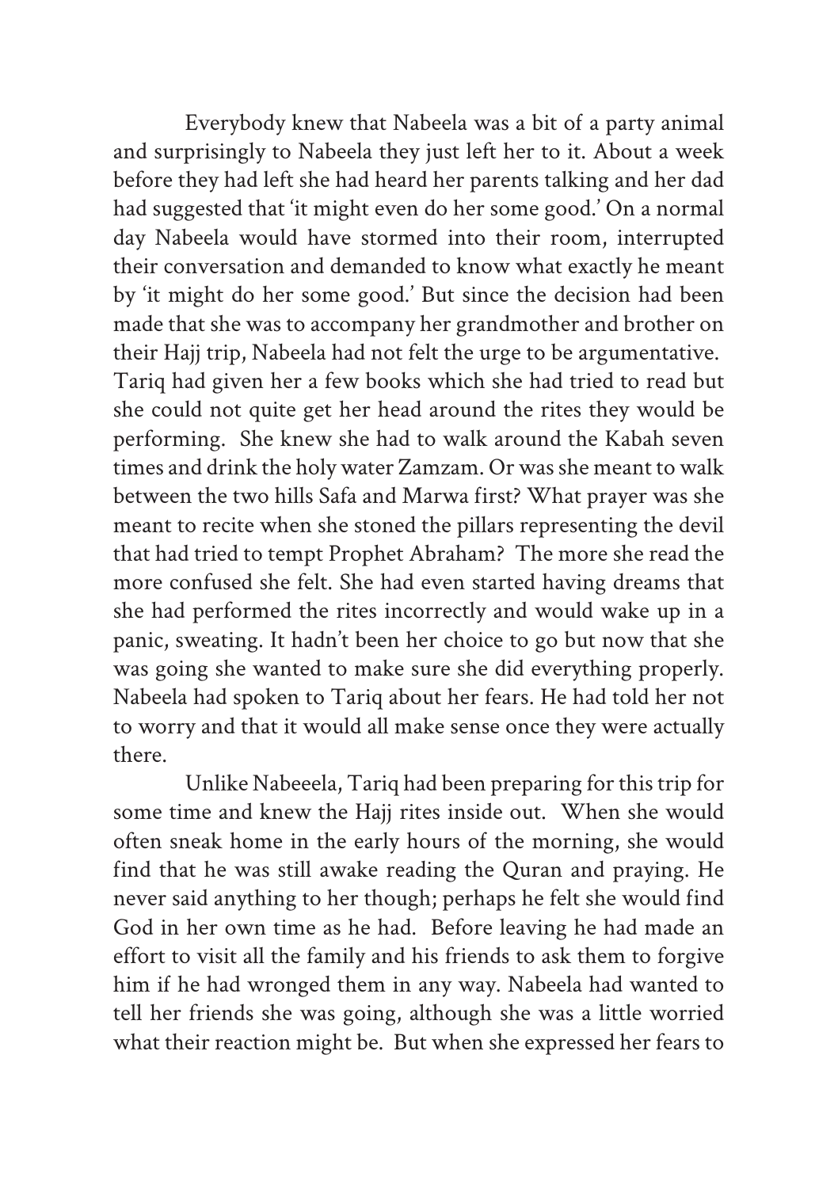Everybody knew that Nabeela was a bit of a party animal and surprisingly to Nabeela they just left her to it. About a week before they had left she had heard her parents talking and her dad had suggested that 'it might even do her some good.' On a normal day Nabeela would have stormed into their room, interrupted their conversation and demanded to know what exactly he meant by 'it might do her some good.' But since the decision had been made that she was to accompany her grandmother and brother on their Hajj trip, Nabeela had not felt the urge to be argumentative. Tariq had given her a few books which she had tried to read but she could not quite get her head around the rites they would be performing. She knew she had to walk around the Kabah seven times and drink the holy water Zamzam. Or was she meant to walk between the two hills Safa and Marwa first? What prayer was she meant to recite when she stoned the pillars representing the devil that had tried to tempt Prophet Abraham? The more she read the more confused she felt. She had even started having dreams that she had performed the rites incorrectly and would wake up in a panic, sweating. It hadn't been her choice to go but now that she was going she wanted to make sure she did everything properly. Nabeela had spoken to Tariq about her fears. He had told her not to worry and that it would all make sense once they were actually there.

Unlike Nabeeela, Tariq had been preparing for this trip for some time and knew the Hajj rites inside out. When she would often sneak home in the early hours of the morning, she would find that he was still awake reading the Quran and praying. He never said anything to her though; perhaps he felt she would find God in her own time as he had. Before leaving he had made an effort to visit all the family and his friends to ask them to forgive him if he had wronged them in any way. Nabeela had wanted to tell her friends she was going, although she was a little worried what their reaction might be. But when she expressed her fears to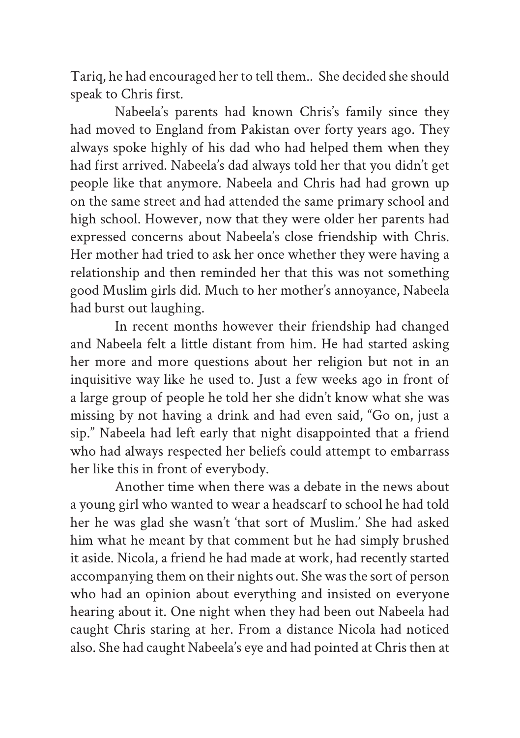Tariq, he had encouraged her to tell them.. She decided she should speak to Chris first.

Nabeela's parents had known Chris's family since they had moved to England from Pakistan over forty years ago. They always spoke highly of his dad who had helped them when they had first arrived. Nabeela's dad always told her that you didn't get people like that anymore. Nabeela and Chris had had grown up on the same street and had attended the same primary school and high school. However, now that they were older her parents had expressed concerns about Nabeela's close friendship with Chris. Her mother had tried to ask her once whether they were having a relationship and then reminded her that this was not something good Muslim girls did. Much to her mother's annoyance, Nabeela had burst out laughing.

In recent months however their friendship had changed and Nabeela felt a little distant from him. He had started asking her more and more questions about her religion but not in an inquisitive way like he used to. Just a few weeks ago in front of a large group of people he told her she didn't know what she was missing by not having a drink and had even said, "Go on, just a sip." Nabeela had left early that night disappointed that a friend who had always respected her beliefs could attempt to embarrass her like this in front of everybody.

Another time when there was a debate in the news about a young girl who wanted to wear a headscarf to school he had told her he was glad she wasn't 'that sort of Muslim.' She had asked him what he meant by that comment but he had simply brushed it aside. Nicola, a friend he had made at work, had recently started accompanying them on their nights out. She was the sort of person who had an opinion about everything and insisted on everyone hearing about it. One night when they had been out Nabeela had caught Chris staring at her. From a distance Nicola had noticed also. She had caught Nabeela's eye and had pointed at Chris then at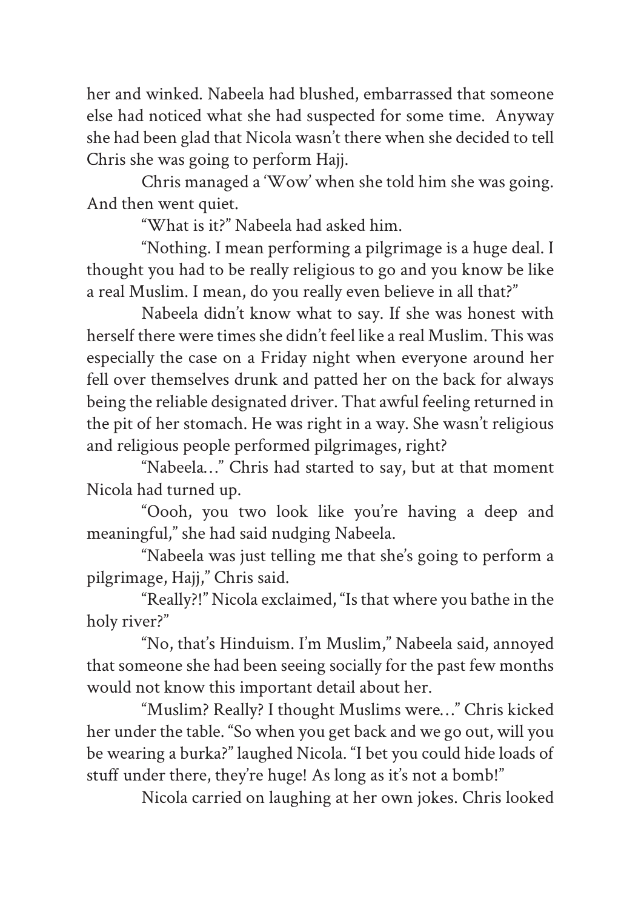her and winked. Nabeela had blushed, embarrassed that someone else had noticed what she had suspected for some time. Anyway she had been glad that Nicola wasn't there when she decided to tell Chris she was going to perform Hajj.

Chris managed a 'Wow' when she told him she was going. And then went quiet.

"What is it?" Nabeela had asked him.

"Nothing. I mean performing a pilgrimage is a huge deal. I thought you had to be really religious to go and you know be like a real Muslim. I mean, do you really even believe in all that?"

Nabeela didn't know what to say. If she was honest with herself there were times she didn't feel like a real Muslim. This was especially the case on a Friday night when everyone around her fell over themselves drunk and patted her on the back for always being the reliable designated driver. That awful feeling returned in the pit of her stomach. He was right in a way. She wasn't religious and religious people performed pilgrimages, right?

"Nabeela…" Chris had started to say, but at that moment Nicola had turned up.

"Oooh, you two look like you're having a deep and meaningful," she had said nudging Nabeela.

"Nabeela was just telling me that she's going to perform a pilgrimage, Hajj," Chris said.

"Really?!" Nicola exclaimed, "Is that where you bathe in the holy river?"

"No, that's Hinduism. I'm Muslim," Nabeela said, annoyed that someone she had been seeing socially for the past few months would not know this important detail about her.

"Muslim? Really? I thought Muslims were…" Chris kicked her under the table. "So when you get back and we go out, will you be wearing a burka?" laughed Nicola. "I bet you could hide loads of stuff under there, they're huge! As long as it's not a bomb!"

Nicola carried on laughing at her own jokes. Chris looked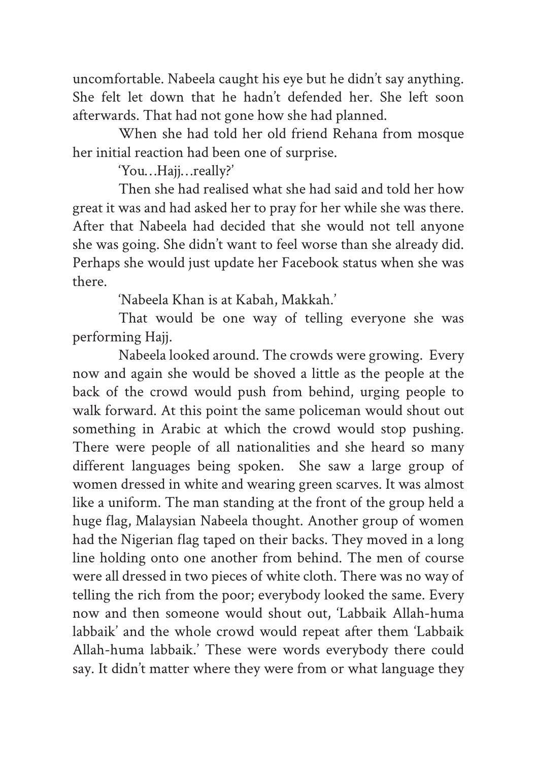uncomfortable. Nabeela caught his eye but he didn't say anything. She felt let down that he hadn't defended her. She left soon afterwards. That had not gone how she had planned.

When she had told her old friend Rehana from mosque her initial reaction had been one of surprise.

'You…Hajj…really?'

Then she had realised what she had said and told her how great it was and had asked her to pray for her while she was there. After that Nabeela had decided that she would not tell anyone she was going. She didn't want to feel worse than she already did. Perhaps she would just update her Facebook status when she was there.

'Nabeela Khan is at Kabah, Makkah.'

That would be one way of telling everyone she was performing Hajj.

Nabeela looked around. The crowds were growing. Every now and again she would be shoved a little as the people at the back of the crowd would push from behind, urging people to walk forward. At this point the same policeman would shout out something in Arabic at which the crowd would stop pushing. There were people of all nationalities and she heard so many different languages being spoken. She saw a large group of women dressed in white and wearing green scarves. It was almost like a uniform. The man standing at the front of the group held a huge flag, Malaysian Nabeela thought. Another group of women had the Nigerian flag taped on their backs. They moved in a long line holding onto one another from behind. The men of course were all dressed in two pieces of white cloth. There was no way of telling the rich from the poor; everybody looked the same. Every now and then someone would shout out, 'Labbaik Allah-huma labbaik' and the whole crowd would repeat after them 'Labbaik Allah-huma labbaik.' These were words everybody there could say. It didn't matter where they were from or what language they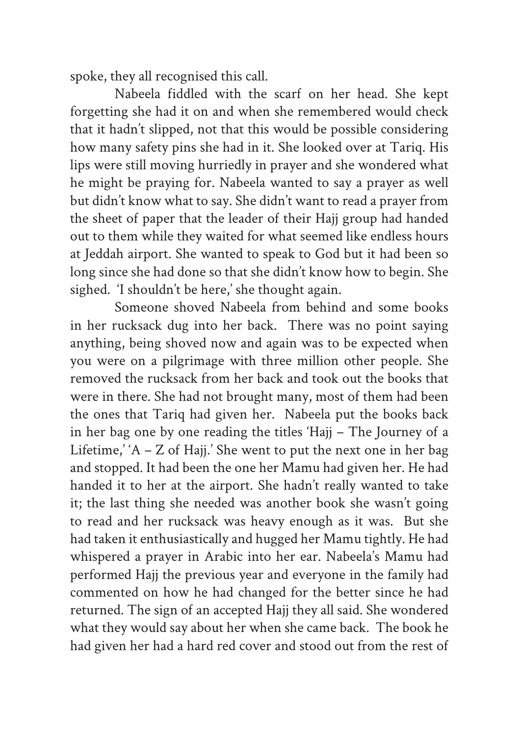spoke, they all recognised this call.

Nabeela fiddled with the scarf on her head. She kept forgetting she had it on and when she remembered would check that it hadn't slipped, not that this would be possible considering how many safety pins she had in it. She looked over at Tariq. His lips were still moving hurriedly in prayer and she wondered what he might be praying for. Nabeela wanted to say a prayer as well but didn't know what to say. She didn't want to read a prayer from the sheet of paper that the leader of their Hajj group had handed out to them while they waited for what seemed like endless hours at Jeddah airport. She wanted to speak to God but it had been so long since she had done so that she didn't know how to begin. She sighed. 'I shouldn't be here,' she thought again.

Someone shoved Nabeela from behind and some books in her rucksack dug into her back. There was no point saying anything, being shoved now and again was to be expected when you were on a pilgrimage with three million other people. She removed the rucksack from her back and took out the books that were in there. She had not brought many, most of them had been the ones that Tariq had given her. Nabeela put the books back in her bag one by one reading the titles 'Hajj – The Journey of a Lifetime,' 'A – Z of Hajj.' She went to put the next one in her bag and stopped. It had been the one her Mamu had given her. He had handed it to her at the airport. She hadn't really wanted to take it; the last thing she needed was another book she wasn't going to read and her rucksack was heavy enough as it was. But she had taken it enthusiastically and hugged her Mamu tightly. He had whispered a prayer in Arabic into her ear. Nabeela's Mamu had performed Hajj the previous year and everyone in the family had commented on how he had changed for the better since he had returned. The sign of an accepted Hajj they all said. She wondered what they would say about her when she came back. The book he had given her had a hard red cover and stood out from the rest of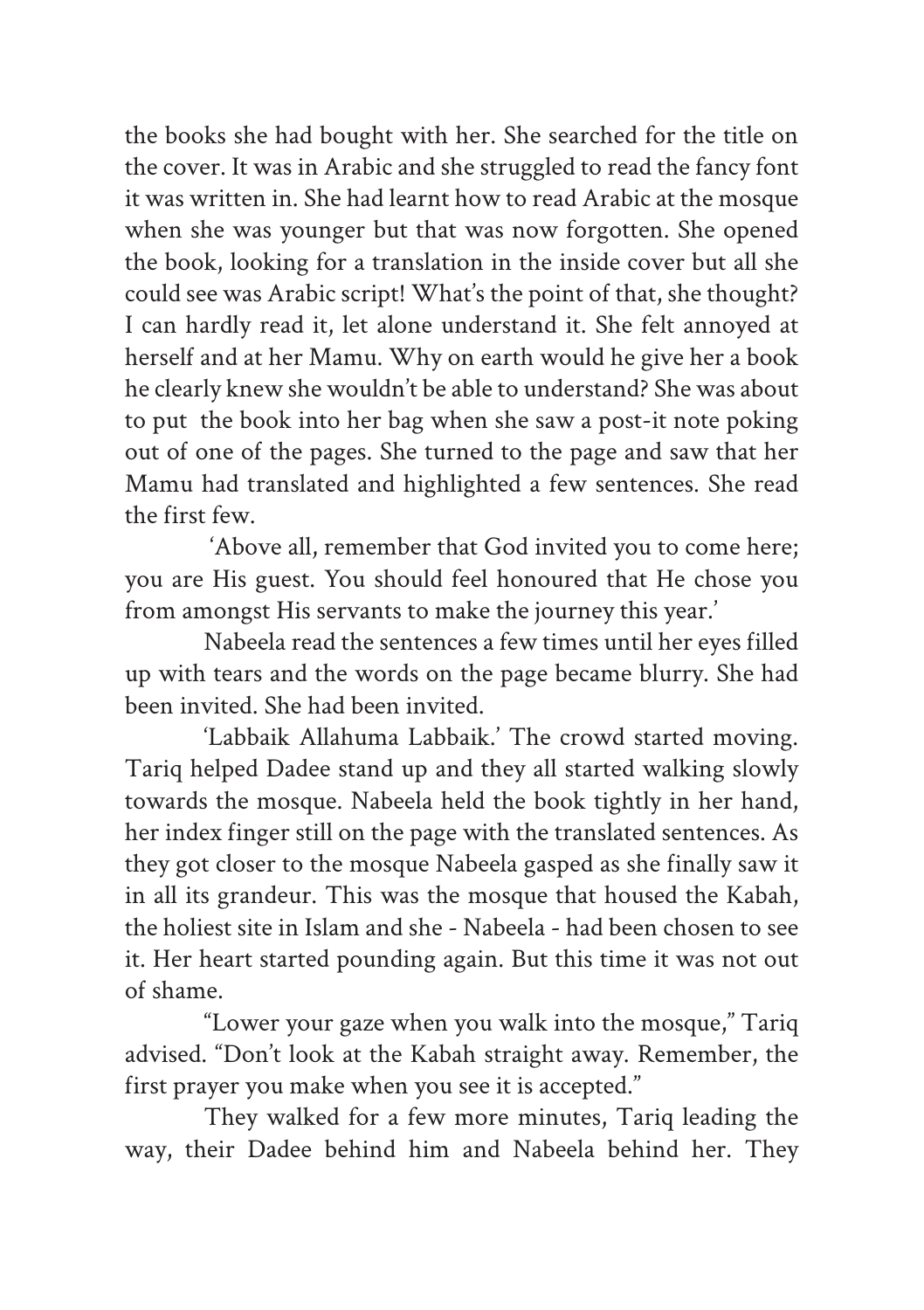the books she had bought with her. She searched for the title on the cover. It was in Arabic and she struggled to read the fancy font it was written in. She had learnt how to read Arabic at the mosque when she was younger but that was now forgotten. She opened the book, looking for a translation in the inside cover but all she could see was Arabic script! What's the point of that, she thought? I can hardly read it, let alone understand it. She felt annoyed at herself and at her Mamu. Why on earth would he give her a book he clearly knew she wouldn't be able to understand? She was about to put the book into her bag when she saw a post-it note poking out of one of the pages. She turned to the page and saw that her Mamu had translated and highlighted a few sentences. She read the first few.

'Above all, remember that God invited you to come here; you are His guest. You should feel honoured that He chose you from amongst His servants to make the journey this year.'

Nabeela read the sentences a few times until her eyes filled up with tears and the words on the page became blurry. She had been invited. She had been invited.

'Labbaik Allahuma Labbaik.' The crowd started moving. Tariq helped Dadee stand up and they all started walking slowly towards the mosque. Nabeela held the book tightly in her hand, her index finger still on the page with the translated sentences. As they got closer to the mosque Nabeela gasped as she finally saw it in all its grandeur. This was the mosque that housed the Kabah, the holiest site in Islam and she - Nabeela - had been chosen to see it. Her heart started pounding again. But this time it was not out of shame.

"Lower your gaze when you walk into the mosque," Tariq advised. "Don't look at the Kabah straight away. Remember, the first prayer you make when you see it is accepted."

They walked for a few more minutes, Tariq leading the way, their Dadee behind him and Nabeela behind her. They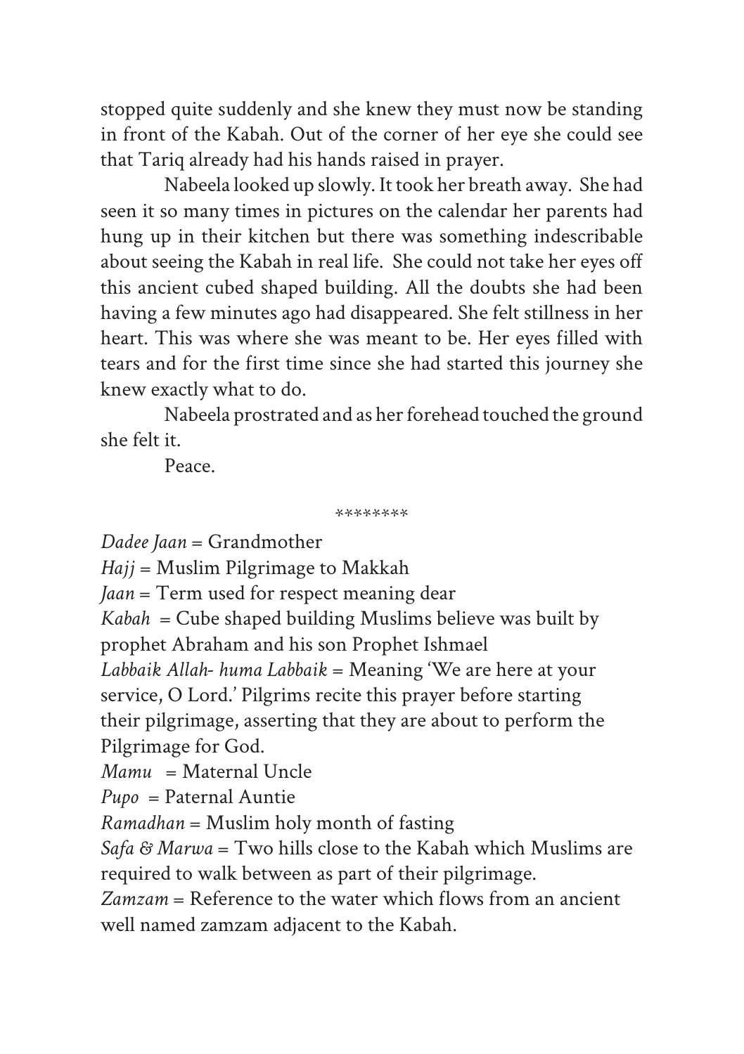stopped quite suddenly and she knew they must now be standing in front of the Kabah. Out of the corner of her eye she could see that Tariq already had his hands raised in prayer.

Nabeela looked up slowly. It took her breath away. She had seen it so many times in pictures on the calendar her parents had hung up in their kitchen but there was something indescribable about seeing the Kabah in real life. She could not take her eyes off this ancient cubed shaped building. All the doubts she had been having a few minutes ago had disappeared. She felt stillness in her heart. This was where she was meant to be. Her eyes filled with tears and for the first time since she had started this journey she knew exactly what to do.

Nabeela prostrated and as her forehead touched the ground she felt it.

Peace.

********

*Dadee Jaan* = Grandmother

*Hajj* = Muslim Pilgrimage to Makkah

*Jaan* = Term used for respect meaning dear

*Kabah* = Cube shaped building Muslims believe was built by prophet Abraham and his son Prophet Ishmael

*Labbaik Allah- huma Labbaik* = Meaning 'We are here at your service, O Lord.' Pilgrims recite this prayer before starting their pilgrimage, asserting that they are about to perform the Pilgrimage for God.

*Mamu* = Maternal Uncle

*Pupo* = Paternal Auntie

*Ramadhan* = Muslim holy month of fasting

*Safa & Marwa* = Two hills close to the Kabah which Muslims are required to walk between as part of their pilgrimage.

*Zamzam* = Reference to the water which flows from an ancient well named zamzam adjacent to the Kabah.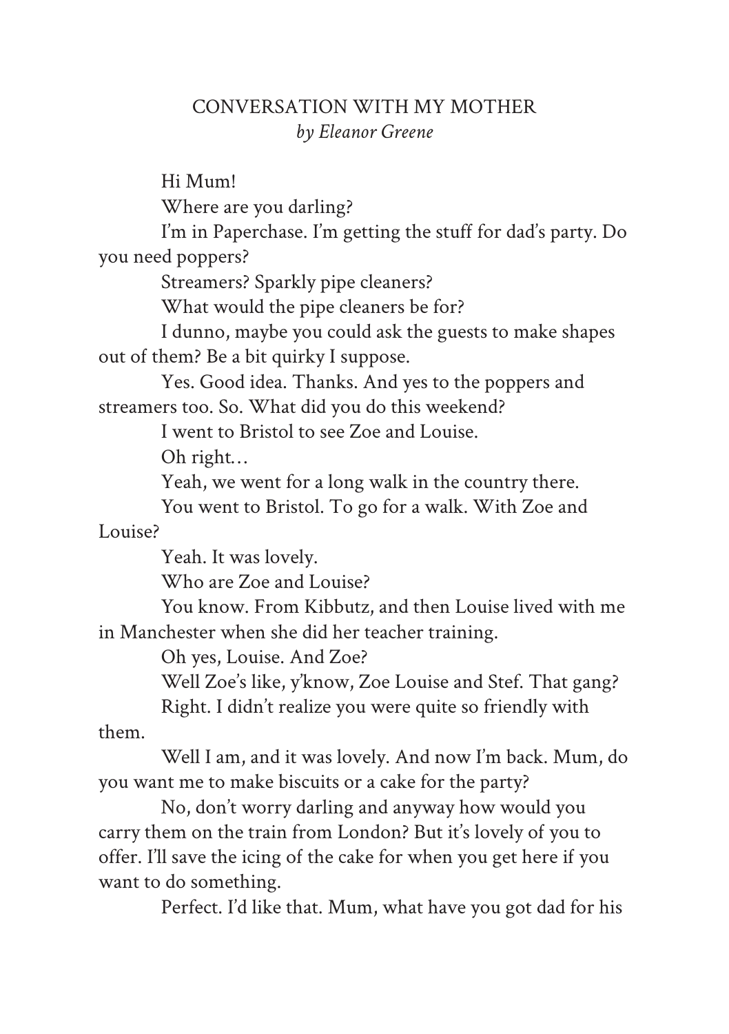# CONVERSATION WITH MY MOTHER

*by Eleanor Greene*

Hi Mum!

Where are you darling?

I'm in Paperchase. I'm getting the stuff for dad's party. Do you need poppers?

Streamers? Sparkly pipe cleaners?

What would the pipe cleaners be for?

I dunno, maybe you could ask the guests to make shapes out of them? Be a bit quirky I suppose.

Yes. Good idea. Thanks. And yes to the poppers and streamers too. So. What did you do this weekend?

I went to Bristol to see Zoe and Louise.

Oh right…

Yeah, we went for a long walk in the country there.

You went to Bristol. To go for a walk. With Zoe and Louise?

Yeah. It was lovely.

Who are Zoe and Louise?

You know. From Kibbutz, and then Louise lived with me in Manchester when she did her teacher training.

Oh yes, Louise. And Zoe?

Well Zoe's like, y'know, Zoe Louise and Stef. That gang?

Right. I didn't realize you were quite so friendly with them.

Well I am, and it was lovely. And now I'm back. Mum, do you want me to make biscuits or a cake for the party?

No, don't worry darling and anyway how would you carry them on the train from London? But it's lovely of you to offer. I'll save the icing of the cake for when you get here if you want to do something.

Perfect. I'd like that. Mum, what have you got dad for his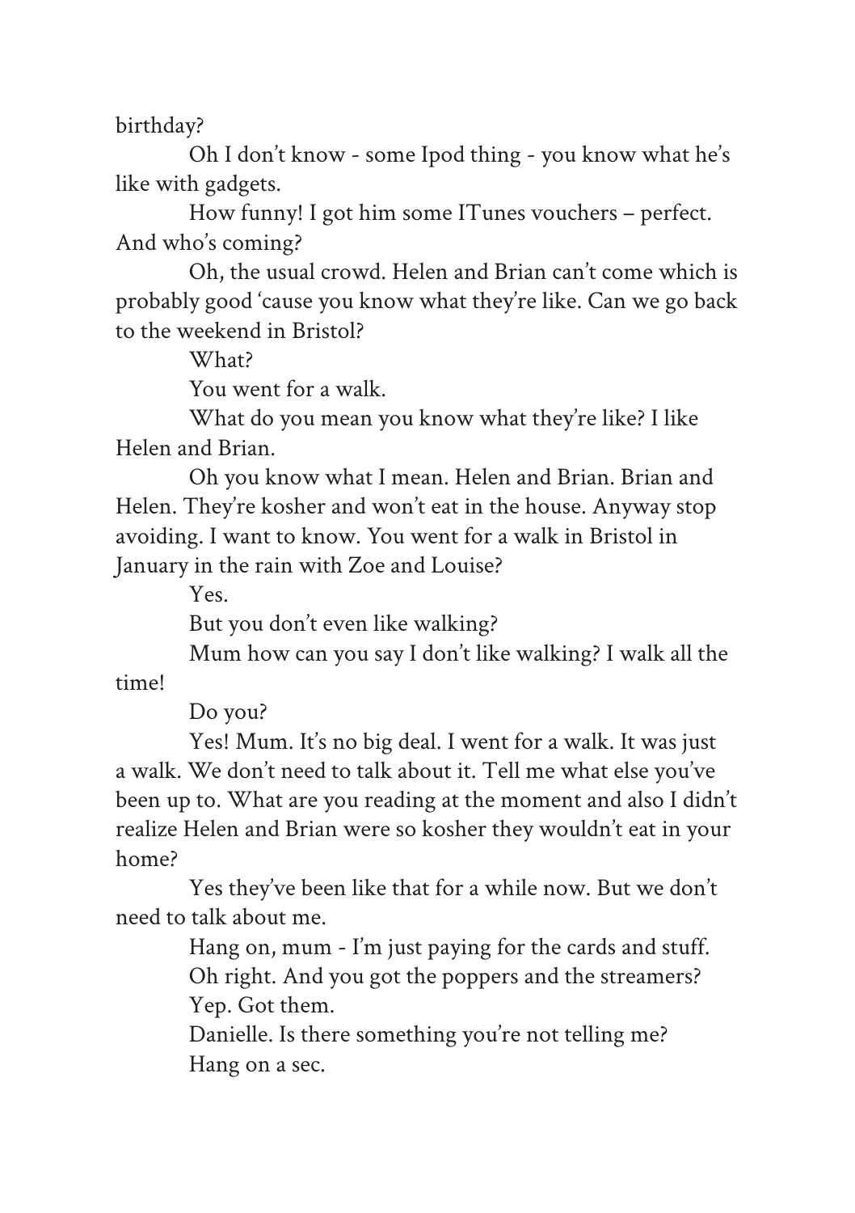birthday?

Oh I don't know - some Ipod thing - you know what he's like with gadgets.

How funny! I got him some ITunes vouchers – perfect. And who's coming?

Oh, the usual crowd. Helen and Brian can't come which is probably good 'cause you know what they're like. Can we go back to the weekend in Bristol?

What?

You went for a walk.

What do you mean you know what they're like? I like Helen and Brian.

Oh you know what I mean. Helen and Brian. Brian and Helen. They're kosher and won't eat in the house. Anyway stop avoiding. I want to know. You went for a walk in Bristol in January in the rain with Zoe and Louise?

Yes.

But you don't even like walking?

Mum how can you say I don't like walking? I walk all the time!

Do you?

Yes! Mum. It's no big deal. I went for a walk. It was just a walk. We don't need to talk about it. Tell me what else you've been up to. What are you reading at the moment and also I didn't realize Helen and Brian were so kosher they wouldn't eat in your home?

Yes they've been like that for a while now. But we don't need to talk about me.

Hang on, mum - I'm just paying for the cards and stuff.

Oh right. And you got the poppers and the streamers?

Yep. Got them.

Danielle. Is there something you're not telling me?

Hang on a sec.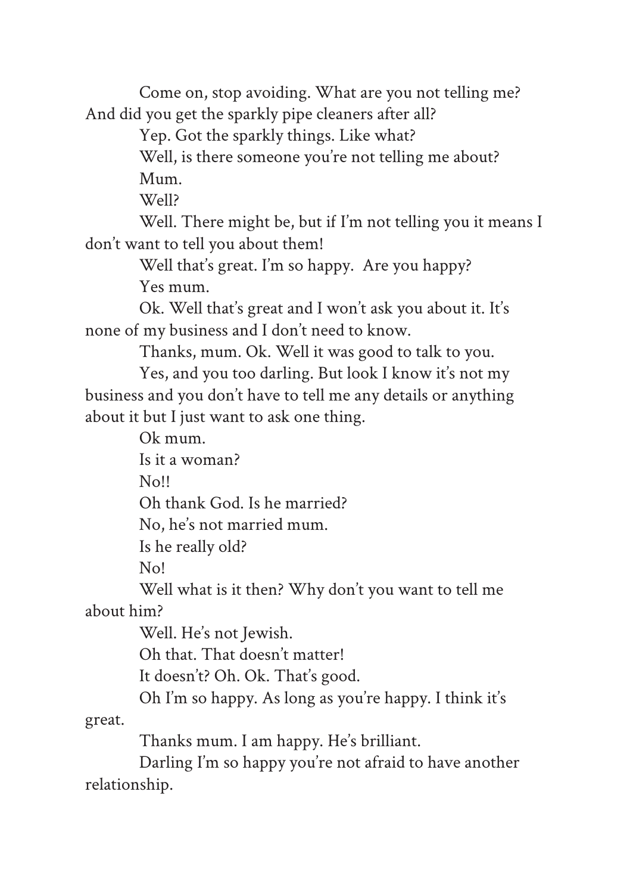Come on, stop avoiding. What are you not telling me? And did you get the sparkly pipe cleaners after all?

Yep. Got the sparkly things. Like what?

Well, is there someone you're not telling me about?

Mum.

Well?

Well. There might be, but if I'm not telling you it means I don't want to tell you about them!

Well that's great. I'm so happy. Are you happy?

Yes mum.

Ok. Well that's great and I won't ask you about it. It's none of my business and I don't need to know.

Thanks, mum. Ok. Well it was good to talk to you.

Yes, and you too darling. But look I know it's not my business and you don't have to tell me any details or anything about it but I just want to ask one thing.

Ok mum.

Is it a woman?

No!!

Oh thank God. Is he married?

No, he's not married mum.

Is he really old?

No!

Well what is it then? Why don't you want to tell me about him?

Well. He's not Jewish.

Oh that. That doesn't matter!

It doesn't? Oh. Ok. That's good.

Oh I'm so happy. As long as you're happy. I think it's great.

Thanks mum. I am happy. He's brilliant.

Darling I'm so happy you're not afraid to have another relationship.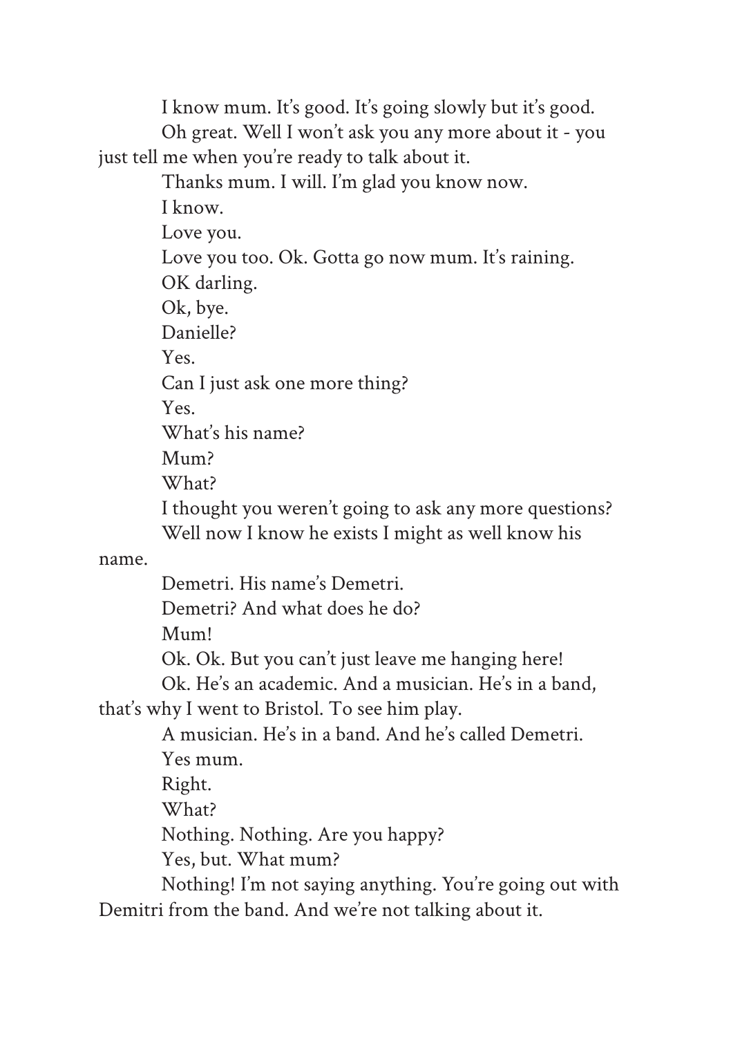I know mum. It's good. It's going slowly but it's good.

Oh great. Well I won't ask you any more about it - you just tell me when you're ready to talk about it.

Thanks mum. I will. I'm glad you know now.

I know.

Love you.

Love you too. Ok. Gotta go now mum. It's raining.

OK darling.

Ok, bye.

Danielle?

Yes.

Can I just ask one more thing?

Yes.

What's his name?

Mum?

What?

I thought you weren't going to ask any more questions?

Well now I know he exists I might as well know his name.

Demetri. His name's Demetri.

Demetri? And what does he do?

Mum!

Ok. Ok. But you can't just leave me hanging here!

Ok. He's an academic. And a musician. He's in a band, that's why I went to Bristol. To see him play.

A musician. He's in a band. And he's called Demetri.

Yes mum.

Right.

What?

Nothing. Nothing. Are you happy?

Yes, but. What mum?

Nothing! I'm not saying anything. You're going out with Demitri from the band. And we're not talking about it.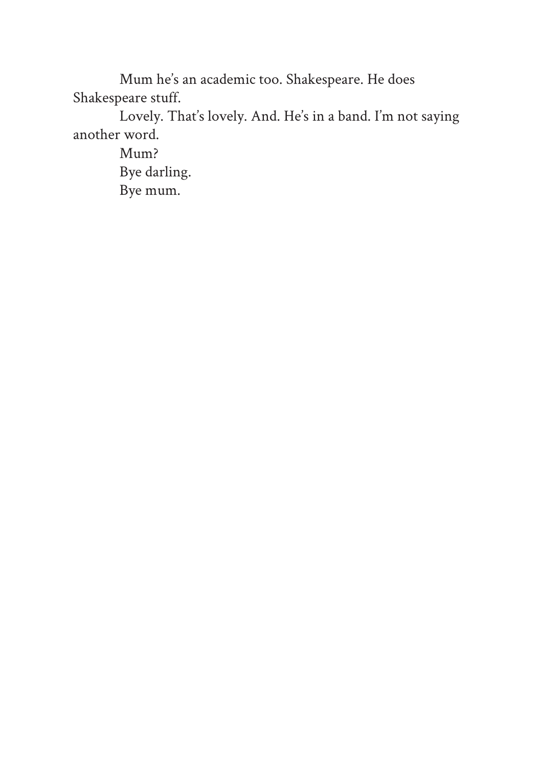Mum he's an academic too. Shakespeare. He does Shakespeare stuff.

Lovely. That's lovely. And. He's in a band. I'm not saying another word.

Mum?

Bye darling.

Bye mum.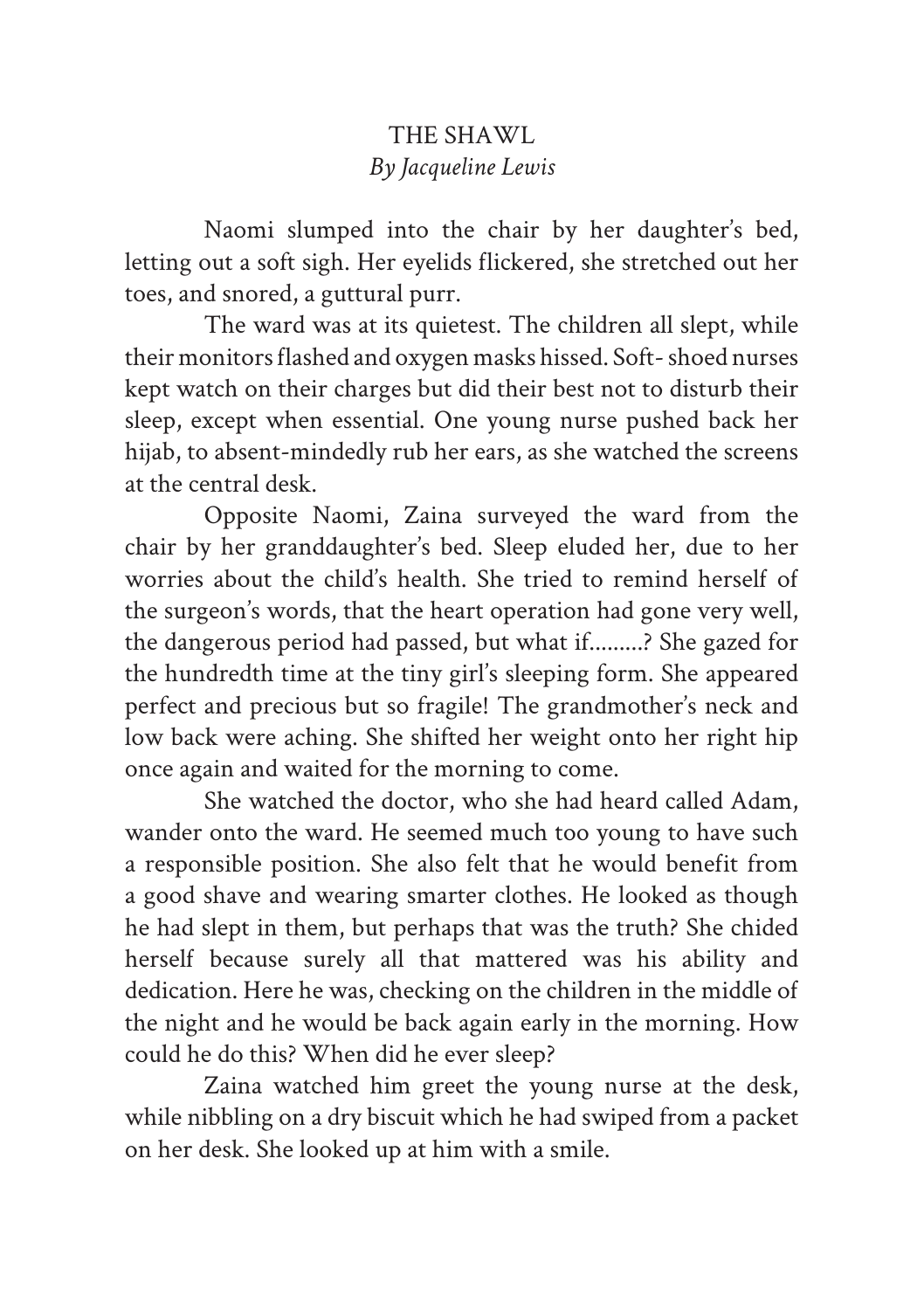# THE SHAWL

*By Jacqueline Lewis*

Naomi slumped into the chair by her daughter's bed, letting out a soft sigh. Her eyelids flickered, she stretched out her toes, and snored, a guttural purr.

The ward was at its quietest. The children all slept, while their monitors flashed and oxygen masks hissed. Soft- shoed nurses kept watch on their charges but did their best not to disturb their sleep, except when essential. One young nurse pushed back her hijab, to absent-mindedly rub her ears, as she watched the screens at the central desk.

Opposite Naomi, Zaina surveyed the ward from the chair by her granddaughter's bed. Sleep eluded her, due to her worries about the child's health. She tried to remind herself of the surgeon's words, that the heart operation had gone very well, the dangerous period had passed, but what if.........? She gazed for the hundredth time at the tiny girl's sleeping form. She appeared perfect and precious but so fragile! The grandmother's neck and low back were aching. She shifted her weight onto her right hip once again and waited for the morning to come.

She watched the doctor, who she had heard called Adam, wander onto the ward. He seemed much too young to have such a responsible position. She also felt that he would benefit from a good shave and wearing smarter clothes. He looked as though he had slept in them, but perhaps that was the truth? She chided herself because surely all that mattered was his ability and dedication. Here he was, checking on the children in the middle of the night and he would be back again early in the morning. How could he do this? When did he ever sleep?

Zaina watched him greet the young nurse at the desk, while nibbling on a dry biscuit which he had swiped from a packet on her desk. She looked up at him with a smile.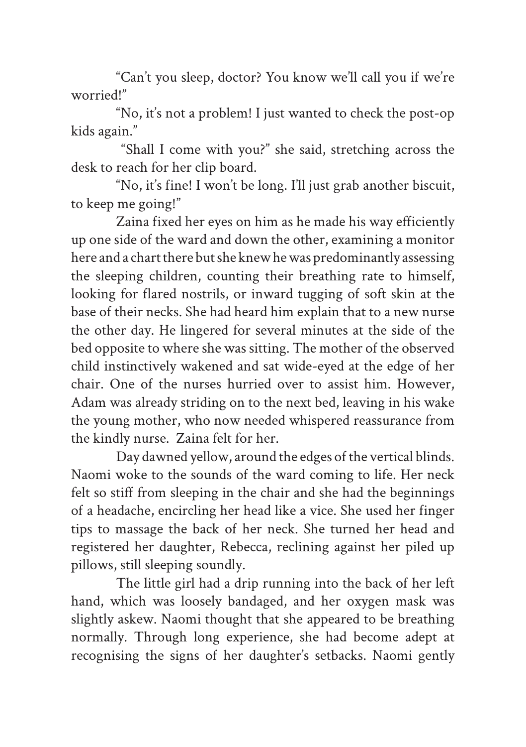"Can't you sleep, doctor? You know we'll call you if we're worried!"

"No, it's not a problem! I just wanted to check the post-op kids again."

"Shall I come with you?" she said, stretching across the desk to reach for her clip board.

"No, it's fine! I won't be long. I'll just grab another biscuit, to keep me going!"

Zaina fixed her eyes on him as he made his way efficiently up one side of the ward and down the other, examining a monitor here and a chart there but she knew he was predominantly assessing the sleeping children, counting their breathing rate to himself, looking for flared nostrils, or inward tugging of soft skin at the base of their necks. She had heard him explain that to a new nurse the other day. He lingered for several minutes at the side of the bed opposite to where she was sitting. The mother of the observed child instinctively wakened and sat wide-eyed at the edge of her chair. One of the nurses hurried over to assist him. However, Adam was already striding on to the next bed, leaving in his wake the young mother, who now needed whispered reassurance from the kindly nurse. Zaina felt for her.

Day dawned yellow, around the edges of the vertical blinds. Naomi woke to the sounds of the ward coming to life. Her neck felt so stiff from sleeping in the chair and she had the beginnings of a headache, encircling her head like a vice. She used her finger tips to massage the back of her neck. She turned her head and registered her daughter, Rebecca, reclining against her piled up pillows, still sleeping soundly.

The little girl had a drip running into the back of her left hand, which was loosely bandaged, and her oxygen mask was slightly askew. Naomi thought that she appeared to be breathing normally. Through long experience, she had become adept at recognising the signs of her daughter's setbacks. Naomi gently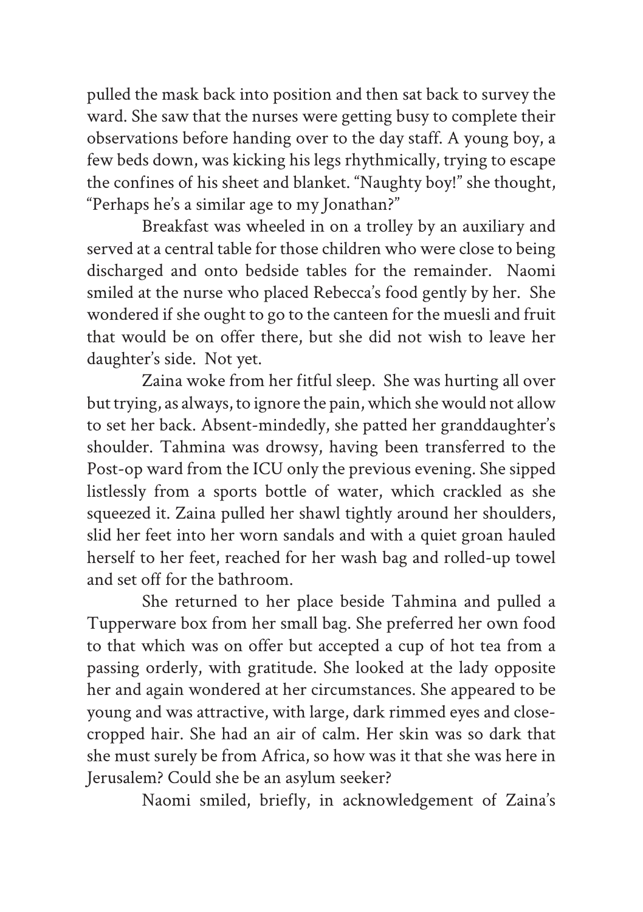pulled the mask back into position and then sat back to survey the ward. She saw that the nurses were getting busy to complete their observations before handing over to the day staff. A young boy, a few beds down, was kicking his legs rhythmically, trying to escape the confines of his sheet and blanket. "Naughty boy!" she thought, "Perhaps he's a similar age to my Jonathan?"

Breakfast was wheeled in on a trolley by an auxiliary and served at a central table for those children who were close to being discharged and onto bedside tables for the remainder. Naomi smiled at the nurse who placed Rebecca's food gently by her. She wondered if she ought to go to the canteen for the muesli and fruit that would be on offer there, but she did not wish to leave her daughter's side. Not yet.

Zaina woke from her fitful sleep. She was hurting all over but trying, as always, to ignore the pain, which she would not allow to set her back. Absent-mindedly, she patted her granddaughter's shoulder. Tahmina was drowsy, having been transferred to the Post-op ward from the ICU only the previous evening. She sipped listlessly from a sports bottle of water, which crackled as she squeezed it. Zaina pulled her shawl tightly around her shoulders, slid her feet into her worn sandals and with a quiet groan hauled herself to her feet, reached for her wash bag and rolled-up towel and set off for the bathroom.

She returned to her place beside Tahmina and pulled a Tupperware box from her small bag. She preferred her own food to that which was on offer but accepted a cup of hot tea from a passing orderly, with gratitude. She looked at the lady opposite her and again wondered at her circumstances. She appeared to be young and was attractive, with large, dark rimmed eyes and close-cropped hair. She had an air of calm. Her skin was so dark that she must surely be from Africa, so how was it that she was here in Jerusalem? Could she be an asylum seeker?

Naomi smiled, briefly, in acknowledgement of Zaina's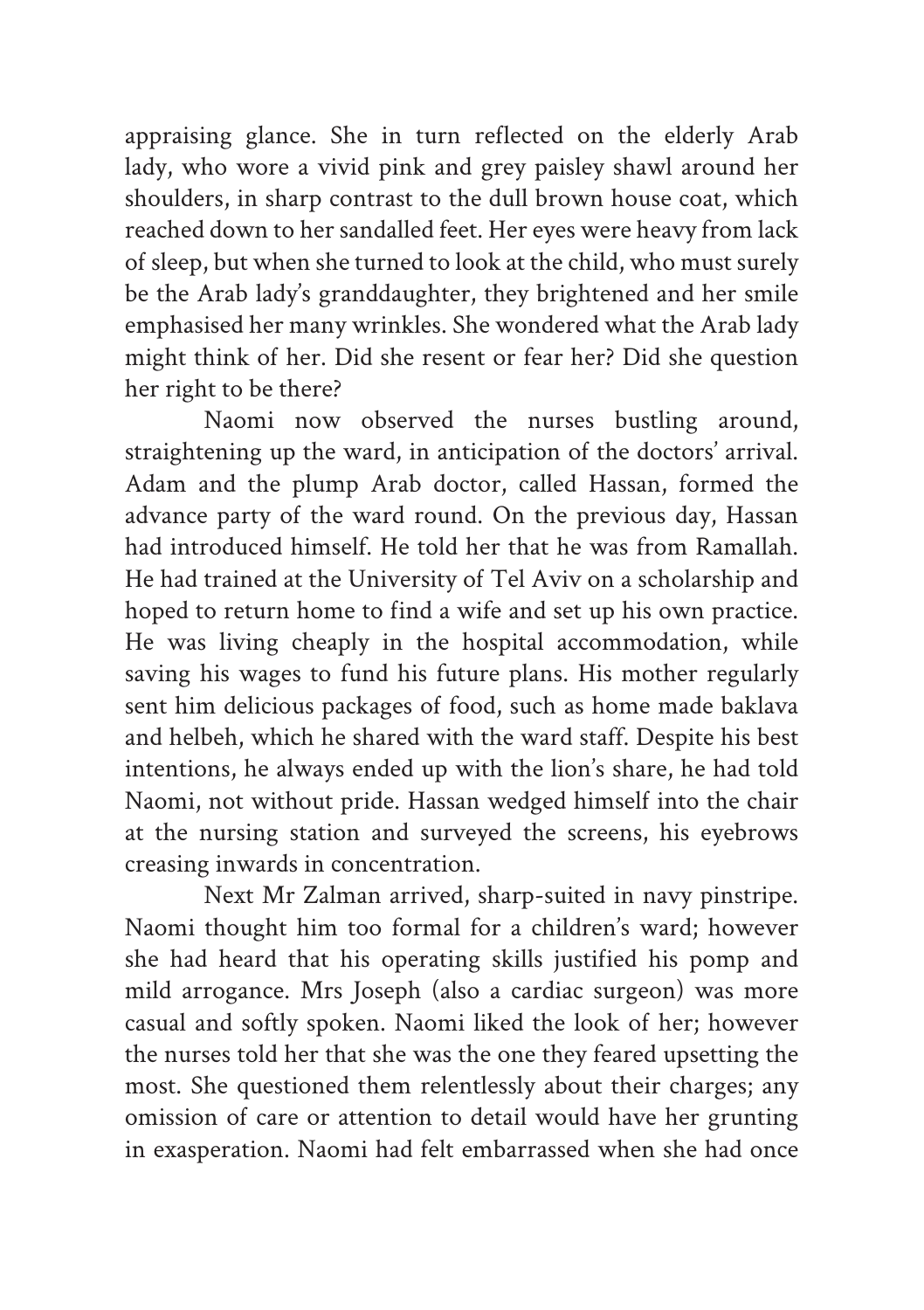appraising glance. She in turn reflected on the elderly Arab lady, who wore a vivid pink and grey paisley shawl around her shoulders, in sharp contrast to the dull brown house coat, which reached down to her sandalled feet. Her eyes were heavy from lack of sleep, but when she turned to look at the child, who must surely be the Arab lady's granddaughter, they brightened and her smile emphasised her many wrinkles. She wondered what the Arab lady might think of her. Did she resent or fear her? Did she question her right to be there?

Naomi now observed the nurses bustling around, straightening up the ward, in anticipation of the doctors' arrival. Adam and the plump Arab doctor, called Hassan, formed the advance party of the ward round. On the previous day, Hassan had introduced himself. He told her that he was from Ramallah. He had trained at the University of Tel Aviv on a scholarship and hoped to return home to find a wife and set up his own practice. He was living cheaply in the hospital accommodation, while saving his wages to fund his future plans. His mother regularly sent him delicious packages of food, such as home made baklava and helbeh, which he shared with the ward staff. Despite his best intentions, he always ended up with the lion's share, he had told Naomi, not without pride. Hassan wedged himself into the chair at the nursing station and surveyed the screens, his eyebrows creasing inwards in concentration.

Next Mr Zalman arrived, sharp-suited in navy pinstripe. Naomi thought him too formal for a children's ward; however she had heard that his operating skills justified his pomp and mild arrogance. Mrs Joseph (also a cardiac surgeon) was more casual and softly spoken. Naomi liked the look of her; however the nurses told her that she was the one they feared upsetting the most. She questioned them relentlessly about their charges; any omission of care or attention to detail would have her grunting in exasperation. Naomi had felt embarrassed when she had once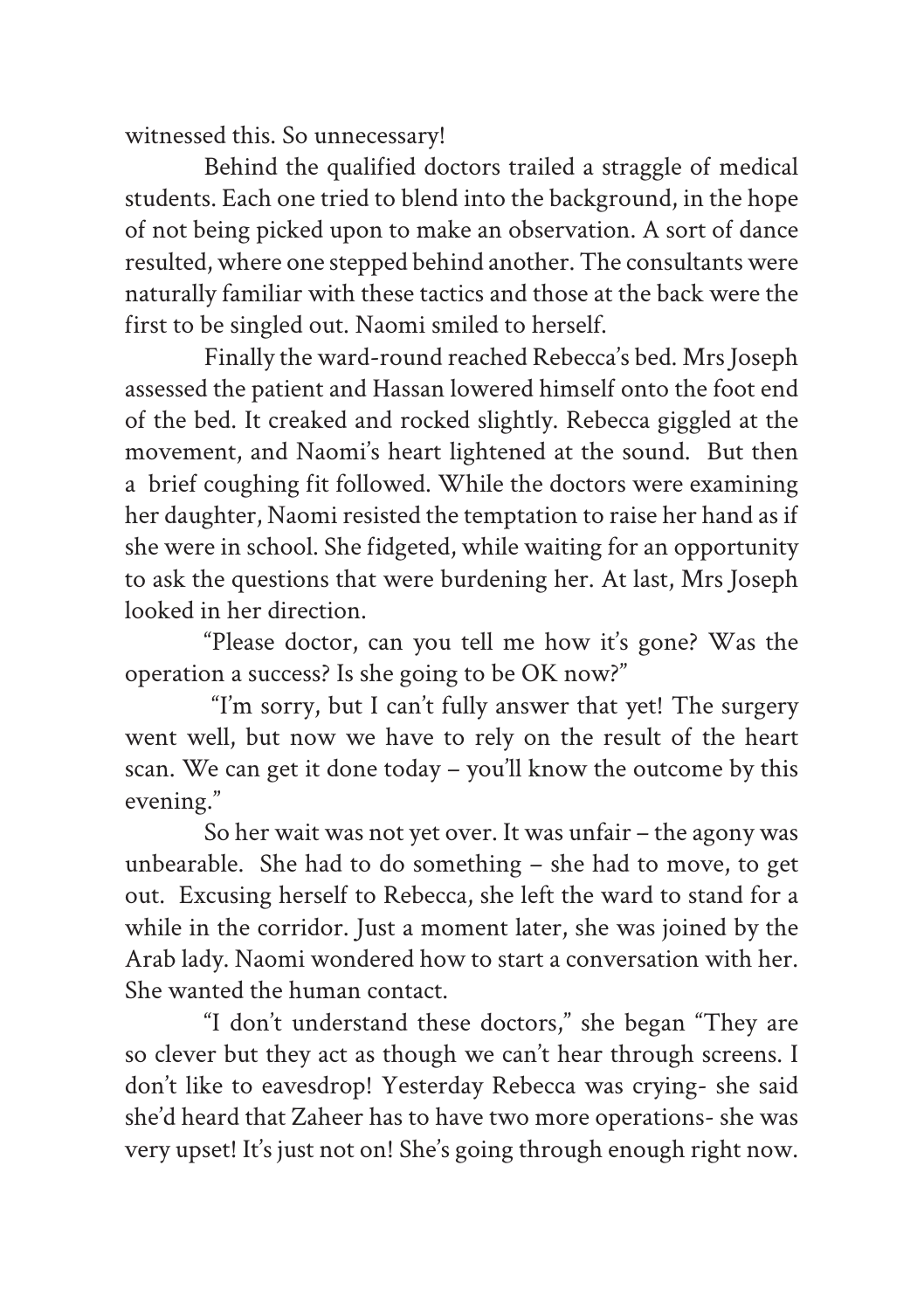witnessed this. So unnecessary!

Behind the qualified doctors trailed a straggle of medical students. Each one tried to blend into the background, in the hope of not being picked upon to make an observation. A sort of dance resulted, where one stepped behind another. The consultants were naturally familiar with these tactics and those at the back were the first to be singled out. Naomi smiled to herself.

Finally the ward-round reached Rebecca's bed. Mrs Joseph assessed the patient and Hassan lowered himself onto the foot end of the bed. It creaked and rocked slightly. Rebecca giggled at the movement, and Naomi's heart lightened at the sound. But then a brief coughing fit followed. While the doctors were examining her daughter, Naomi resisted the temptation to raise her hand as if she were in school. She fidgeted, while waiting for an opportunity to ask the questions that were burdening her. At last, Mrs Joseph looked in her direction.

"Please doctor, can you tell me how it's gone? Was the operation a success? Is she going to be OK now?"

"I'm sorry, but I can't fully answer that yet! The surgery went well, but now we have to rely on the result of the heart scan. We can get it done today – you'll know the outcome by this evening."

So her wait was not yet over. It was unfair – the agony was unbearable. She had to do something – she had to move, to get out. Excusing herself to Rebecca, she left the ward to stand for a while in the corridor. Just a moment later, she was joined by the Arab lady. Naomi wondered how to start a conversation with her. She wanted the human contact.

"I don't understand these doctors," she began "They are so clever but they act as though we can't hear through screens. I don't like to eavesdrop! Yesterday Rebecca was crying- she said she'd heard that Zaheer has to have two more operations- she was very upset! It's just not on! She's going through enough right now.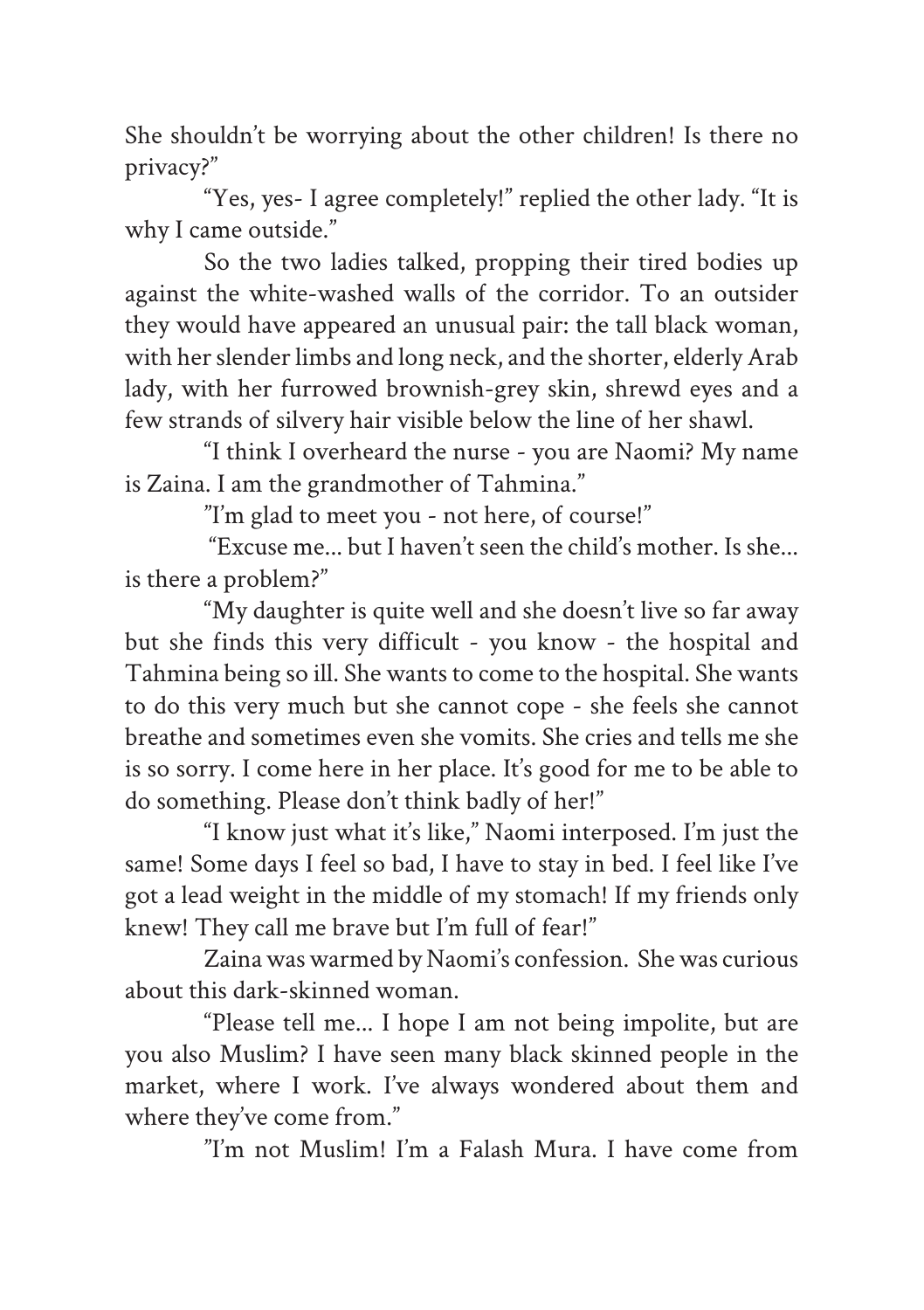She shouldn't be worrying about the other children! Is there no privacy?"

"Yes, yes- I agree completely!" replied the other lady. "It is why I came outside."

So the two ladies talked, propping their tired bodies up against the white-washed walls of the corridor. To an outsider they would have appeared an unusual pair: the tall black woman, with her slender limbs and long neck, and the shorter, elderly Arab lady, with her furrowed brownish-grey skin, shrewd eyes and a few strands of silvery hair visible below the line of her shawl.

"I think I overheard the nurse - you are Naomi? My name is Zaina. I am the grandmother of Tahmina."

"I'm glad to meet you - not here, of course!"

"Excuse me... but I haven't seen the child's mother. Is she... is there a problem?"

"My daughter is quite well and she doesn't live so far away but she finds this very difficult - you know - the hospital and Tahmina being so ill. She wants to come to the hospital. She wants to do this very much but she cannot cope - she feels she cannot breathe and sometimes even she vomits. She cries and tells me she is so sorry. I come here in her place. It's good for me to be able to do something. Please don't think badly of her!"

"I know just what it's like," Naomi interposed. I'm just the same! Some days I feel so bad, I have to stay in bed. I feel like I've got a lead weight in the middle of my stomach! If my friends only knew! They call me brave but I'm full of fear!"

Zaina was warmed by Naomi's confession. She was curious about this dark-skinned woman.

"Please tell me... I hope I am not being impolite, but are you also Muslim? I have seen many black skinned people in the market, where I work. I've always wondered about them and where they've come from."

"I'm not Muslim! I'm a Falash Mura. I have come from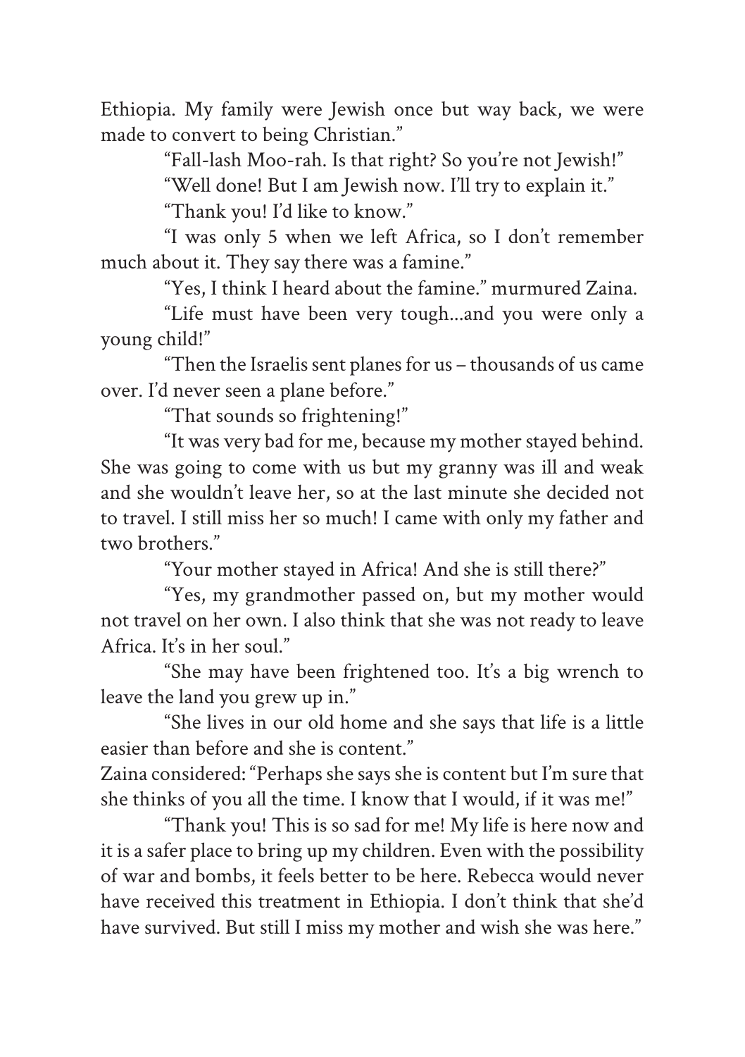Ethiopia. My family were Jewish once but way back, we were made to convert to being Christian."

"Fall-lash Moo-rah. Is that right? So you're not Jewish!"

"Well done! But I am Jewish now. I'll try to explain it."

"Thank you! I'd like to know."

"I was only 5 when we left Africa, so I don't remember much about it. They say there was a famine."

"Yes, I think I heard about the famine." murmured Zaina.

"Life must have been very tough...and you were only a young child!"

"Then the Israelis sent planes for us – thousands of us came over. I'd never seen a plane before."

"That sounds so frightening!"

"It was very bad for me, because my mother stayed behind. She was going to come with us but my granny was ill and weak and she wouldn't leave her, so at the last minute she decided not to travel. I still miss her so much! I came with only my father and two brothers."

"Your mother stayed in Africa! And she is still there?"

"Yes, my grandmother passed on, but my mother would not travel on her own. I also think that she was not ready to leave Africa. It's in her soul."

"She may have been frightened too. It's a big wrench to leave the land you grew up in."

"She lives in our old home and she says that life is a little easier than before and she is content."

Zaina considered: "Perhaps she says she is content but I'm sure that she thinks of you all the time. I know that I would, if it was me!"

"Thank you! This is so sad for me! My life is here now and it is a safer place to bring up my children. Even with the possibility of war and bombs, it feels better to be here. Rebecca would never have received this treatment in Ethiopia. I don't think that she'd have survived. But still I miss my mother and wish she was here."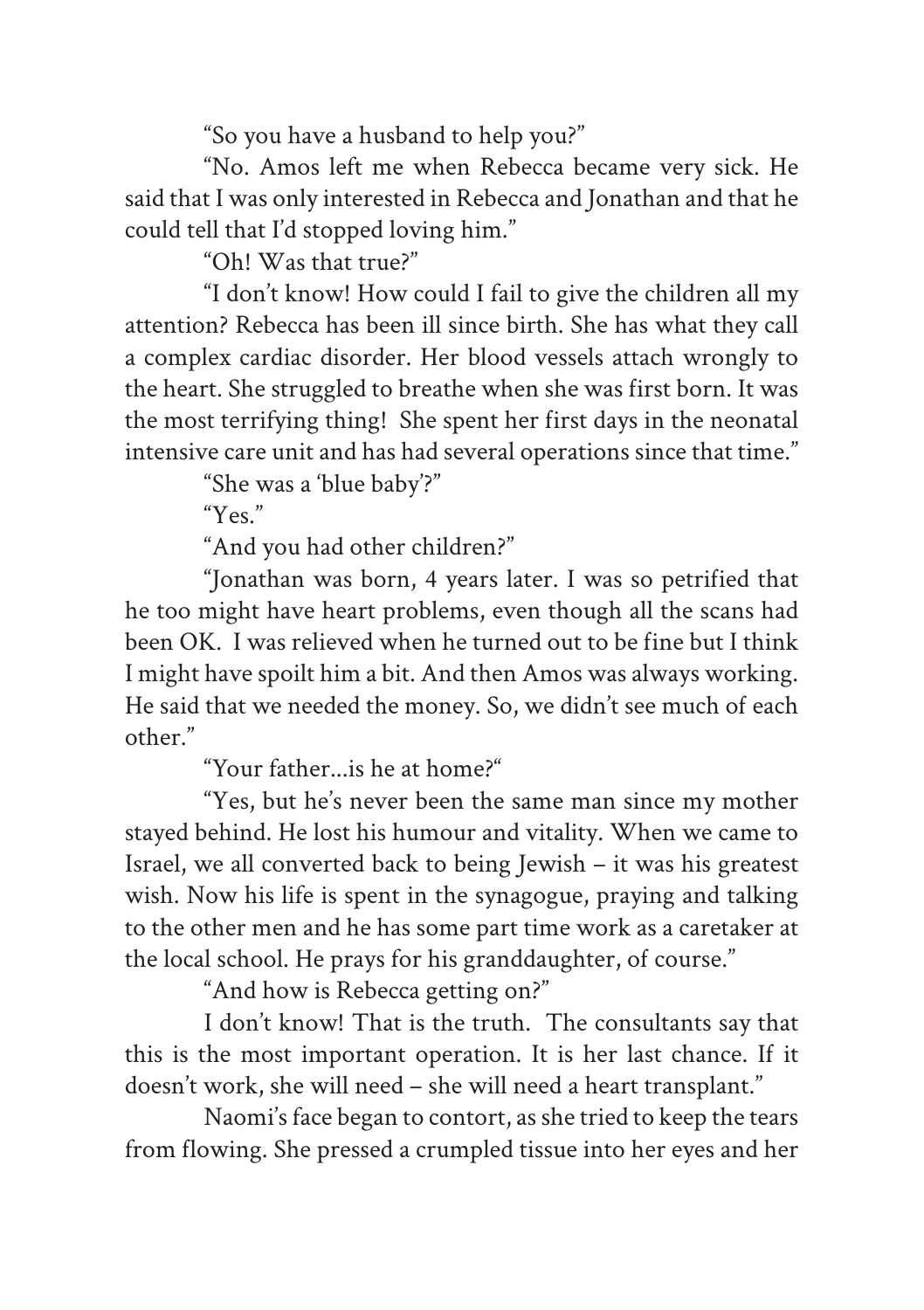"So you have a husband to help you?"

"No. Amos left me when Rebecca became very sick. He said that I was only interested in Rebecca and Jonathan and that he could tell that I'd stopped loving him."

"Oh! Was that true?"

"I don't know! How could I fail to give the children all my attention? Rebecca has been ill since birth. She has what they call a complex cardiac disorder. Her blood vessels attach wrongly to the heart. She struggled to breathe when she was first born. It was the most terrifying thing! She spent her first days in the neonatal intensive care unit and has had several operations since that time."

"She was a 'blue baby'?"

"Yes."

"And you had other children?"

"Jonathan was born, 4 years later. I was so petrified that he too might have heart problems, even though all the scans had been OK. I was relieved when he turned out to be fine but I think I might have spoilt him a bit. And then Amos was always working. He said that we needed the money. So, we didn't see much of each other."

"Your father...is he at home?"

"Yes, but he's never been the same man since my mother stayed behind. He lost his humour and vitality. When we came to Israel, we all converted back to being Jewish – it was his greatest wish. Now his life is spent in the synagogue, praying and talking to the other men and he has some part time work as a caretaker at the local school. He prays for his granddaughter, of course."

"And how is Rebecca getting on?"

I don't know! That is the truth. The consultants say that this is the most important operation. It is her last chance. If it doesn't work, she will need – she will need a heart transplant."

Naomi's face began to contort, as she tried to keep the tears from flowing. She pressed a crumpled tissue into her eyes and her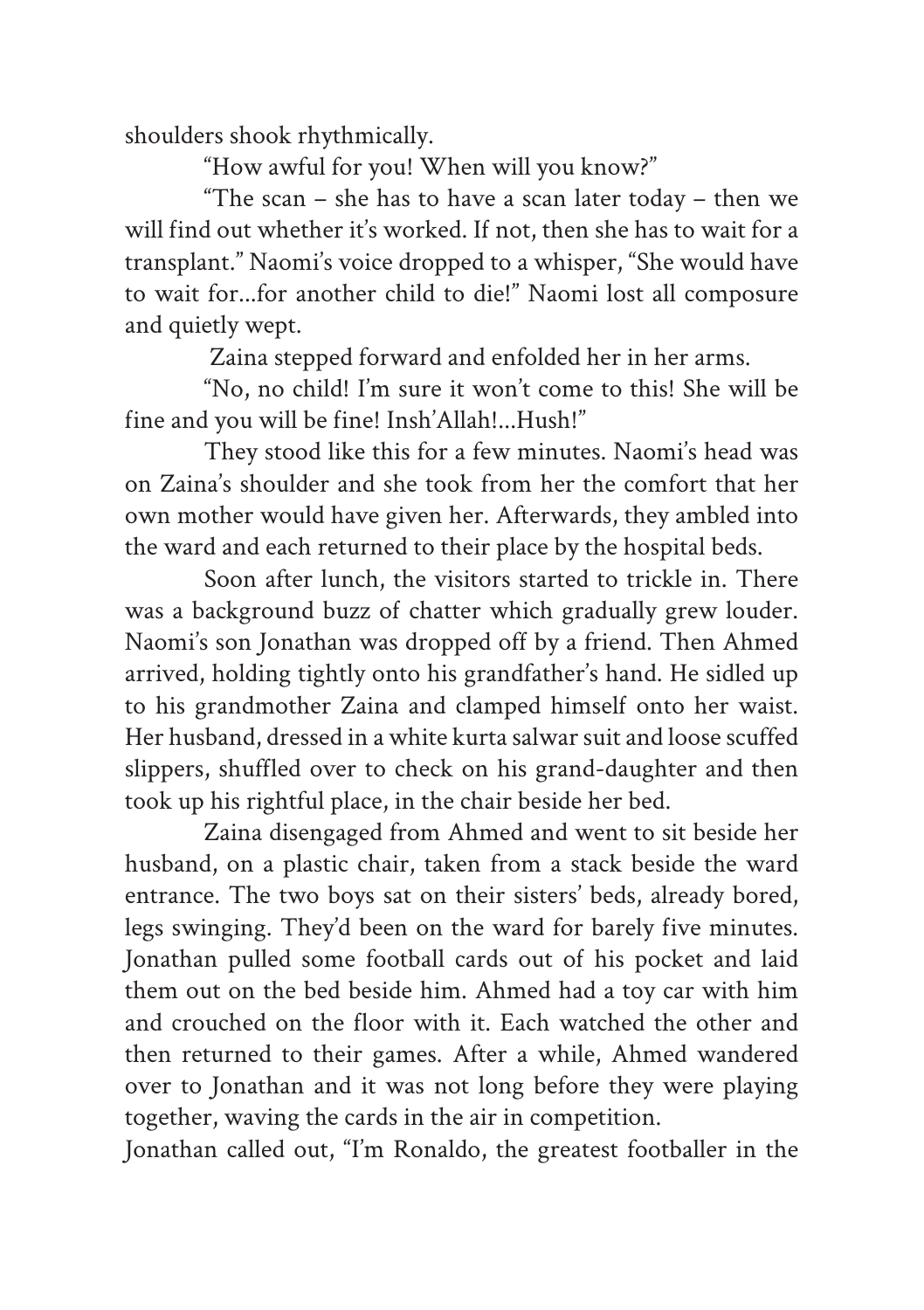shoulders shook rhythmically.

"How awful for you! When will you know?"

"The scan – she has to have a scan later today – then we will find out whether it's worked. If not, then she has to wait for a transplant." Naomi's voice dropped to a whisper, "She would have to wait for...for another child to die!" Naomi lost all composure and quietly wept.

Zaina stepped forward and enfolded her in her arms.

"No, no child! I'm sure it won't come to this! She will be fine and you will be fine! Insh'Allah!...Hush!"

They stood like this for a few minutes. Naomi's head was on Zaina's shoulder and she took from her the comfort that her own mother would have given her. Afterwards, they ambled into the ward and each returned to their place by the hospital beds.

Soon after lunch, the visitors started to trickle in. There was a background buzz of chatter which gradually grew louder. Naomi's son Jonathan was dropped off by a friend. Then Ahmed arrived, holding tightly onto his grandfather's hand. He sidled up to his grandmother Zaina and clamped himself onto her waist. Her husband, dressed in a white kurta salwar suit and loose scuffed slippers, shuffled over to check on his grand-daughter and then took up his rightful place, in the chair beside her bed.

Zaina disengaged from Ahmed and went to sit beside her husband, on a plastic chair, taken from a stack beside the ward entrance. The two boys sat on their sisters' beds, already bored, legs swinging. They'd been on the ward for barely five minutes. Jonathan pulled some football cards out of his pocket and laid them out on the bed beside him. Ahmed had a toy car with him and crouched on the floor with it. Each watched the other and then returned to their games. After a while, Ahmed wandered over to Jonathan and it was not long before they were playing together, waving the cards in the air in competition.

Jonathan called out, "I'm Ronaldo, the greatest footballer in the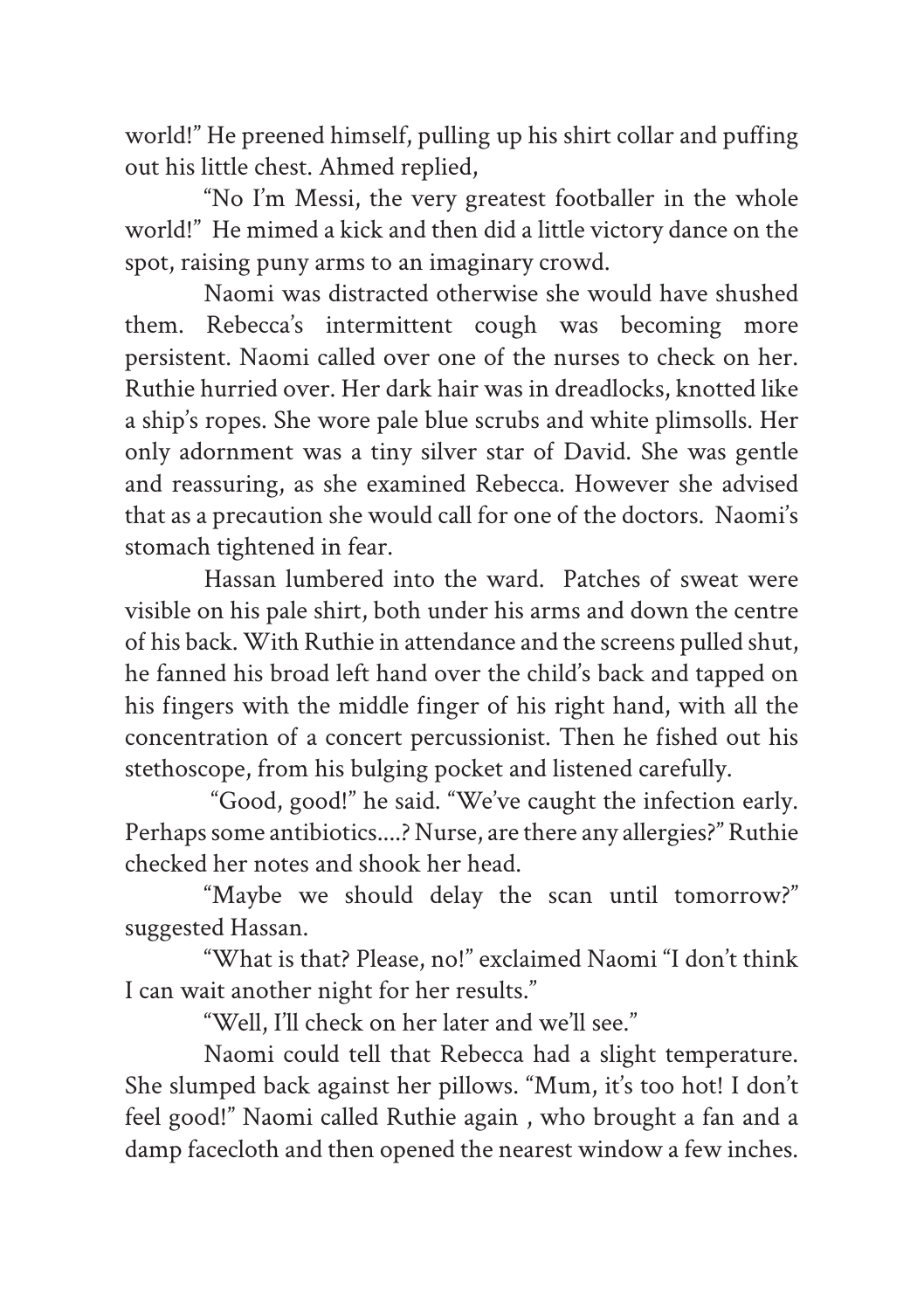world!" He preened himself, pulling up his shirt collar and puffing out his little chest. Ahmed replied,

"No I'm Messi, the very greatest footballer in the whole world!" He mimed a kick and then did a little victory dance on the spot, raising puny arms to an imaginary crowd.

Naomi was distracted otherwise she would have shushed them. Rebecca's intermittent cough was becoming more persistent. Naomi called over one of the nurses to check on her. Ruthie hurried over. Her dark hair was in dreadlocks, knotted like a ship's ropes. She wore pale blue scrubs and white plimsolls. Her only adornment was a tiny silver star of David. She was gentle and reassuring, as she examined Rebecca. However she advised that as a precaution she would call for one of the doctors. Naomi's stomach tightened in fear.

Hassan lumbered into the ward. Patches of sweat were visible on his pale shirt, both under his arms and down the centre of his back. With Ruthie in attendance and the screens pulled shut, he fanned his broad left hand over the child's back and tapped on his fingers with the middle finger of his right hand, with all the concentration of a concert percussionist. Then he fished out his stethoscope, from his bulging pocket and listened carefully.

"Good, good!" he said. "We've caught the infection early. Perhaps some antibiotics....? Nurse, are there any allergies?" Ruthie checked her notes and shook her head.

"Maybe we should delay the scan until tomorrow?" suggested Hassan.

"What is that? Please, no!" exclaimed Naomi "I don't think I can wait another night for her results."

"Well, I'll check on her later and we'll see."

Naomi could tell that Rebecca had a slight temperature. She slumped back against her pillows. "Mum, it's too hot! I don't feel good!" Naomi called Ruthie again , who brought a fan and a damp facecloth and then opened the nearest window a few inches.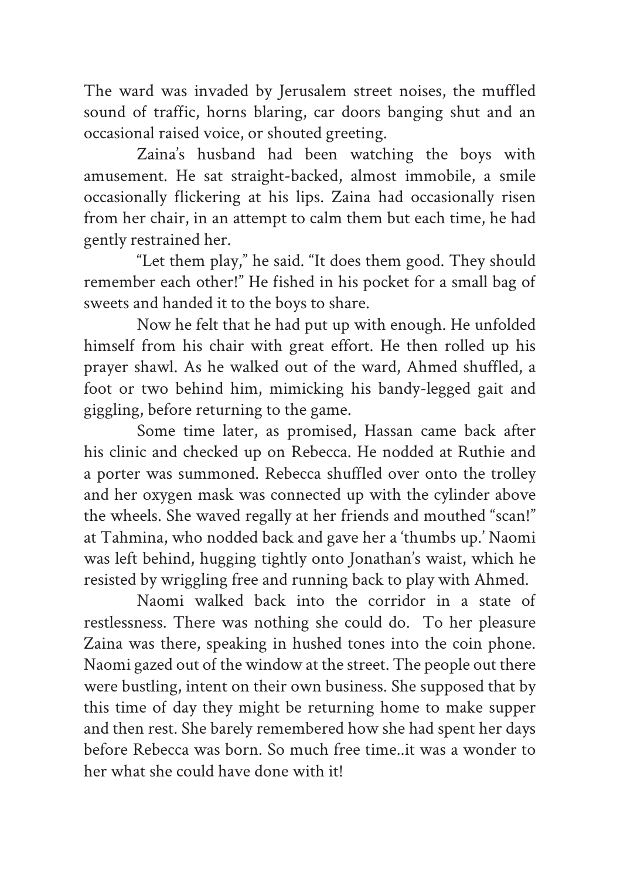The ward was invaded by Jerusalem street noises, the muffled sound of traffic, horns blaring, car doors banging shut and an occasional raised voice, or shouted greeting.

Zaina's husband had been watching the boys with amusement. He sat straight-backed, almost immobile, a smile occasionally flickering at his lips. Zaina had occasionally risen from her chair, in an attempt to calm them but each time, he had gently restrained her.

"Let them play," he said. "It does them good. They should remember each other!" He fished in his pocket for a small bag of sweets and handed it to the boys to share.

Now he felt that he had put up with enough. He unfolded himself from his chair with great effort. He then rolled up his prayer shawl. As he walked out of the ward, Ahmed shuffled, a foot or two behind him, mimicking his bandy-legged gait and giggling, before returning to the game.

Some time later, as promised, Hassan came back after his clinic and checked up on Rebecca. He nodded at Ruthie and a porter was summoned. Rebecca shuffled over onto the trolley and her oxygen mask was connected up with the cylinder above the wheels. She waved regally at her friends and mouthed "scan!" at Tahmina, who nodded back and gave her a 'thumbs up.' Naomi was left behind, hugging tightly onto Jonathan's waist, which he resisted by wriggling free and running back to play with Ahmed.

Naomi walked back into the corridor in a state of restlessness. There was nothing she could do. To her pleasure Zaina was there, speaking in hushed tones into the coin phone. Naomi gazed out of the window at the street. The people out there were bustling, intent on their own business. She supposed that by this time of day they might be returning home to make supper and then rest. She barely remembered how she had spent her days before Rebecca was born. So much free time..it was a wonder to her what she could have done with it!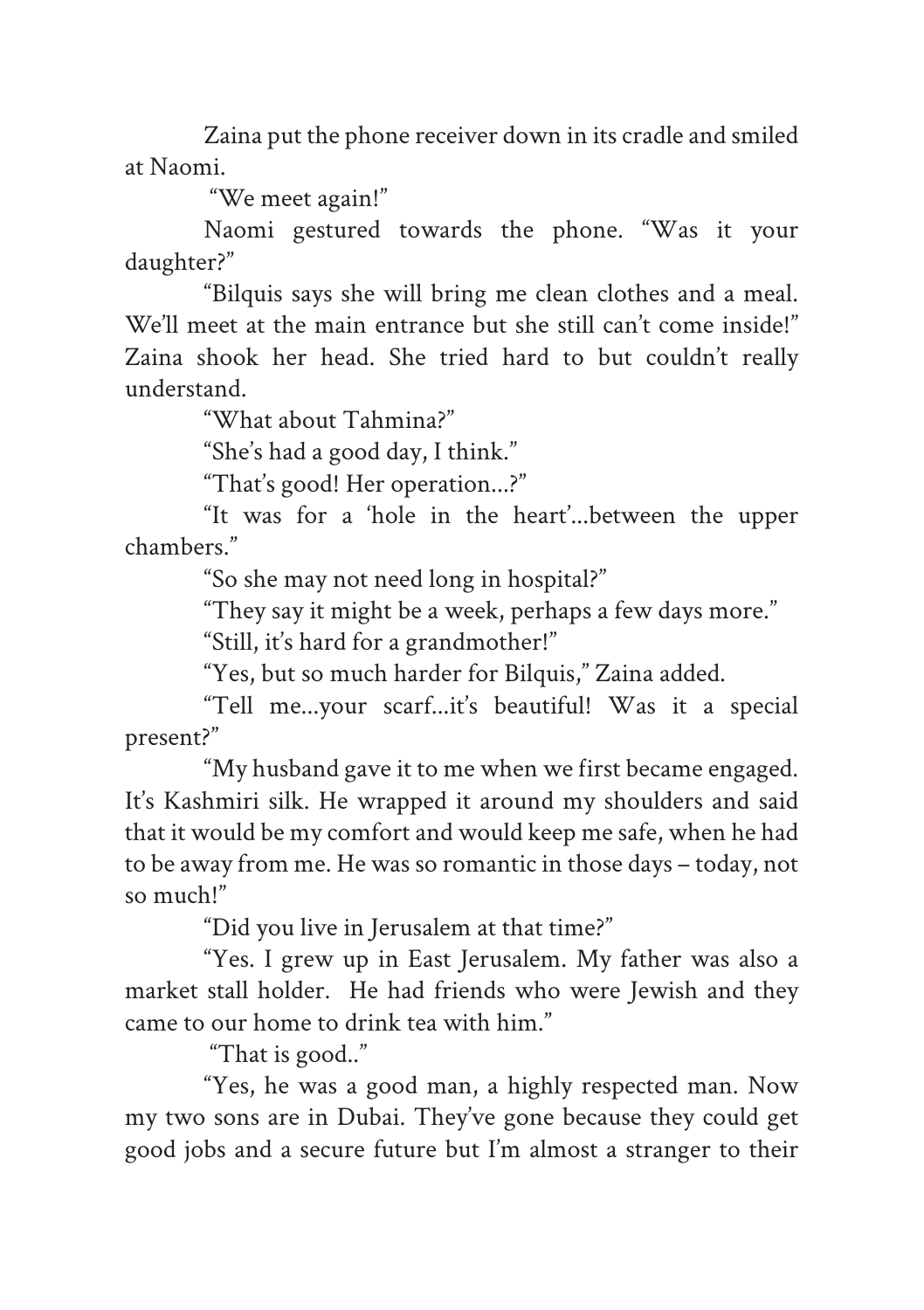Zaina put the phone receiver down in its cradle and smiled at Naomi.

"We meet again!"

Naomi gestured towards the phone. "Was it your daughter?"

"Bilquis says she will bring me clean clothes and a meal. We'll meet at the main entrance but she still can't come inside!" Zaina shook her head. She tried hard to but couldn't really understand.

"What about Tahmina?"

"She's had a good day, I think."

"That's good! Her operation...?"

"It was for a 'hole in the heart'...between the upper chambers."

"So she may not need long in hospital?"

"They say it might be a week, perhaps a few days more."

"Still, it's hard for a grandmother!"

"Yes, but so much harder for Bilquis," Zaina added.

"Tell me...your scarf...it's beautiful! Was it a special present?"

"My husband gave it to me when we first became engaged. It's Kashmiri silk. He wrapped it around my shoulders and said that it would be my comfort and would keep me safe, when he had to be away from me. He was so romantic in those days – today, not so much!"

"Did you live in Jerusalem at that time?"

"Yes. I grew up in East Jerusalem. My father was also a market stall holder. He had friends who were Jewish and they came to our home to drink tea with him."

"That is good.."

"Yes, he was a good man, a highly respected man. Now my two sons are in Dubai. They've gone because they could get good jobs and a secure future but I'm almost a stranger to their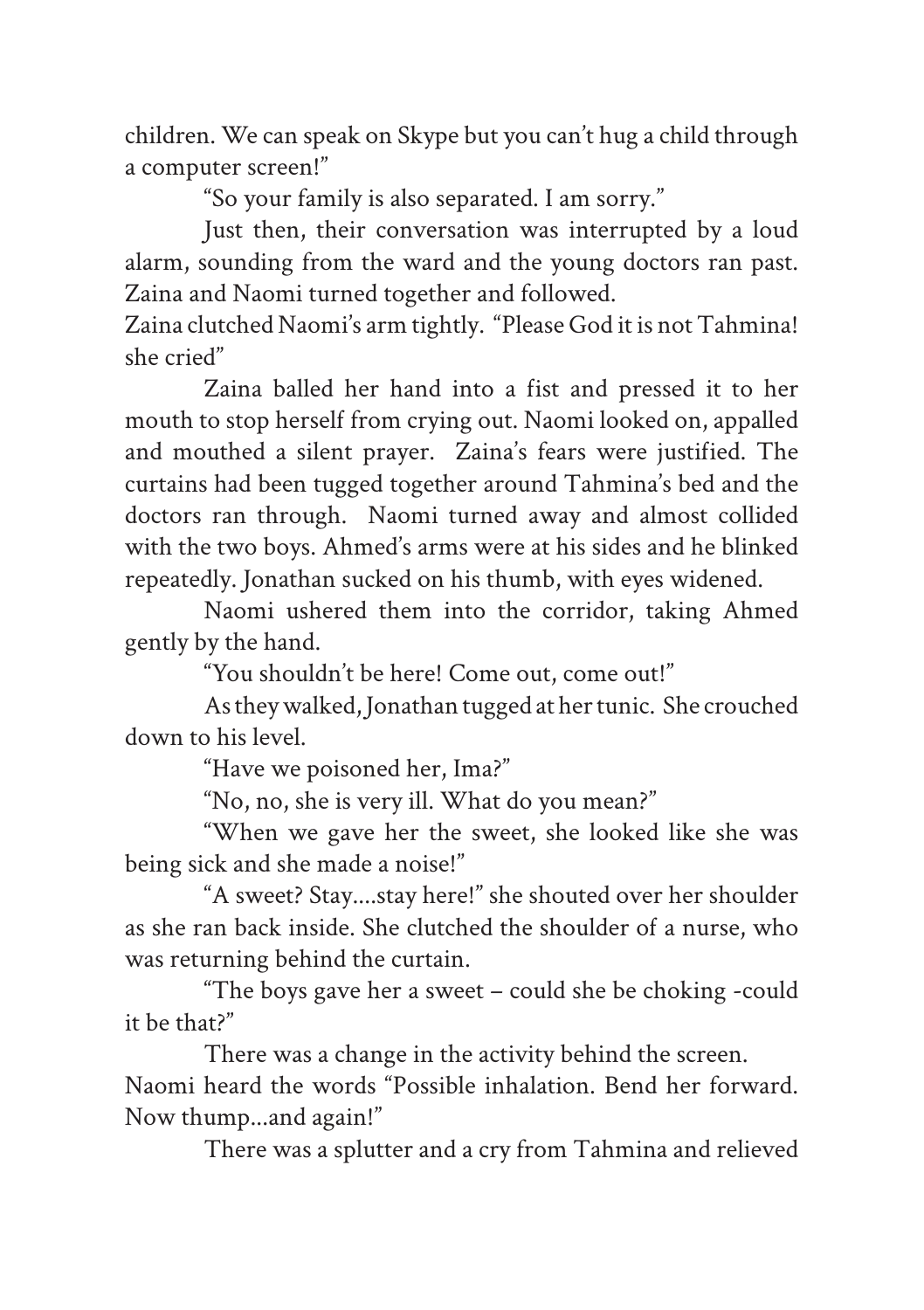children. We can speak on Skype but you can't hug a child through a computer screen!"

"So your family is also separated. I am sorry."

Just then, their conversation was interrupted by a loud alarm, sounding from the ward and the young doctors ran past. Zaina and Naomi turned together and followed.

Zaina clutched Naomi's arm tightly. "Please God it is not Tahmina! she cried"

Zaina balled her hand into a fist and pressed it to her mouth to stop herself from crying out. Naomi looked on, appalled and mouthed a silent prayer. Zaina's fears were justified. The curtains had been tugged together around Tahmina's bed and the doctors ran through. Naomi turned away and almost collided with the two boys. Ahmed's arms were at his sides and he blinked repeatedly. Jonathan sucked on his thumb, with eyes widened.

Naomi ushered them into the corridor, taking Ahmed gently by the hand.

"You shouldn't be here! Come out, come out!"

As they walked, Jonathan tugged at her tunic. She crouched down to his level.

"Have we poisoned her, Ima?"

"No, no, she is very ill. What do you mean?"

"When we gave her the sweet, she looked like she was being sick and she made a noise!"

"A sweet? Stay....stay here!" she shouted over her shoulder as she ran back inside. She clutched the shoulder of a nurse, who was returning behind the curtain.

"The boys gave her a sweet – could she be choking -could it be that?"

There was a change in the activity behind the screen.

Naomi heard the words "Possible inhalation. Bend her forward. Now thump...and again!"

There was a splutter and a cry from Tahmina and relieved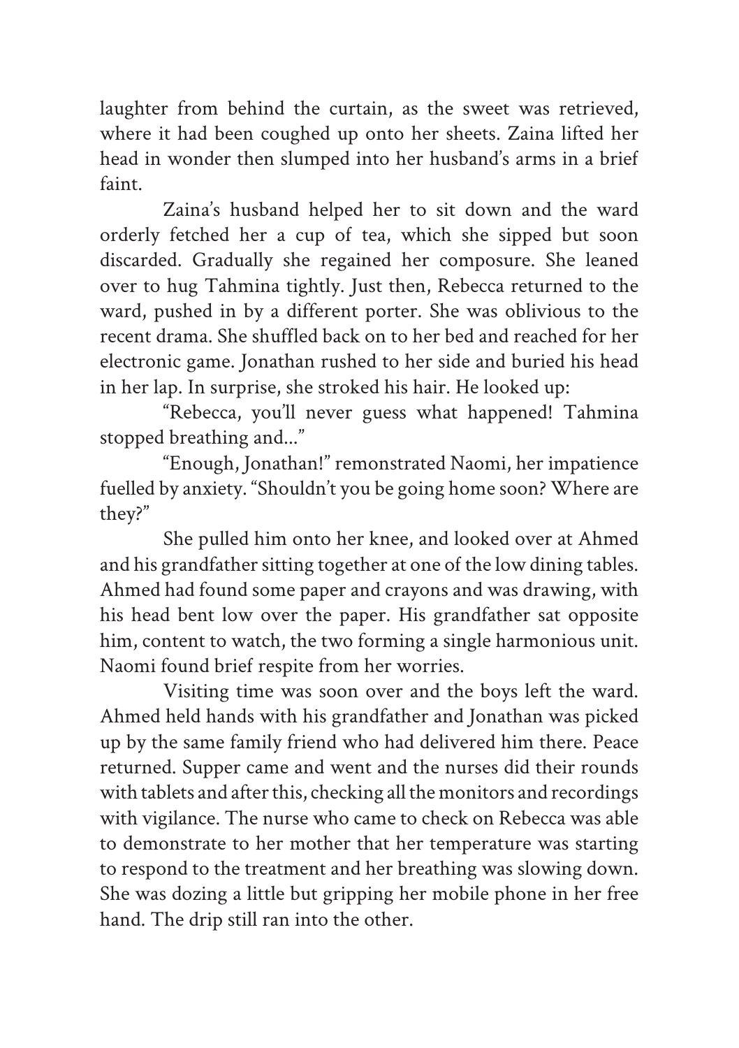laughter from behind the curtain, as the sweet was retrieved, where it had been coughed up onto her sheets. Zaina lifted her head in wonder then slumped into her husband's arms in a brief faint.

Zaina's husband helped her to sit down and the ward orderly fetched her a cup of tea, which she sipped but soon discarded. Gradually she regained her composure. She leaned over to hug Tahmina tightly. Just then, Rebecca returned to the ward, pushed in by a different porter. She was oblivious to the recent drama. She shuffled back on to her bed and reached for her electronic game. Jonathan rushed to her side and buried his head in her lap. In surprise, she stroked his hair. He looked up:

"Rebecca, you'll never guess what happened! Tahmina stopped breathing and..."

"Enough, Jonathan!" remonstrated Naomi, her impatience fuelled by anxiety. "Shouldn't you be going home soon? Where are they?"

She pulled him onto her knee, and looked over at Ahmed and his grandfather sitting together at one of the low dining tables. Ahmed had found some paper and crayons and was drawing, with his head bent low over the paper. His grandfather sat opposite him, content to watch, the two forming a single harmonious unit. Naomi found brief respite from her worries.

Visiting time was soon over and the boys left the ward. Ahmed held hands with his grandfather and Jonathan was picked up by the same family friend who had delivered him there. Peace returned. Supper came and went and the nurses did their rounds with tablets and after this, checking all the monitors and recordings with vigilance. The nurse who came to check on Rebecca was able to demonstrate to her mother that her temperature was starting to respond to the treatment and her breathing was slowing down. She was dozing a little but gripping her mobile phone in her free hand. The drip still ran into the other.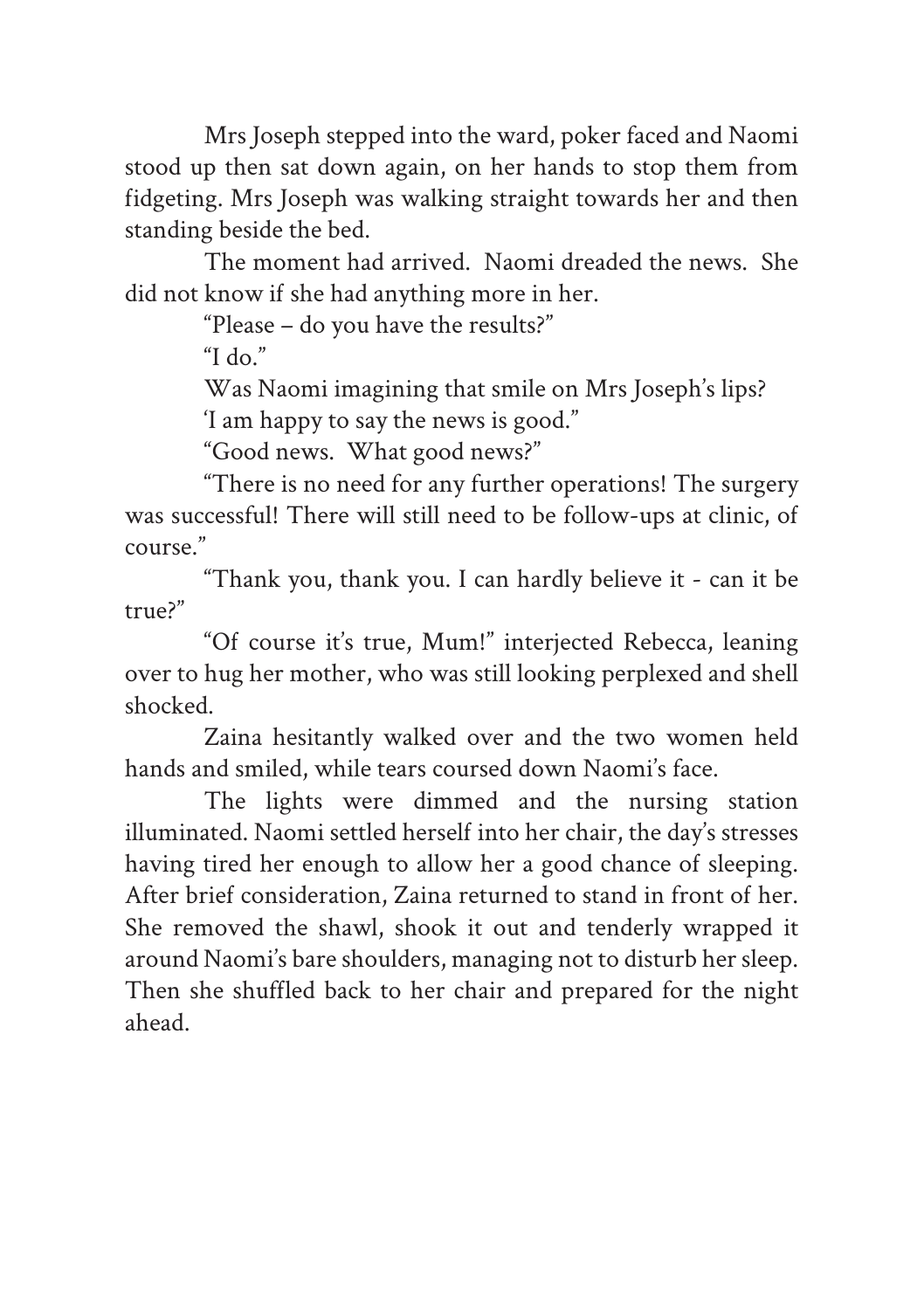Mrs Joseph stepped into the ward, poker faced and Naomi stood up then sat down again, on her hands to stop them from fidgeting. Mrs Joseph was walking straight towards her and then standing beside the bed.

The moment had arrived. Naomi dreaded the news. She did not know if she had anything more in her.

"Please – do you have the results?"

"I do."

Was Naomi imagining that smile on Mrs Joseph's lips?

'I am happy to say the news is good."

"Good news. What good news?"

"There is no need for any further operations! The surgery was successful! There will still need to be follow-ups at clinic, of course."

"Thank you, thank you. I can hardly believe it - can it be true?"

"Of course it's true, Mum!" interjected Rebecca, leaning over to hug her mother, who was still looking perplexed and shell shocked.

Zaina hesitantly walked over and the two women held hands and smiled, while tears coursed down Naomi's face.

The lights were dimmed and the nursing station illuminated. Naomi settled herself into her chair, the day's stresses having tired her enough to allow her a good chance of sleeping. After brief consideration, Zaina returned to stand in front of her. She removed the shawl, shook it out and tenderly wrapped it around Naomi's bare shoulders, managing not to disturb her sleep. Then she shuffled back to her chair and prepared for the night ahead.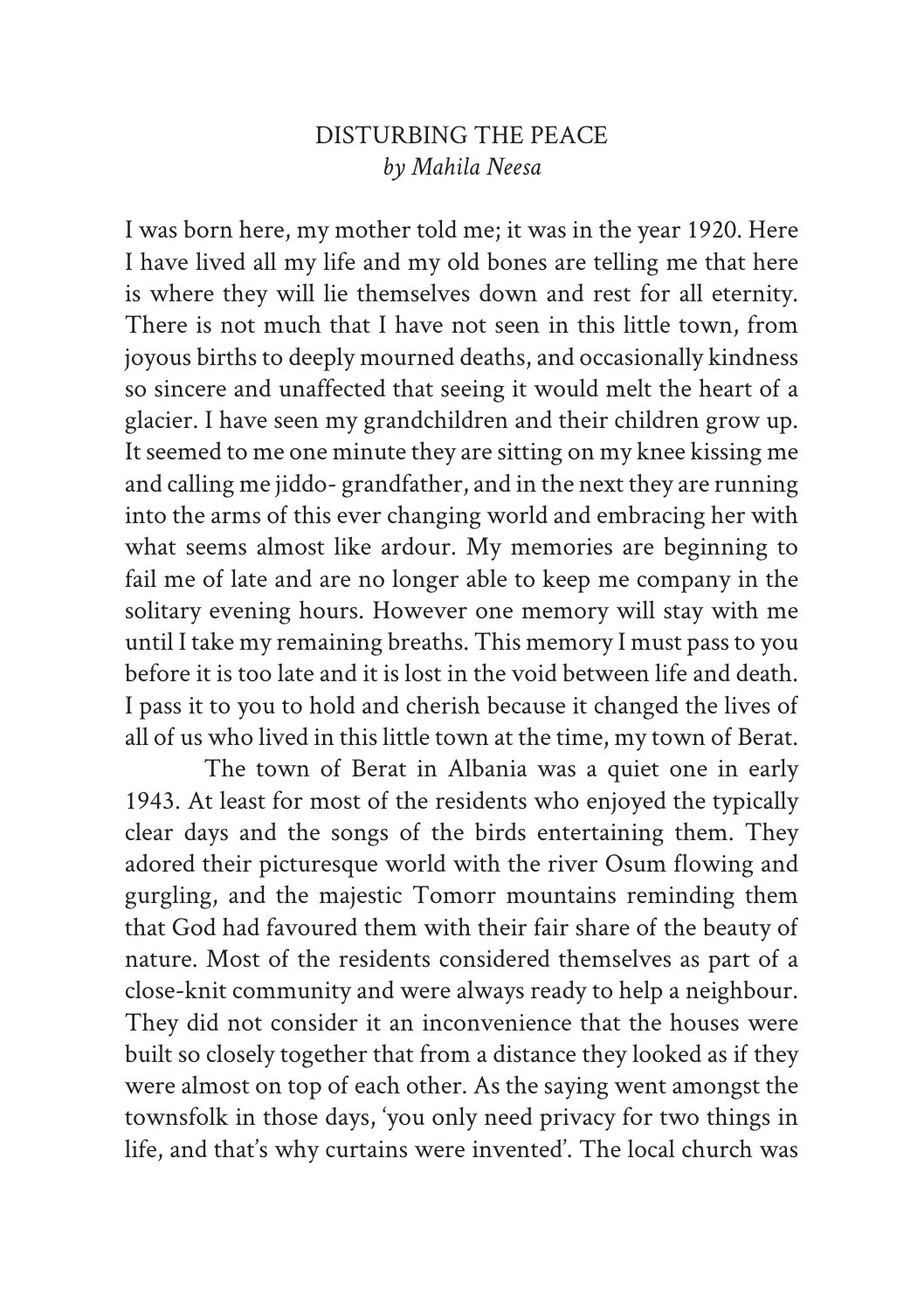# DISTURBING THE PEACE

*by Mahila Neesa*

I was born here, my mother told me; it was in the year 1920. Here I have lived all my life and my old bones are telling me that here is where they will lie themselves down and rest for all eternity. There is not much that I have not seen in this little town, from joyous births to deeply mourned deaths, and occasionally kindness so sincere and unaffected that seeing it would melt the heart of a glacier. I have seen my grandchildren and their children grow up. It seemed to me one minute they are sitting on my knee kissing me and calling me jiddo- grandfather, and in the next they are running into the arms of this ever changing world and embracing her with what seems almost like ardour. My memories are beginning to fail me of late and are no longer able to keep me company in the solitary evening hours. However one memory will stay with me until I take my remaining breaths. This memory I must pass to you before it is too late and it is lost in the void between life and death. I pass it to you to hold and cherish because it changed the lives of all of us who lived in this little town at the time, my town of Berat.

The town of Berat in Albania was a quiet one in early 1943. At least for most of the residents who enjoyed the typically clear days and the songs of the birds entertaining them. They adored their picturesque world with the river Osum flowing and gurgling, and the majestic Tomorr mountains reminding them that God had favoured them with their fair share of the beauty of nature. Most of the residents considered themselves as part of a close-knit community and were always ready to help a neighbour. They did not consider it an inconvenience that the houses were built so closely together that from a distance they looked as if they were almost on top of each other. As the saying went amongst the townsfolk in those days, 'you only need privacy for two things in life, and that's why curtains were invented'. The local church was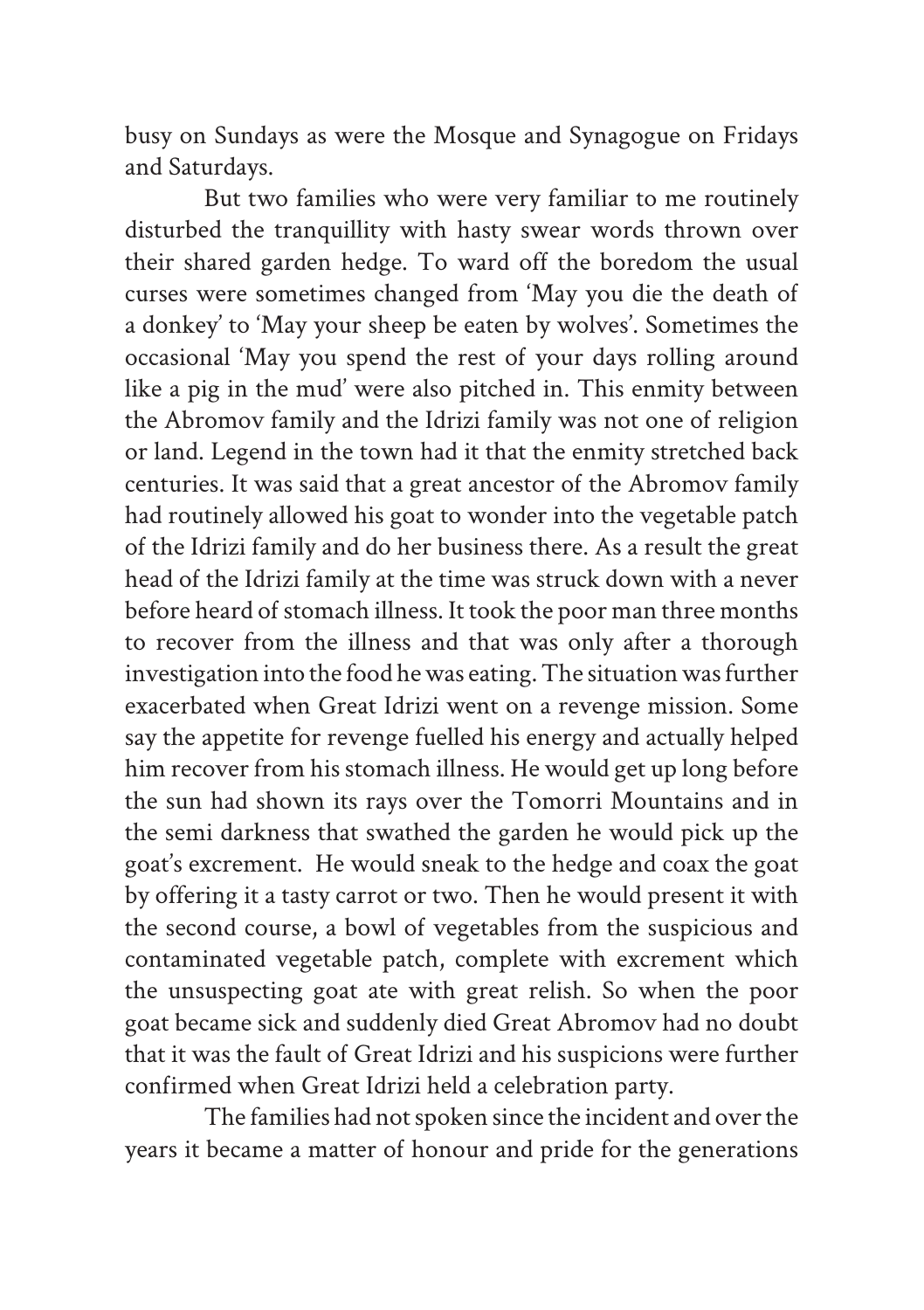busy on Sundays as were the Mosque and Synagogue on Fridays and Saturdays.

But two families who were very familiar to me routinely disturbed the tranquillity with hasty swear words thrown over their shared garden hedge. To ward off the boredom the usual curses were sometimes changed from 'May you die the death of a donkey' to 'May your sheep be eaten by wolves'. Sometimes the occasional 'May you spend the rest of your days rolling around like a pig in the mud' were also pitched in. This enmity between the Abromov family and the Idrizi family was not one of religion or land. Legend in the town had it that the enmity stretched back centuries. It was said that a great ancestor of the Abromov family had routinely allowed his goat to wonder into the vegetable patch of the Idrizi family and do her business there. As a result the great head of the Idrizi family at the time was struck down with a never before heard of stomach illness. It took the poor man three months to recover from the illness and that was only after a thorough investigation into the food he was eating. The situation was further exacerbated when Great Idrizi went on a revenge mission. Some say the appetite for revenge fuelled his energy and actually helped him recover from his stomach illness. He would get up long before the sun had shown its rays over the Tomorri Mountains and in the semi darkness that swathed the garden he would pick up the goat's excrement. He would sneak to the hedge and coax the goat by offering it a tasty carrot or two. Then he would present it with the second course, a bowl of vegetables from the suspicious and contaminated vegetable patch, complete with excrement which the unsuspecting goat ate with great relish. So when the poor goat became sick and suddenly died Great Abromov had no doubt that it was the fault of Great Idrizi and his suspicions were further confirmed when Great Idrizi held a celebration party.

The families had not spoken since the incident and over the years it became a matter of honour and pride for the generations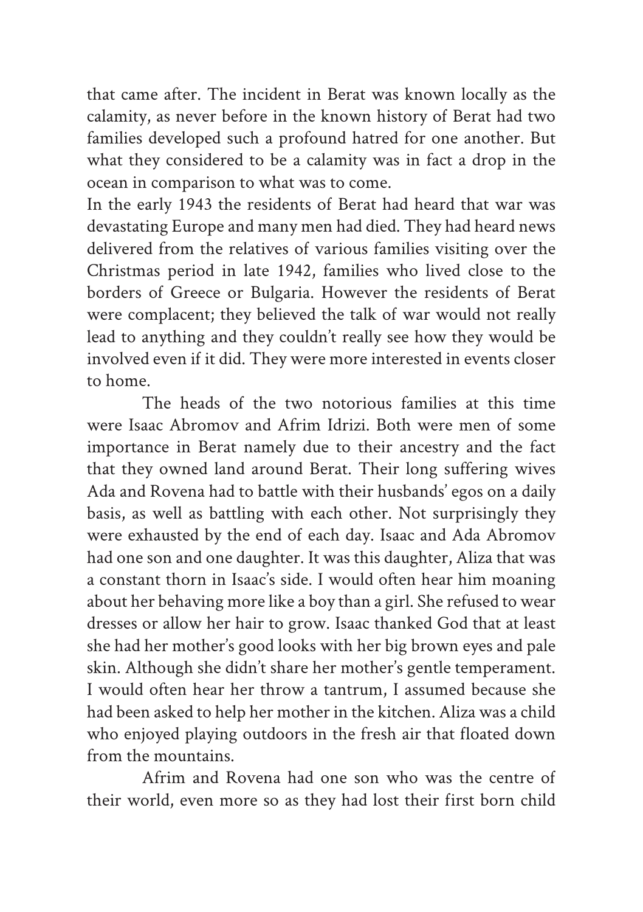that came after. The incident in Berat was known locally as the calamity, as never before in the known history of Berat had two families developed such a profound hatred for one another. But what they considered to be a calamity was in fact a drop in the ocean in comparison to what was to come.

In the early 1943 the residents of Berat had heard that war was devastating Europe and many men had died. They had heard news delivered from the relatives of various families visiting over the Christmas period in late 1942, families who lived close to the borders of Greece or Bulgaria. However the residents of Berat were complacent; they believed the talk of war would not really lead to anything and they couldn't really see how they would be involved even if it did. They were more interested in events closer to home.

The heads of the two notorious families at this time were Isaac Abromov and Afrim Idrizi. Both were men of some importance in Berat namely due to their ancestry and the fact that they owned land around Berat. Their long suffering wives Ada and Rovena had to battle with their husbands' egos on a daily basis, as well as battling with each other. Not surprisingly they were exhausted by the end of each day. Isaac and Ada Abromov had one son and one daughter. It was this daughter, Aliza that was a constant thorn in Isaac's side. I would often hear him moaning about her behaving more like a boy than a girl. She refused to wear dresses or allow her hair to grow. Isaac thanked God that at least she had her mother's good looks with her big brown eyes and pale skin. Although she didn't share her mother's gentle temperament. I would often hear her throw a tantrum, I assumed because she had been asked to help her mother in the kitchen. Aliza was a child who enjoyed playing outdoors in the fresh air that floated down from the mountains.

Afrim and Rovena had one son who was the centre of their world, even more so as they had lost their first born child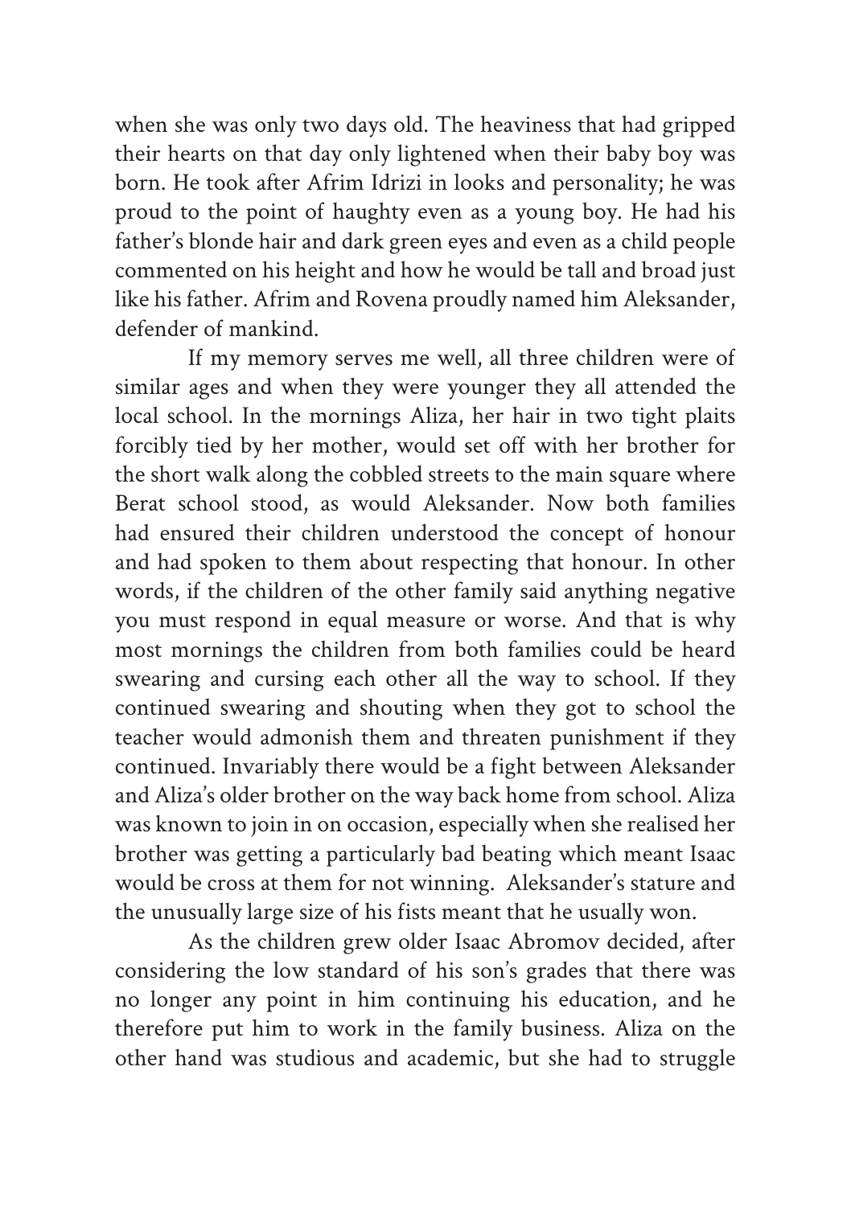when she was only two days old. The heaviness that had gripped their hearts on that day only lightened when their baby boy was born. He took after Afrim Idrizi in looks and personality; he was proud to the point of haughty even as a young boy. He had his father's blonde hair and dark green eyes and even as a child people commented on his height and how he would be tall and broad just like his father. Afrim and Rovena proudly named him Aleksander, defender of mankind.

If my memory serves me well, all three children were of similar ages and when they were younger they all attended the local school. In the mornings Aliza, her hair in two tight plaits forcibly tied by her mother, would set off with her brother for the short walk along the cobbled streets to the main square where Berat school stood, as would Aleksander. Now both families had ensured their children understood the concept of honour and had spoken to them about respecting that honour. In other words, if the children of the other family said anything negative you must respond in equal measure or worse. And that is why most mornings the children from both families could be heard swearing and cursing each other all the way to school. If they continued swearing and shouting when they got to school the teacher would admonish them and threaten punishment if they continued. Invariably there would be a fight between Aleksander and Aliza's older brother on the way back home from school. Aliza was known to join in on occasion, especially when she realised her brother was getting a particularly bad beating which meant Isaac would be cross at them for not winning. Aleksander's stature and the unusually large size of his fists meant that he usually won.

As the children grew older Isaac Abromov decided, after considering the low standard of his son's grades that there was no longer any point in him continuing his education, and he therefore put him to work in the family business. Aliza on the other hand was studious and academic, but she had to struggle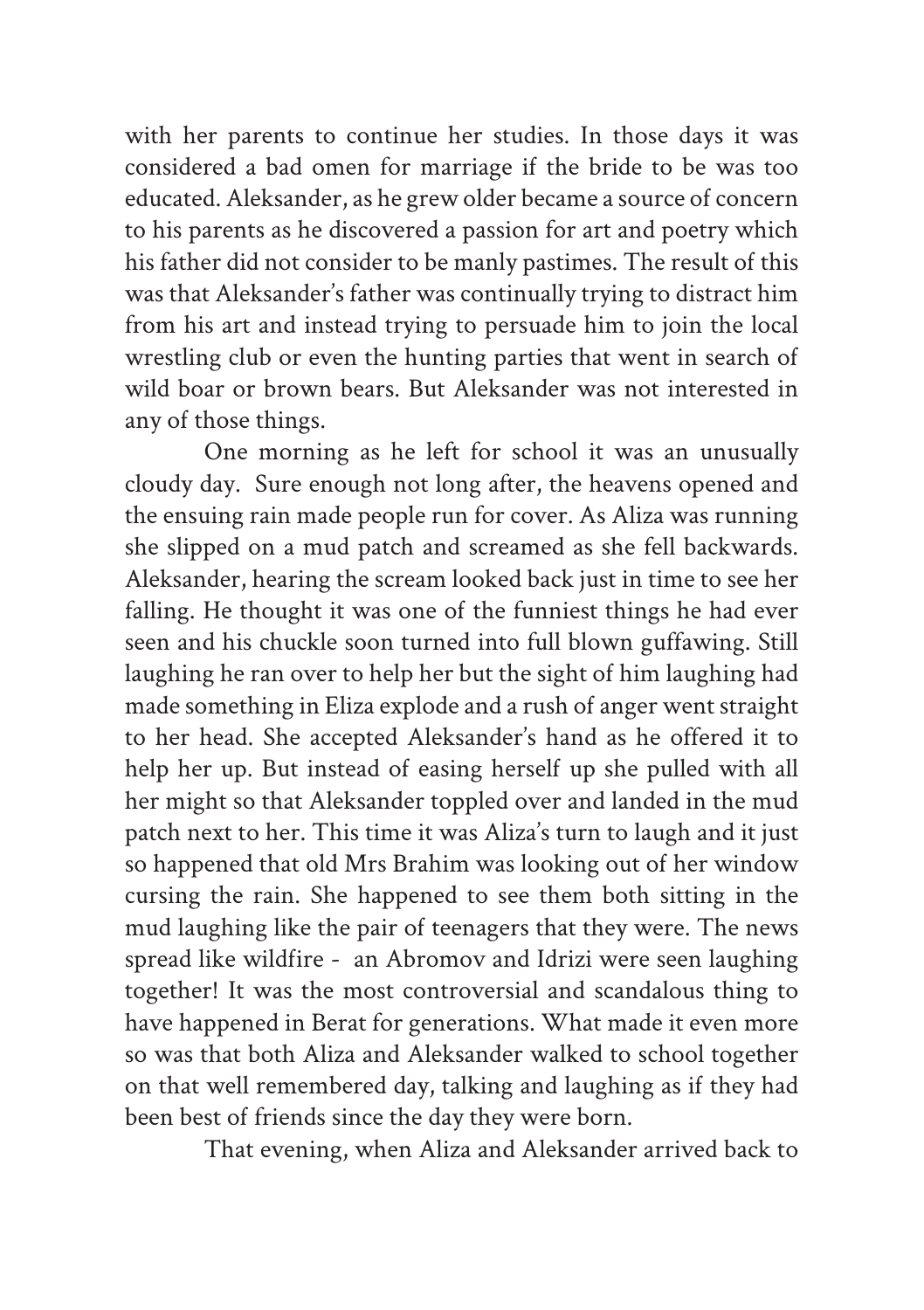with her parents to continue her studies. In those days it was considered a bad omen for marriage if the bride to be was too educated. Aleksander, as he grew older became a source of concern to his parents as he discovered a passion for art and poetry which his father did not consider to be manly pastimes. The result of this was that Aleksander's father was continually trying to distract him from his art and instead trying to persuade him to join the local wrestling club or even the hunting parties that went in search of wild boar or brown bears. But Aleksander was not interested in any of those things.

One morning as he left for school it was an unusually cloudy day. Sure enough not long after, the heavens opened and the ensuing rain made people run for cover. As Aliza was running she slipped on a mud patch and screamed as she fell backwards. Aleksander, hearing the scream looked back just in time to see her falling. He thought it was one of the funniest things he had ever seen and his chuckle soon turned into full blown guffawing. Still laughing he ran over to help her but the sight of him laughing had made something in Eliza explode and a rush of anger went straight to her head. She accepted Aleksander's hand as he offered it to help her up. But instead of easing herself up she pulled with all her might so that Aleksander toppled over and landed in the mud patch next to her. This time it was Aliza's turn to laugh and it just so happened that old Mrs Brahim was looking out of her window cursing the rain. She happened to see them both sitting in the mud laughing like the pair of teenagers that they were. The news spread like wildfire - an Abromov and Idrizi were seen laughing together! It was the most controversial and scandalous thing to have happened in Berat for generations. What made it even more so was that both Aliza and Aleksander walked to school together on that well remembered day, talking and laughing as if they had been best of friends since the day they were born.

That evening, when Aliza and Aleksander arrived back to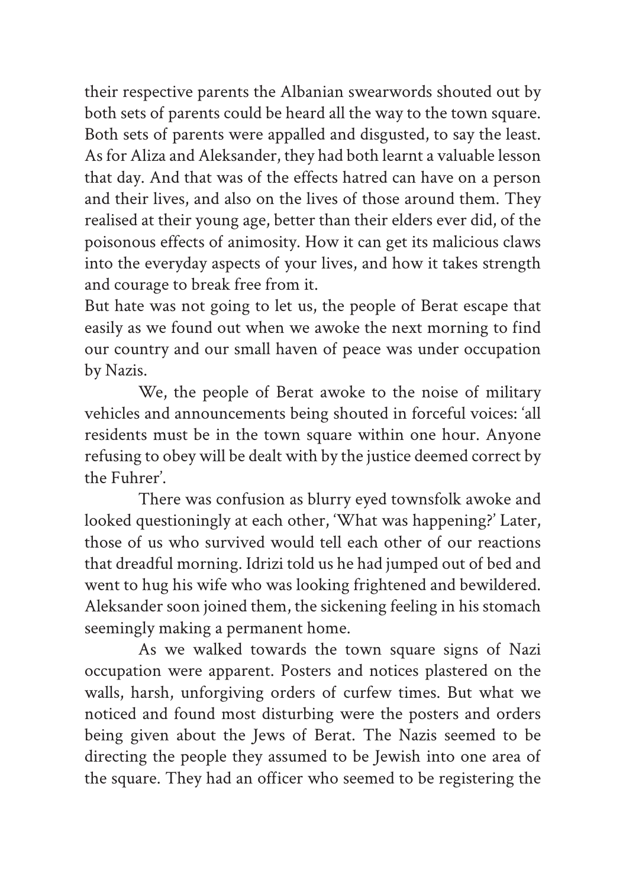their respective parents the Albanian swearwords shouted out by both sets of parents could be heard all the way to the town square. Both sets of parents were appalled and disgusted, to say the least. As for Aliza and Aleksander, they had both learnt a valuable lesson that day. And that was of the effects hatred can have on a person and their lives, and also on the lives of those around them. They realised at their young age, better than their elders ever did, of the poisonous effects of animosity. How it can get its malicious claws into the everyday aspects of your lives, and how it takes strength and courage to break free from it.

But hate was not going to let us, the people of Berat escape that easily as we found out when we awoke the next morning to find our country and our small haven of peace was under occupation by Nazis.

We, the people of Berat awoke to the noise of military vehicles and announcements being shouted in forceful voices: 'all residents must be in the town square within one hour. Anyone refusing to obey will be dealt with by the justice deemed correct by the Fuhrer'.

There was confusion as blurry eyed townsfolk awoke and looked questioningly at each other, 'What was happening?' Later, those of us who survived would tell each other of our reactions that dreadful morning. Idrizi told us he had jumped out of bed and went to hug his wife who was looking frightened and bewildered. Aleksander soon joined them, the sickening feeling in his stomach seemingly making a permanent home.

As we walked towards the town square signs of Nazi occupation were apparent. Posters and notices plastered on the walls, harsh, unforgiving orders of curfew times. But what we noticed and found most disturbing were the posters and orders being given about the Jews of Berat. The Nazis seemed to be directing the people they assumed to be Jewish into one area of the square. They had an officer who seemed to be registering the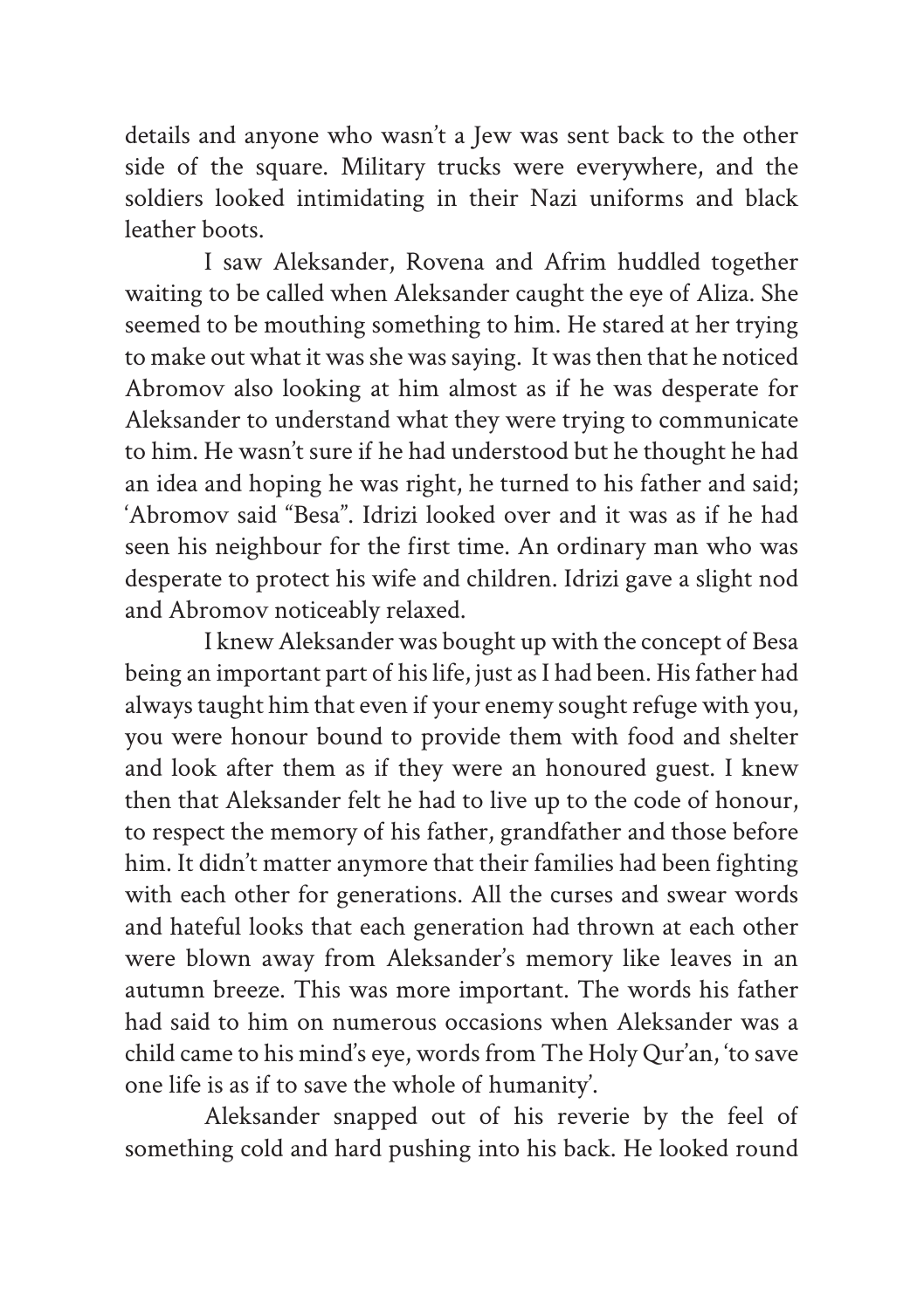details and anyone who wasn't a Jew was sent back to the other side of the square. Military trucks were everywhere, and the soldiers looked intimidating in their Nazi uniforms and black leather boots.

I saw Aleksander, Rovena and Afrim huddled together waiting to be called when Aleksander caught the eye of Aliza. She seemed to be mouthing something to him. He stared at her trying to make out what it was she was saying. It was then that he noticed Abromov also looking at him almost as if he was desperate for Aleksander to understand what they were trying to communicate to him. He wasn't sure if he had understood but he thought he had an idea and hoping he was right, he turned to his father and said; 'Abromov said "Besa". Idrizi looked over and it was as if he had seen his neighbour for the first time. An ordinary man who was desperate to protect his wife and children. Idrizi gave a slight nod and Abromov noticeably relaxed.

I knew Aleksander was bought up with the concept of Besa being an important part of his life, just as I had been. His father had always taught him that even if your enemy sought refuge with you, you were honour bound to provide them with food and shelter and look after them as if they were an honoured guest. I knew then that Aleksander felt he had to live up to the code of honour, to respect the memory of his father, grandfather and those before him. It didn't matter anymore that their families had been fighting with each other for generations. All the curses and swear words and hateful looks that each generation had thrown at each other were blown away from Aleksander's memory like leaves in an autumn breeze. This was more important. The words his father had said to him on numerous occasions when Aleksander was a child came to his mind's eye, words from The Holy Qur'an, 'to save one life is as if to save the whole of humanity'.

Aleksander snapped out of his reverie by the feel of something cold and hard pushing into his back. He looked round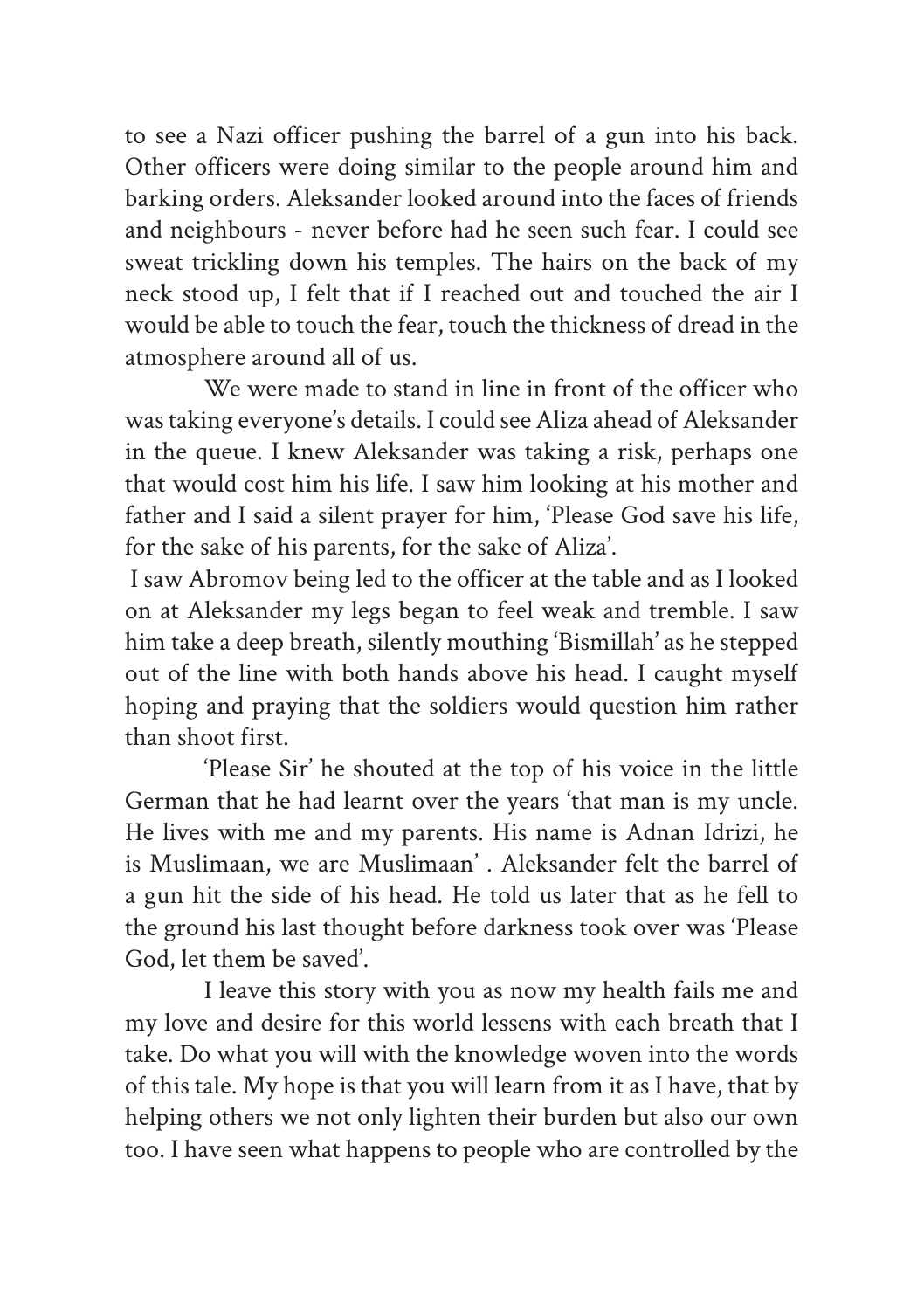to see a Nazi officer pushing the barrel of a gun into his back. Other officers were doing similar to the people around him and barking orders. Aleksander looked around into the faces of friends and neighbours - never before had he seen such fear. I could see sweat trickling down his temples. The hairs on the back of my neck stood up, I felt that if I reached out and touched the air I would be able to touch the fear, touch the thickness of dread in the atmosphere around all of us.

We were made to stand in line in front of the officer who was taking everyone's details. I could see Aliza ahead of Aleksander in the queue. I knew Aleksander was taking a risk, perhaps one that would cost him his life. I saw him looking at his mother and father and I said a silent prayer for him, 'Please God save his life, for the sake of his parents, for the sake of Aliza'.

I saw Abromov being led to the officer at the table and as I looked on at Aleksander my legs began to feel weak and tremble. I saw him take a deep breath, silently mouthing 'Bismillah' as he stepped out of the line with both hands above his head. I caught myself hoping and praying that the soldiers would question him rather than shoot first.

'Please Sir' he shouted at the top of his voice in the little German that he had learnt over the years 'that man is my uncle. He lives with me and my parents. His name is Adnan Idrizi, he is Muslimaan, we are Muslimaan' . Aleksander felt the barrel of a gun hit the side of his head. He told us later that as he fell to the ground his last thought before darkness took over was 'Please God, let them be saved'.

I leave this story with you as now my health fails me and my love and desire for this world lessens with each breath that I take. Do what you will with the knowledge woven into the words of this tale. My hope is that you will learn from it as I have, that by helping others we not only lighten their burden but also our own too. I have seen what happens to people who are controlled by the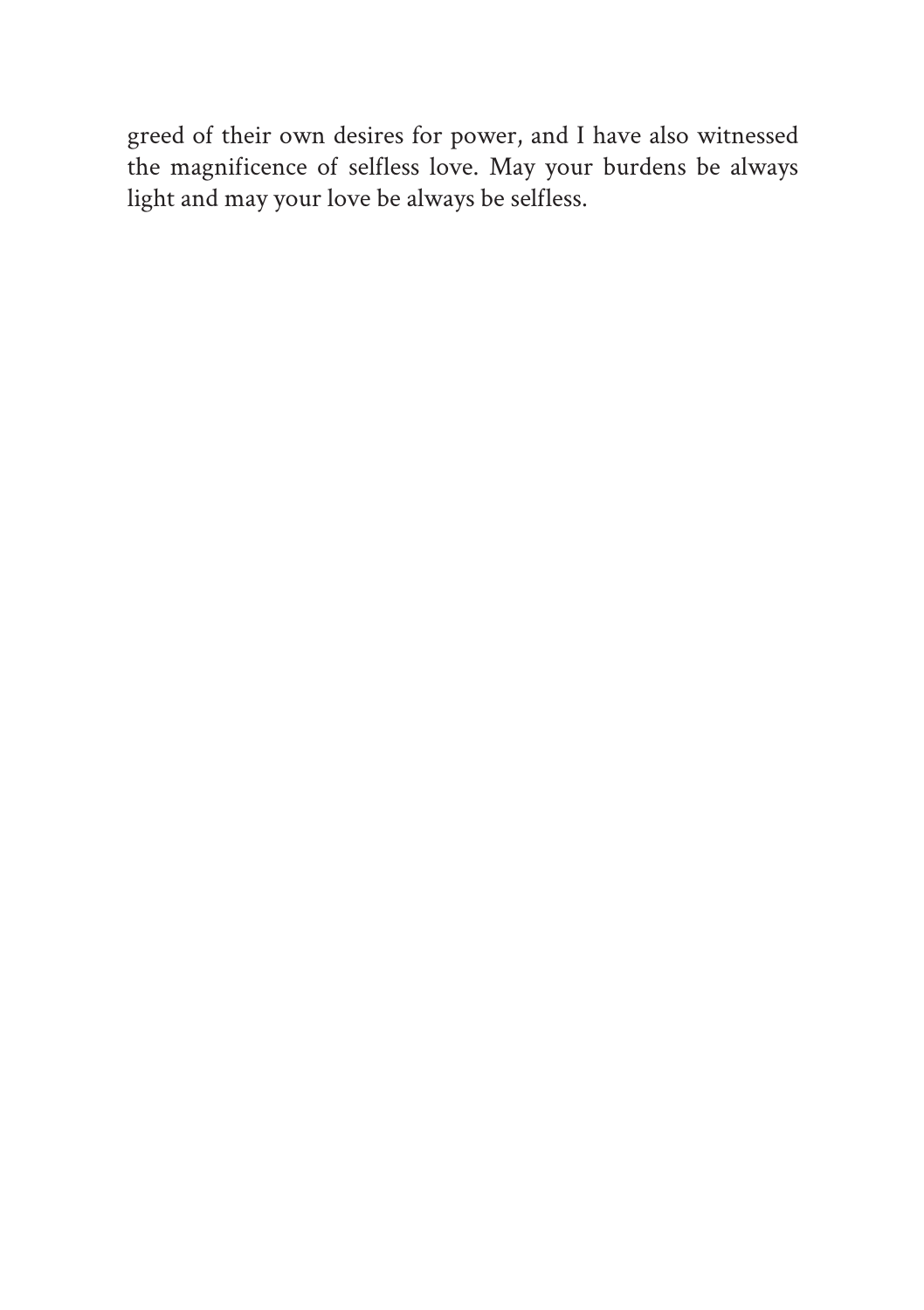greed of their own desires for power, and I have also witnessed the magnificence of selfless love. May your burdens be always light and may your love be always be selfless.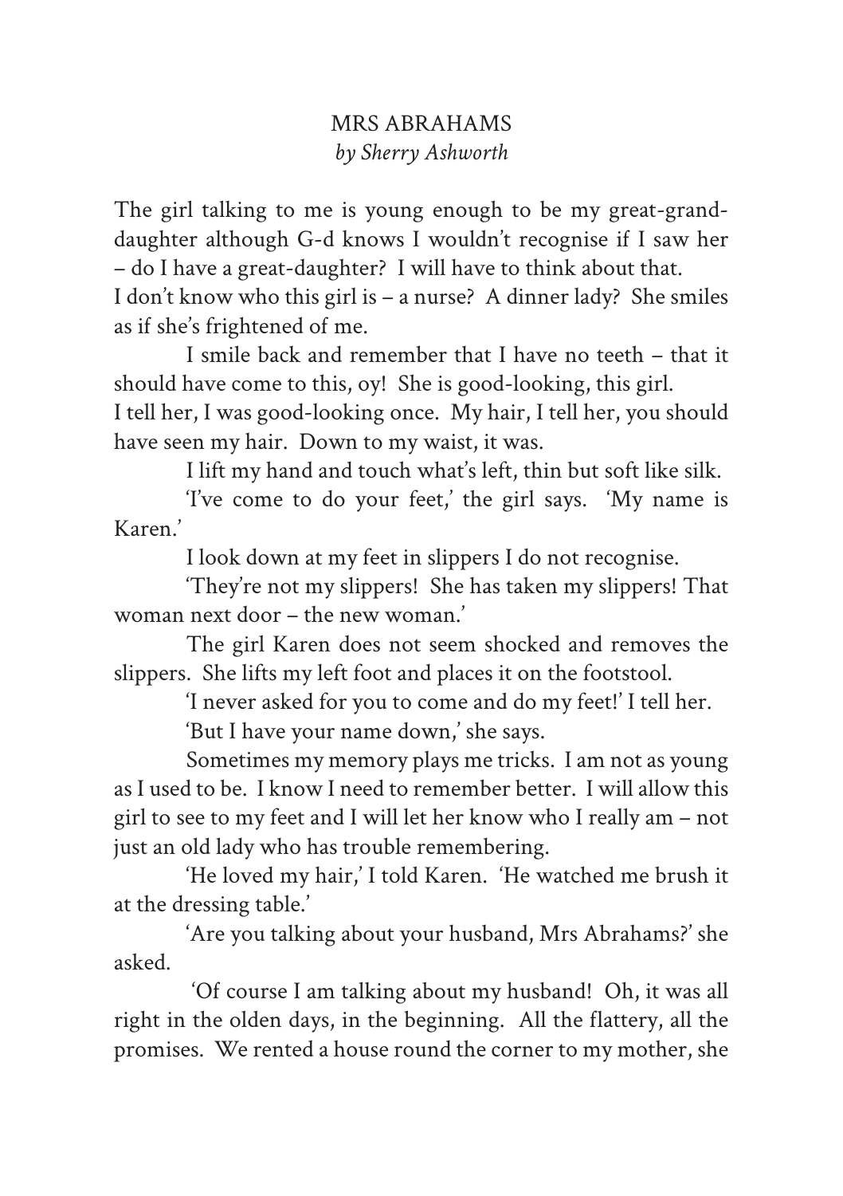# MRS ABRAHAMS

*by Sherry Ashworth*

The girl talking to me is young enough to be my great-grand-daughter although G-d knows I wouldn't recognise if I saw her – do I have a great-daughter? I will have to think about that. I don't know who this girl is – a nurse? A dinner lady? She smiles as if she's frightened of me.

I smile back and remember that I have no teeth – that it should have come to this, oy! She is good-looking, this girl. I tell her, I was good-looking once. My hair, I tell her, you should have seen my hair. Down to my waist, it was.

I lift my hand and touch what's left, thin but soft like silk.

'I've come to do your feet,' the girl says. 'My name is Karen.'

I look down at my feet in slippers I do not recognise.

'They're not my slippers! She has taken my slippers! That woman next door – the new woman.'

The girl Karen does not seem shocked and removes the slippers. She lifts my left foot and places it on the footstool.

'I never asked for you to come and do my feet!' I tell her.

'But I have your name down,' she says.

Sometimes my memory plays me tricks. I am not as young as I used to be. I know I need to remember better. I will allow this girl to see to my feet and I will let her know who I really am – not just an old lady who has trouble remembering.

'He loved my hair,' I told Karen. 'He watched me brush it at the dressing table.'

'Are you talking about your husband, Mrs Abrahams?' she asked.

'Of course I am talking about my husband! Oh, it was all right in the olden days, in the beginning. All the flattery, all the promises. We rented a house round the corner to my mother, she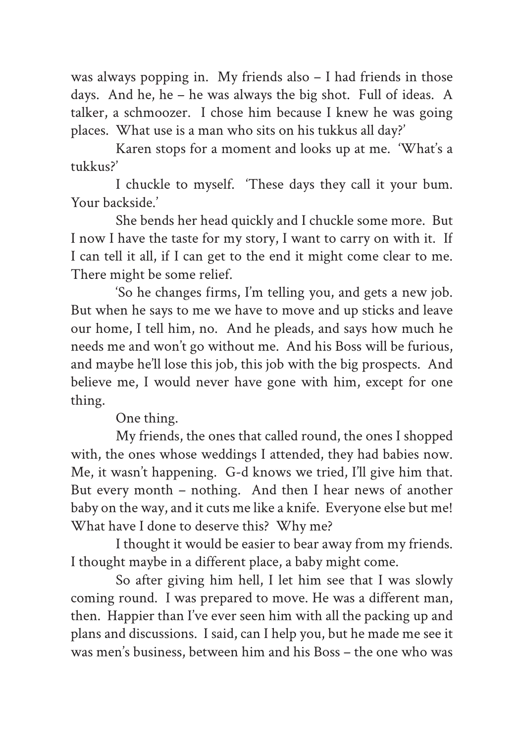was always popping in. My friends also – I had friends in those days. And he, he – he was always the big shot. Full of ideas. A talker, a schmoozer. I chose him because I knew he was going places. What use is a man who sits on his tukkus all day?'

Karen stops for a moment and looks up at me. 'What's a tukkus?'

I chuckle to myself. 'These days they call it your bum. Your backside.'

She bends her head quickly and I chuckle some more. But I now I have the taste for my story, I want to carry on with it. If I can tell it all, if I can get to the end it might come clear to me. There might be some relief.

'So he changes firms, I'm telling you, and gets a new job. But when he says to me we have to move and up sticks and leave our home, I tell him, no. And he pleads, and says how much he needs me and won't go without me. And his Boss will be furious, and maybe he'll lose this job, this job with the big prospects. And believe me, I would never have gone with him, except for one thing.

One thing.

My friends, the ones that called round, the ones I shopped with, the ones whose weddings I attended, they had babies now. Me, it wasn't happening. G-d knows we tried, I'll give him that. But every month – nothing. And then I hear news of another baby on the way, and it cuts me like a knife. Everyone else but me! What have I done to deserve this? Why me?

I thought it would be easier to bear away from my friends. I thought maybe in a different place, a baby might come.

So after giving him hell, I let him see that I was slowly coming round. I was prepared to move. He was a different man, then. Happier than I've ever seen him with all the packing up and plans and discussions. I said, can I help you, but he made me see it was men's business, between him and his Boss – the one who was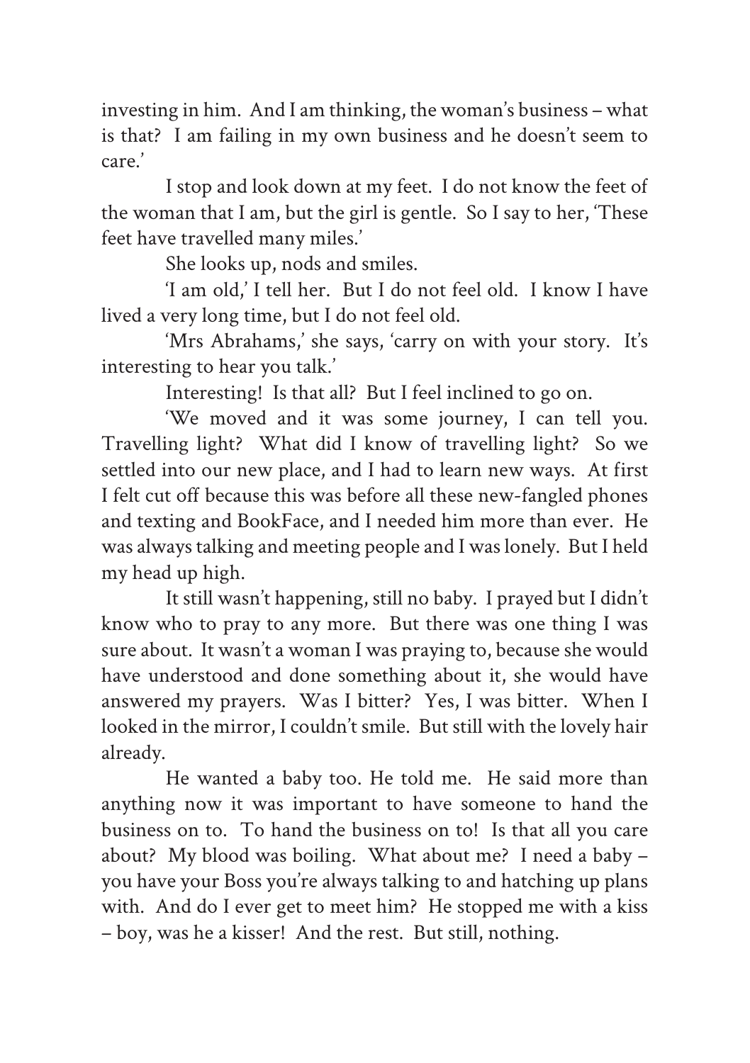investing in him. And I am thinking, the woman's business – what is that? I am failing in my own business and he doesn't seem to care.'

I stop and look down at my feet. I do not know the feet of the woman that I am, but the girl is gentle. So I say to her, 'These feet have travelled many miles.'

She looks up, nods and smiles.

'I am old,' I tell her. But I do not feel old. I know I have lived a very long time, but I do not feel old.

'Mrs Abrahams,' she says, 'carry on with your story. It's interesting to hear you talk.'

Interesting! Is that all? But I feel inclined to go on.

'We moved and it was some journey, I can tell you. Travelling light? What did I know of travelling light? So we settled into our new place, and I had to learn new ways. At first I felt cut off because this was before all these new-fangled phones and texting and BookFace, and I needed him more than ever. He was always talking and meeting people and I was lonely. But I held my head up high.

It still wasn't happening, still no baby. I prayed but I didn't know who to pray to any more. But there was one thing I was sure about. It wasn't a woman I was praying to, because she would have understood and done something about it, she would have answered my prayers. Was I bitter? Yes, I was bitter. When I looked in the mirror, I couldn't smile. But still with the lovely hair already.

He wanted a baby too. He told me. He said more than anything now it was important to have someone to hand the business on to. To hand the business on to! Is that all you care about? My blood was boiling. What about me? I need a baby – you have your Boss you're always talking to and hatching up plans with. And do I ever get to meet him? He stopped me with a kiss – boy, was he a kisser! And the rest. But still, nothing.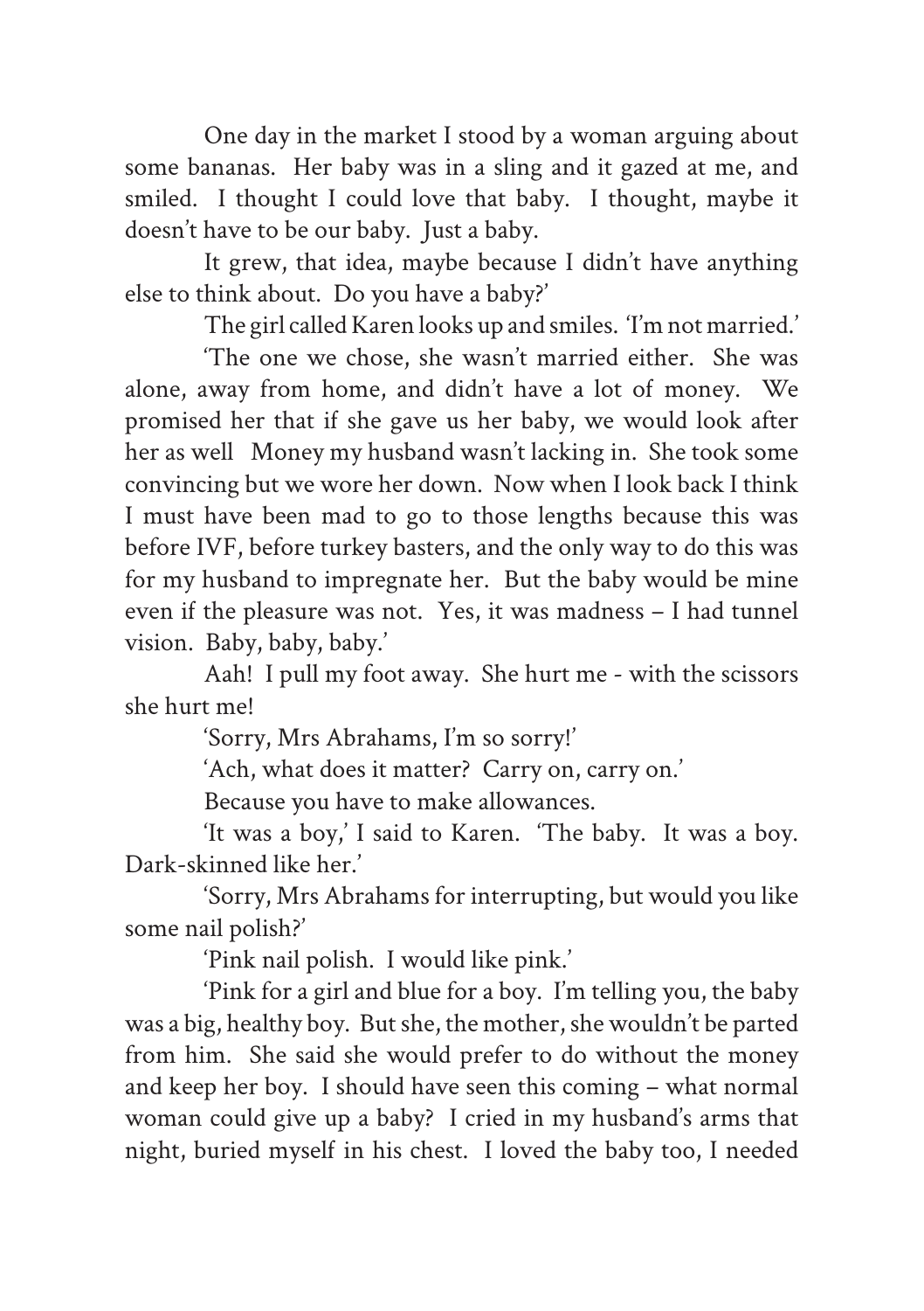One day in the market I stood by a woman arguing about some bananas. Her baby was in a sling and it gazed at me, and smiled. I thought I could love that baby. I thought, maybe it doesn't have to be our baby. Just a baby.

It grew, that idea, maybe because I didn't have anything else to think about. Do you have a baby?'

The girl called Karen looks up and smiles. 'I'm not married.'

'The one we chose, she wasn't married either. She was alone, away from home, and didn't have a lot of money. We promised her that if she gave us her baby, we would look after her as well Money my husband wasn't lacking in. She took some convincing but we wore her down. Now when I look back I think I must have been mad to go to those lengths because this was before IVF, before turkey basters, and the only way to do this was for my husband to impregnate her. But the baby would be mine even if the pleasure was not. Yes, it was madness – I had tunnel vision. Baby, baby, baby.'

Aah! I pull my foot away. She hurt me - with the scissors she hurt me!

'Sorry, Mrs Abrahams, I'm so sorry!'

'Ach, what does it matter? Carry on, carry on.'

Because you have to make allowances.

'It was a boy,' I said to Karen. 'The baby. It was a boy. Dark-skinned like her.'

'Sorry, Mrs Abrahams for interrupting, but would you like some nail polish?'

'Pink nail polish. I would like pink.'

'Pink for a girl and blue for a boy. I'm telling you, the baby was a big, healthy boy. But she, the mother, she wouldn't be parted from him. She said she would prefer to do without the money and keep her boy. I should have seen this coming – what normal woman could give up a baby? I cried in my husband's arms that night, buried myself in his chest. I loved the baby too, I needed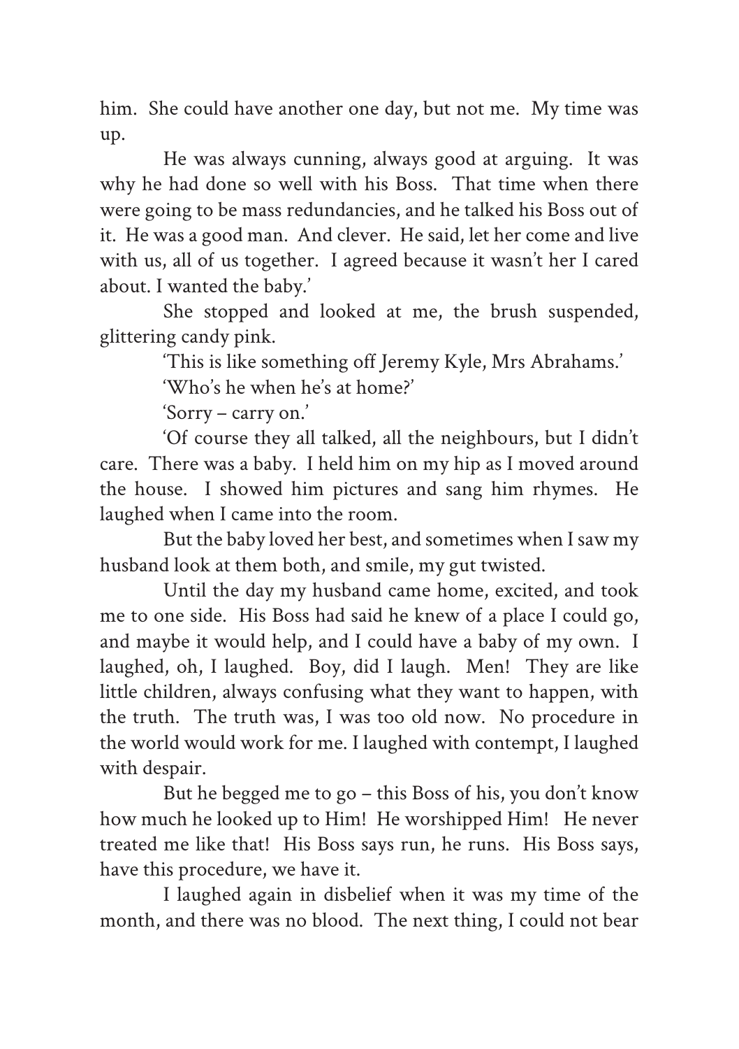him. She could have another one day, but not me. My time was up.

He was always cunning, always good at arguing. It was why he had done so well with his Boss. That time when there were going to be mass redundancies, and he talked his Boss out of it. He was a good man. And clever. He said, let her come and live with us, all of us together. I agreed because it wasn't her I cared about. I wanted the baby.'

She stopped and looked at me, the brush suspended, glittering candy pink.

'This is like something off Jeremy Kyle, Mrs Abrahams.'

'Who's he when he's at home?'

'Sorry – carry on.'

'Of course they all talked, all the neighbours, but I didn't care. There was a baby. I held him on my hip as I moved around the house. I showed him pictures and sang him rhymes. He laughed when I came into the room.

But the baby loved her best, and sometimes when I saw my husband look at them both, and smile, my gut twisted.

Until the day my husband came home, excited, and took me to one side. His Boss had said he knew of a place I could go, and maybe it would help, and I could have a baby of my own. I laughed, oh, I laughed. Boy, did I laugh. Men! They are like little children, always confusing what they want to happen, with the truth. The truth was, I was too old now. No procedure in the world would work for me. I laughed with contempt, I laughed with despair.

But he begged me to go – this Boss of his, you don't know how much he looked up to Him! He worshipped Him! He never treated me like that! His Boss says run, he runs. His Boss says, have this procedure, we have it.

I laughed again in disbelief when it was my time of the month, and there was no blood. The next thing, I could not bear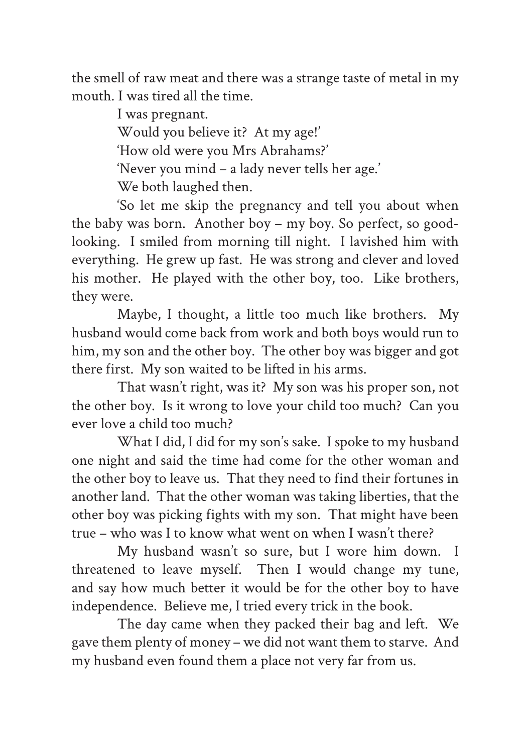the smell of raw meat and there was a strange taste of metal in my mouth. I was tired all the time.

I was pregnant.

Would you believe it? At my age!'

'How old were you Mrs Abrahams?'

'Never you mind – a lady never tells her age.'

We both laughed then.

'So let me skip the pregnancy and tell you about when the baby was born. Another boy – my boy. So perfect, so good-looking. I smiled from morning till night. I lavished him with everything. He grew up fast. He was strong and clever and loved his mother. He played with the other boy, too. Like brothers, they were.

Maybe, I thought, a little too much like brothers. My husband would come back from work and both boys would run to him, my son and the other boy. The other boy was bigger and got there first. My son waited to be lifted in his arms.

That wasn't right, was it? My son was his proper son, not the other boy. Is it wrong to love your child too much? Can you ever love a child too much?

What I did, I did for my son's sake. I spoke to my husband one night and said the time had come for the other woman and the other boy to leave us. That they need to find their fortunes in another land. That the other woman was taking liberties, that the other boy was picking fights with my son. That might have been true – who was I to know what went on when I wasn't there?

My husband wasn't so sure, but I wore him down. I threatened to leave myself. Then I would change my tune, and say how much better it would be for the other boy to have independence. Believe me, I tried every trick in the book.

The day came when they packed their bag and left. We gave them plenty of money – we did not want them to starve. And my husband even found them a place not very far from us.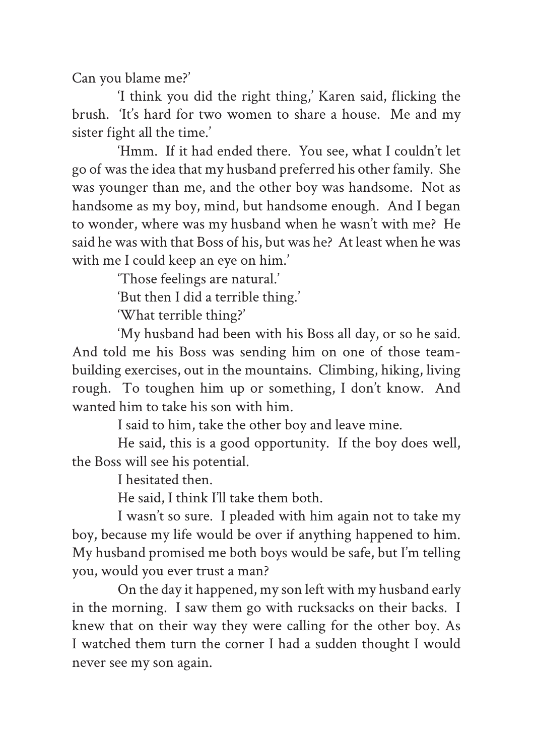Can you blame me?'

'I think you did the right thing,' Karen said, flicking the brush. 'It's hard for two women to share a house. Me and my sister fight all the time.'

'Hmm. If it had ended there. You see, what I couldn't let go of was the idea that my husband preferred his other family. She was younger than me, and the other boy was handsome. Not as handsome as my boy, mind, but handsome enough. And I began to wonder, where was my husband when he wasn't with me? He said he was with that Boss of his, but was he? At least when he was with me I could keep an eye on him.'

'Those feelings are natural.'

'But then I did a terrible thing.'

'What terrible thing?'

'My husband had been with his Boss all day, or so he said. And told me his Boss was sending him on one of those team-building exercises, out in the mountains. Climbing, hiking, living rough. To toughen him up or something, I don't know. And wanted him to take his son with him.

I said to him, take the other boy and leave mine.

He said, this is a good opportunity. If the boy does well, the Boss will see his potential.

I hesitated then.

He said, I think I'll take them both.

I wasn't so sure. I pleaded with him again not to take my boy, because my life would be over if anything happened to him. My husband promised me both boys would be safe, but I'm telling you, would you ever trust a man?

On the day it happened, my son left with my husband early in the morning. I saw them go with rucksacks on their backs. I knew that on their way they were calling for the other boy. As I watched them turn the corner I had a sudden thought I would never see my son again.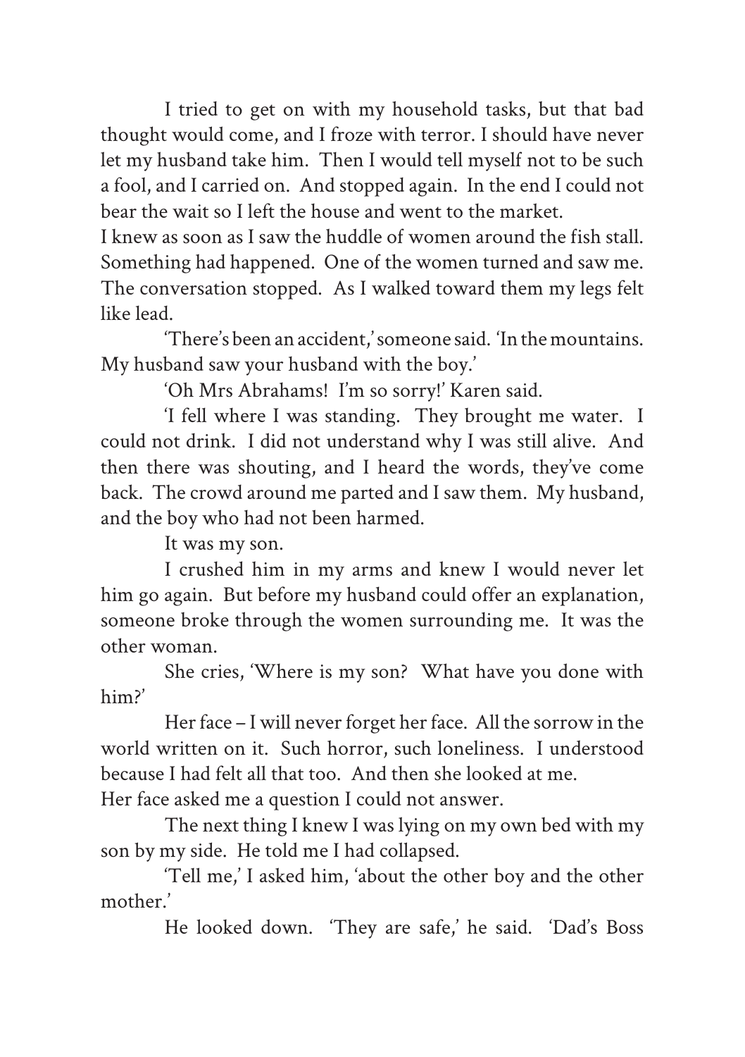I tried to get on with my household tasks, but that bad thought would come, and I froze with terror. I should have never let my husband take him. Then I would tell myself not to be such a fool, and I carried on. And stopped again. In the end I could not bear the wait so I left the house and went to the market.

I knew as soon as I saw the huddle of women around the fish stall. Something had happened. One of the women turned and saw me. The conversation stopped. As I walked toward them my legs felt like lead.

'There's been an accident,' someone said. 'In the mountains. My husband saw your husband with the boy.'

'Oh Mrs Abrahams! I'm so sorry!' Karen said.

'I fell where I was standing. They brought me water. I could not drink. I did not understand why I was still alive. And then there was shouting, and I heard the words, they've come back. The crowd around me parted and I saw them. My husband, and the boy who had not been harmed.

It was my son.

I crushed him in my arms and knew I would never let him go again. But before my husband could offer an explanation, someone broke through the women surrounding me. It was the other woman.

She cries, 'Where is my son? What have you done with him?'

Her face – I will never forget her face. All the sorrow in the world written on it. Such horror, such loneliness. I understood because I had felt all that too. And then she looked at me.

Her face asked me a question I could not answer.

The next thing I knew I was lying on my own bed with my son by my side. He told me I had collapsed.

'Tell me,' I asked him, 'about the other boy and the other mother.'

He looked down. 'They are safe,' he said. 'Dad's Boss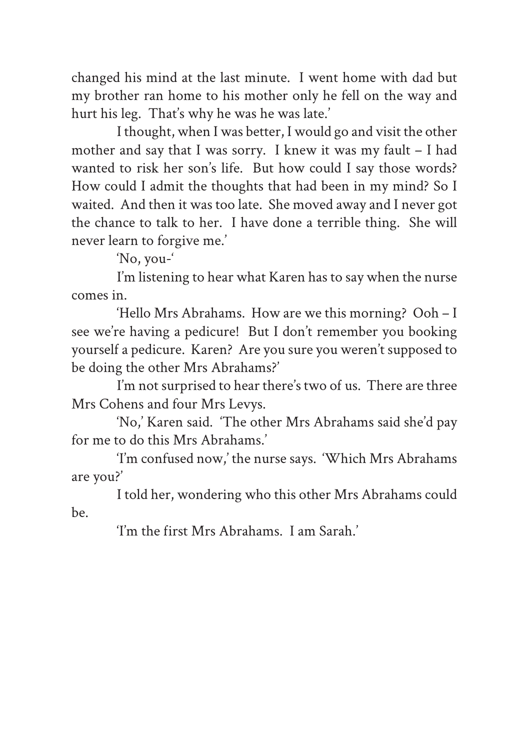changed his mind at the last minute. I went home with dad but my brother ran home to his mother only he fell on the way and hurt his leg. That's why he was he was late.'

I thought, when I was better, I would go and visit the other mother and say that I was sorry. I knew it was my fault – I had wanted to risk her son's life. But how could I say those words? How could I admit the thoughts that had been in my mind? So I waited. And then it was too late. She moved away and I never got the chance to talk to her. I have done a terrible thing. She will never learn to forgive me.'

'No, you-'

I'm listening to hear what Karen has to say when the nurse comes in.

'Hello Mrs Abrahams. How are we this morning? Ooh – I see we're having a pedicure! But I don't remember you booking yourself a pedicure. Karen? Are you sure you weren't supposed to be doing the other Mrs Abrahams?'

I'm not surprised to hear there's two of us. There are three Mrs Cohens and four Mrs Levys.

'No,' Karen said. 'The other Mrs Abrahams said she'd pay for me to do this Mrs Abrahams.'

'I'm confused now,' the nurse says. 'Which Mrs Abrahams are you?'

I told her, wondering who this other Mrs Abrahams could be.

'I'm the first Mrs Abrahams. I am Sarah.'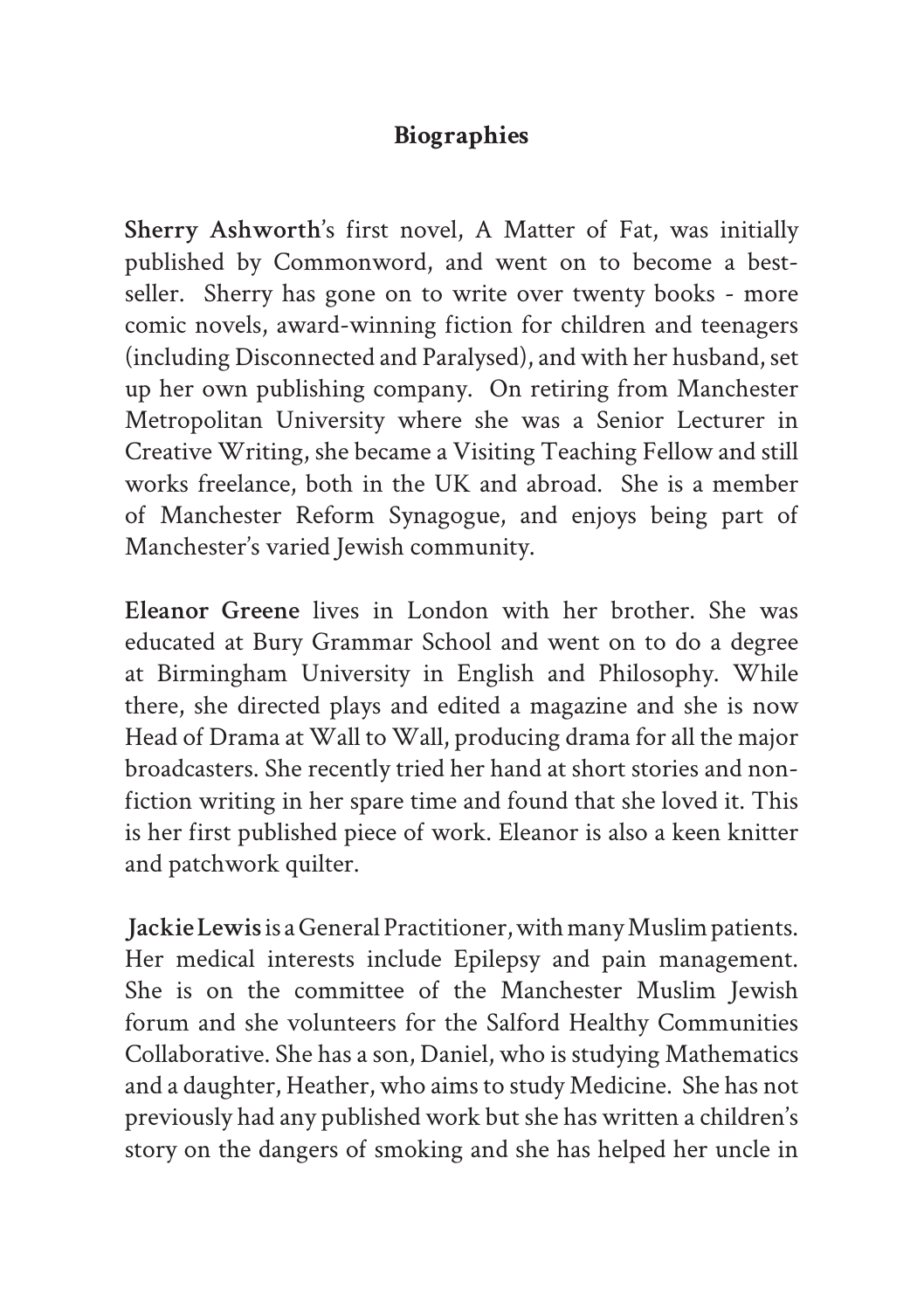## Biographies

**Sherry Ashworth**'s first novel, A Matter of Fat, was initially published by Commonword, and went on to become a best-seller. Sherry has gone on to write over twenty books - more comic novels, award-winning fiction for children and teenagers (including Disconnected and Paralysed), and with her husband, set up her own publishing company. On retiring from Manchester Metropolitan University where she was a Senior Lecturer in Creative Writing, she became a Visiting Teaching Fellow and still works freelance, both in the UK and abroad. She is a member of Manchester Reform Synagogue, and enjoys being part of Manchester's varied Jewish community.

**Eleanor Greene** lives in London with her brother. She was educated at Bury Grammar School and went on to do a degree at Birmingham University in English and Philosophy. While there, she directed plays and edited a magazine and she is now Head of Drama at Wall to Wall, producing drama for all the major broadcasters. She recently tried her hand at short stories and non-fiction writing in her spare time and found that she loved it. This is her first published piece of work. Eleanor is also a keen knitter and patchwork quilter.

**Jackie Lewis** is a General Practitioner, with many Muslim patients. Her medical interests include Epilepsy and pain management. She is on the committee of the Manchester Muslim Jewish forum and she volunteers for the Salford Healthy Communities Collaborative. She has a son, Daniel, who is studying Mathematics and a daughter, Heather, who aims to study Medicine. She has not previously had any published work but she has written a children's story on the dangers of smoking and she has helped her uncle in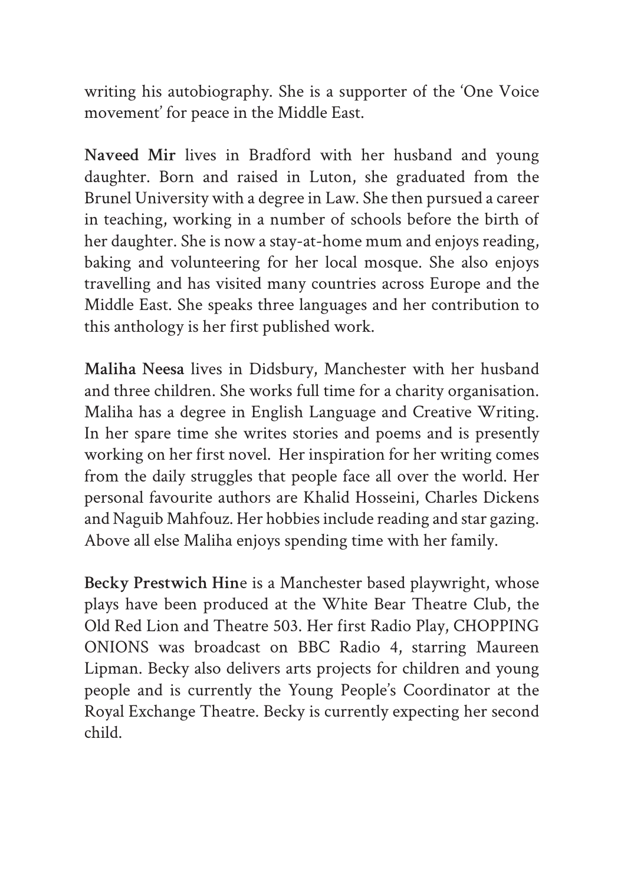writing his autobiography. She is a supporter of the 'One Voice movement' for peace in the Middle East.

**Naveed Mir** lives in Bradford with her husband and young daughter. Born and raised in Luton, she graduated from the Brunel University with a degree in Law. She then pursued a career in teaching, working in a number of schools before the birth of her daughter. She is now a stay-at-home mum and enjoys reading, baking and volunteering for her local mosque. She also enjoys travelling and has visited many countries across Europe and the Middle East. She speaks three languages and her contribution to this anthology is her first published work.

**Maliha Neesa** lives in Didsbury, Manchester with her husband and three children. She works full time for a charity organisation. Maliha has a degree in English Language and Creative Writing. In her spare time she writes stories and poems and is presently working on her first novel. Her inspiration for her writing comes from the daily struggles that people face all over the world. Her personal favourite authors are Khalid Hosseini, Charles Dickens and Naguib Mahfouz. Her hobbies include reading and star gazing. Above all else Maliha enjoys spending time with her family.

**Becky Prestwich Hin**e is a Manchester based playwright, whose plays have been produced at the White Bear Theatre Club, the Old Red Lion and Theatre 503. Her first Radio Play, CHOPPING ONIONS was broadcast on BBC Radio 4, starring Maureen Lipman. Becky also delivers arts projects for children and young people and is currently the Young People's Coordinator at the Royal Exchange Theatre. Becky is currently expecting her second child.